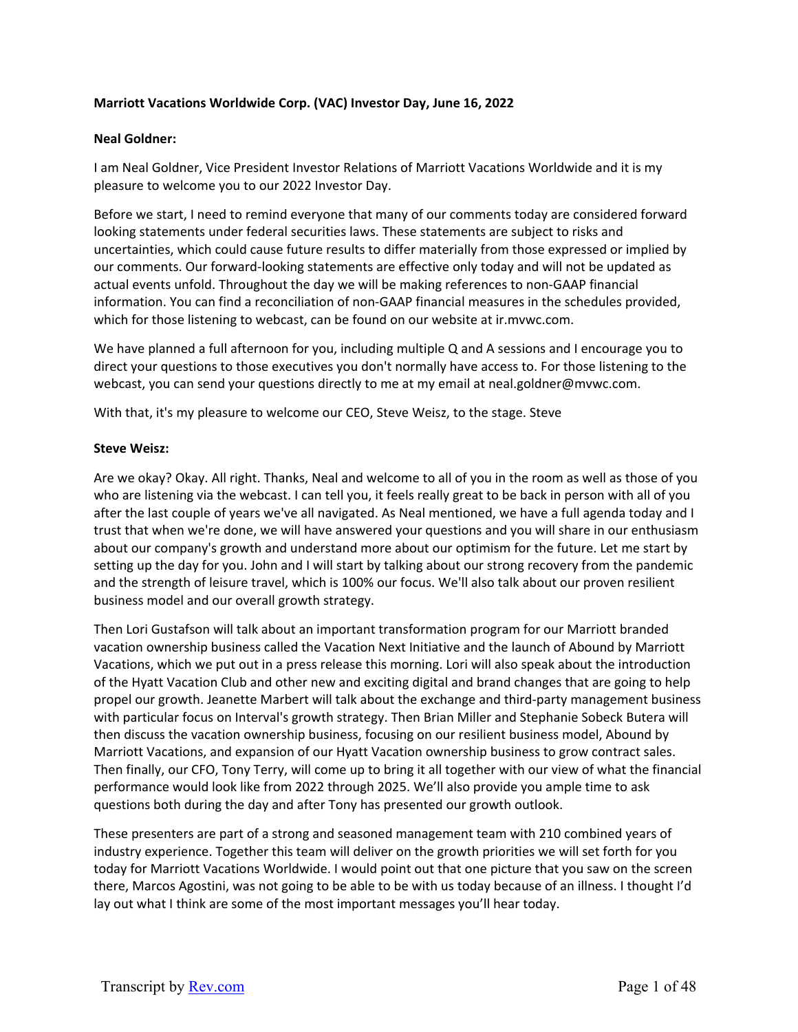**Marriott Vacations Worldwide Corp. (VAC) Investor Day, June 16, 2022**

**Neal Goldner:**

I am Neal Goldner, Vice President Investor Relations of Marriott Vacations Worldwide and it is my pleasure to welcome you to our 2022 Investor Day.

Before we start, I need to remind everyone that many of our comments today are considered forward looking statements under federal securities laws. These statements are subject to risks and uncertainties, which could cause future results to differ materially from those expressed or implied by our comments. Our forward-looking statements are effective only today and will not be updated as actual events unfold. Throughout the day we will be making references to non-GAAP financial information. You can find a reconciliation of non-GAAP financial measures in the schedules provided, which for those listening to webcast, can be found on our website at ir.mvwc.com.

We have planned a full afternoon for you, including multiple Q and A sessions and I encourage you to direct your questions to those executives you don't normally have access to. For those listening to the webcast, you can send your questions directly to me at my email at neal.goldner@mvwc.com.

With that, it's my pleasure to welcome our CEO, Steve Weisz, to the stage. Steve

**Steve Weisz:**

Are we okay? Okay. All right. Thanks, Neal and welcome to all of you in the room as well as those of you who are listening via the webcast. I can tell you, it feels really great to be back in person with all of you after the last couple of years we've all navigated. As Neal mentioned, we have a full agenda today and I trust that when we're done, we will have answered your questions and you will share in our enthusiasm about our company's growth and understand more about our optimism for the future. Let me start by setting up the day for you. John and I will start by talking about our strong recovery from the pandemic and the strength of leisure travel, which is 100% our focus. We'll also talk about our proven resilient business model and our overall growth strategy.

Then Lori Gustafson will talk about an important transformation program for our Marriott branded vacation ownership business called the Vacation Next Initiative and the launch of Abound by Marriott Vacations, which we put out in a press release this morning. Lori will also speak about the introduction of the Hyatt Vacation Club and other new and exciting digital and brand changes that are going to help propel our growth. Jeanette Marbert will talk about the exchange and third-party management business with particular focus on Interval's growth strategy. Then Brian Miller and Stephanie Sobeck Butera will then discuss the vacation ownership business, focusing on our resilient business model, Abound by Marriott Vacations, and expansion of our Hyatt Vacation ownership business to grow contract sales. Then finally, our CFO, Tony Terry, will come up to bring it all together with our view of what the financial performance would look like from 2022 through 2025. We'll also provide you ample time to ask questions both during the day and after Tony has presented our growth outlook.

These presenters are part of a strong and seasoned management team with 210 combined years of industry experience. Together this team will deliver on the growth priorities we will set forth for you today for Marriott Vacations Worldwide. I would point out that one picture that you saw on the screen there, Marcos Agostini, was not going to be able to be with us today because of an illness. I thought I'd lay out what I think are some of the most important messages you'll hear today.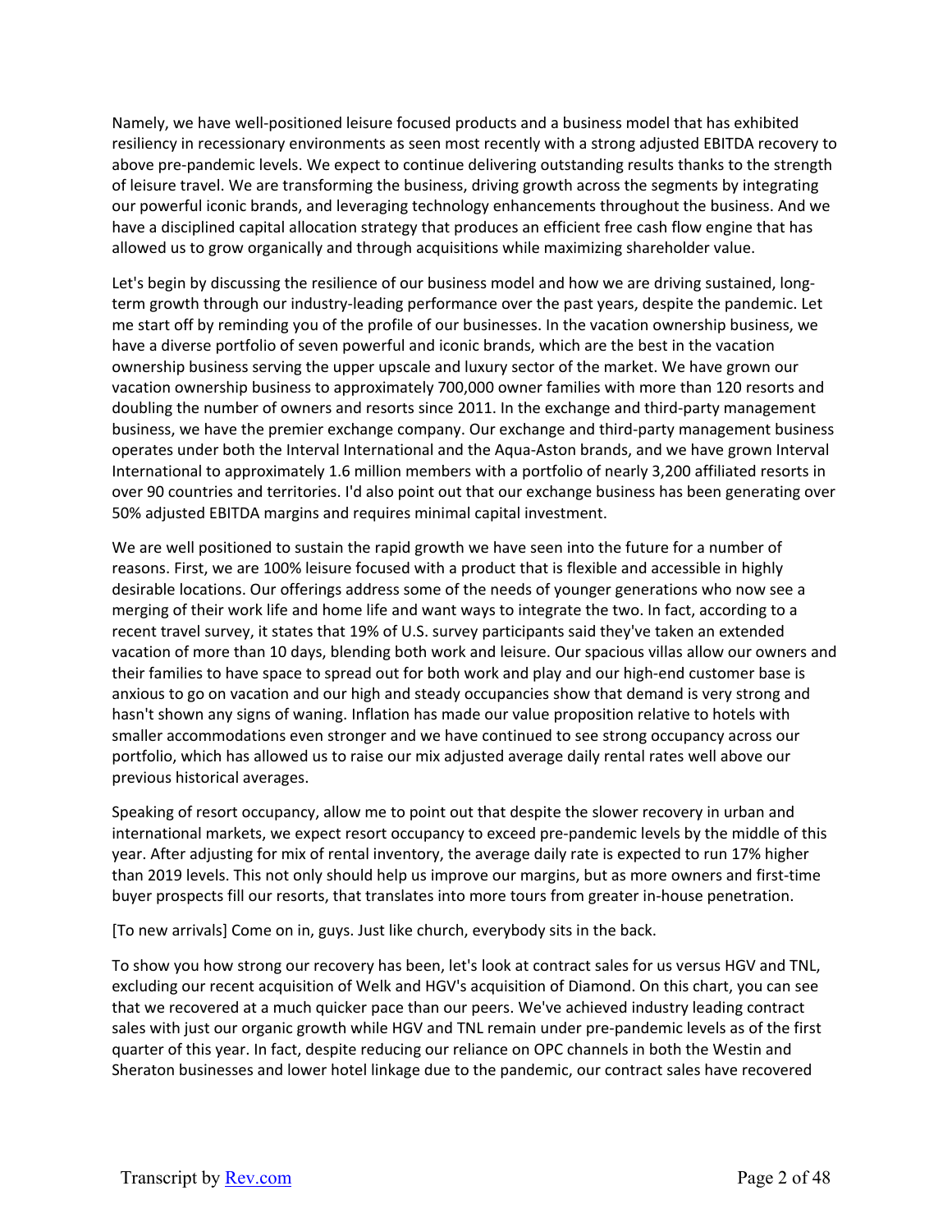Namely, we have well-positioned leisure focused products and a business model that has exhibited resiliency in recessionary environments as seen most recently with a strong adjusted EBITDA recovery to above pre-pandemic levels. We expect to continue delivering outstanding results thanks to the strength of leisure travel. We are transforming the business, driving growth across the segments by integrating our powerful iconic brands, and leveraging technology enhancements throughout the business. And we have a disciplined capital allocation strategy that produces an efficient free cash flow engine that has allowed us to grow organically and through acquisitions while maximizing shareholder value.

Let's begin by discussing the resilience of our business model and how we are driving sustained, long-term growth through our industry-leading performance over the past years, despite the pandemic. Let me start off by reminding you of the profile of our businesses. In the vacation ownership business, we have a diverse portfolio of seven powerful and iconic brands, which are the best in the vacation ownership business serving the upper upscale and luxury sector of the market. We have grown our vacation ownership business to approximately 700,000 owner families with more than 120 resorts and doubling the number of owners and resorts since 2011. In the exchange and third-party management business, we have the premier exchange company. Our exchange and third-party management business operates under both the Interval International and the Aqua-Aston brands, and we have grown Interval International to approximately 1.6 million members with a portfolio of nearly 3,200 affiliated resorts in over 90 countries and territories. I'd also point out that our exchange business has been generating over 50% adjusted EBITDA margins and requires minimal capital investment.

We are well positioned to sustain the rapid growth we have seen into the future for a number of reasons. First, we are 100% leisure focused with a product that is flexible and accessible in highly desirable locations. Our offerings address some of the needs of younger generations who now see a merging of their work life and home life and want ways to integrate the two. In fact, according to a recent travel survey, it states that 19% of U.S. survey participants said they've taken an extended vacation of more than 10 days, blending both work and leisure. Our spacious villas allow our owners and their families to have space to spread out for both work and play and our high-end customer base is anxious to go on vacation and our high and steady occupancies show that demand is very strong and hasn't shown any signs of waning. Inflation has made our value proposition relative to hotels with smaller accommodations even stronger and we have continued to see strong occupancy across our portfolio, which has allowed us to raise our mix adjusted average daily rental rates well above our previous historical averages.

Speaking of resort occupancy, allow me to point out that despite the slower recovery in urban and international markets, we expect resort occupancy to exceed pre-pandemic levels by the middle of this year. After adjusting for mix of rental inventory, the average daily rate is expected to run 17% higher than 2019 levels. This not only should help us improve our margins, but as more owners and first-time buyer prospects fill our resorts, that translates into more tours from greater in-house penetration.

[To new arrivals] Come on in, guys. Just like church, everybody sits in the back.

To show you how strong our recovery has been, let's look at contract sales for us versus HGV and TNL, excluding our recent acquisition of Welk and HGV's acquisition of Diamond. On this chart, you can see that we recovered at a much quicker pace than our peers. We've achieved industry leading contract sales with just our organic growth while HGV and TNL remain under pre-pandemic levels as of the first quarter of this year. In fact, despite reducing our reliance on OPC channels in both the Westin and Sheraton businesses and lower hotel linkage due to the pandemic, our contract sales have recovered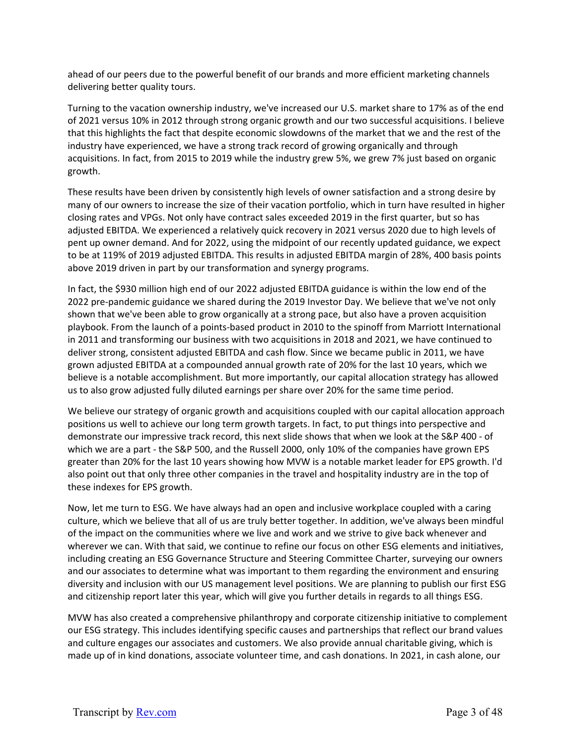ahead of our peers due to the powerful benefit of our brands and more efficient marketing channels delivering better quality tours.

Turning to the vacation ownership industry, we've increased our U.S. market share to 17% as of the end of 2021 versus 10% in 2012 through strong organic growth and our two successful acquisitions. I believe that this highlights the fact that despite economic slowdowns of the market that we and the rest of the industry have experienced, we have a strong track record of growing organically and through acquisitions. In fact, from 2015 to 2019 while the industry grew 5%, we grew 7% just based on organic growth.

These results have been driven by consistently high levels of owner satisfaction and a strong desire by many of our owners to increase the size of their vacation portfolio, which in turn have resulted in higher closing rates and VPGs. Not only have contract sales exceeded 2019 in the first quarter, but so has adjusted EBITDA. We experienced a relatively quick recovery in 2021 versus 2020 due to high levels of pent up owner demand. And for 2022, using the midpoint of our recently updated guidance, we expect to be at 119% of 2019 adjusted EBITDA. This results in adjusted EBITDA margin of 28%, 400 basis points above 2019 driven in part by our transformation and synergy programs.

In fact, the $930 million high end of our 2022 adjusted EBITDA guidance is within the low end of the 2022 pre-pandemic guidance we shared during the 2019 Investor Day. We believe that we've not only shown that we've been able to grow organically at a strong pace, but also have a proven acquisition playbook. From the launch of a points-based product in 2010 to the spinoff from Marriott International in 2011 and transforming our business with two acquisitions in 2018 and 2021, we have continued to deliver strong, consistent adjusted EBITDA and cash flow. Since we became public in 2011, we have grown adjusted EBITDA at a compounded annual growth rate of 20% for the last 10 years, which we believe is a notable accomplishment. But more importantly, our capital allocation strategy has allowed us to also grow adjusted fully diluted earnings per share over 20% for the same time period.

We believe our strategy of organic growth and acquisitions coupled with our capital allocation approach positions us well to achieve our long term growth targets. In fact, to put things into perspective and demonstrate our impressive track record, this next slide shows that when we look at the S&P 400 - of which we are a part - the S&P 500, and the Russell 2000, only 10% of the companies have grown EPS greater than 20% for the last 10 years showing how MVW is a notable market leader for EPS growth. I'd also point out that only three other companies in the travel and hospitality industry are in the top of these indexes for EPS growth.

Now, let me turn to ESG. We have always had an open and inclusive workplace coupled with a caring culture, which we believe that all of us are truly better together. In addition, we've always been mindful of the impact on the communities where we live and work and we strive to give back whenever and wherever we can. With that said, we continue to refine our focus on other ESG elements and initiatives, including creating an ESG Governance Structure and Steering Committee Charter, surveying our owners and our associates to determine what was important to them regarding the environment and ensuring diversity and inclusion with our US management level positions. We are planning to publish our first ESG and citizenship report later this year, which will give you further details in regards to all things ESG.

MVW has also created a comprehensive philanthropy and corporate citizenship initiative to complement our ESG strategy. This includes identifying specific causes and partnerships that reflect our brand values and culture engages our associates and customers. We also provide annual charitable giving, which is made up of in kind donations, associate volunteer time, and cash donations. In 2021, in cash alone, our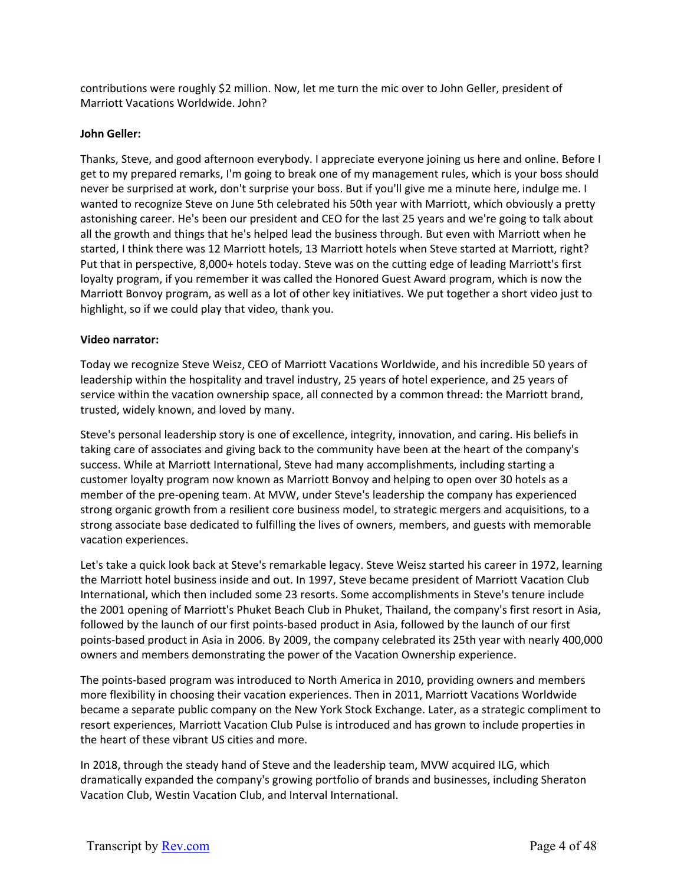contributions were roughly $2 million. Now, let me turn the mic over to John Geller, president of Marriott Vacations Worldwide. John?

**John Geller:**

Thanks, Steve, and good afternoon everybody. I appreciate everyone joining us here and online. Before I get to my prepared remarks, I'm going to break one of my management rules, which is your boss should never be surprised at work, don't surprise your boss. But if you'll give me a minute here, indulge me. I wanted to recognize Steve on June 5th celebrated his 50th year with Marriott, which obviously a pretty astonishing career. He's been our president and CEO for the last 25 years and we're going to talk about all the growth and things that he's helped lead the business through. But even with Marriott when he started, I think there was 12 Marriott hotels, 13 Marriott hotels when Steve started at Marriott, right? Put that in perspective, 8,000+ hotels today. Steve was on the cutting edge of leading Marriott's first loyalty program, if you remember it was called the Honored Guest Award program, which is now the Marriott Bonvoy program, as well as a lot of other key initiatives. We put together a short video just to highlight, so if we could play that video, thank you.

**Video narrator:**

Today we recognize Steve Weisz, CEO of Marriott Vacations Worldwide, and his incredible 50 years of leadership within the hospitality and travel industry, 25 years of hotel experience, and 25 years of service within the vacation ownership space, all connected by a common thread: the Marriott brand, trusted, widely known, and loved by many.

Steve's personal leadership story is one of excellence, integrity, innovation, and caring. His beliefs in taking care of associates and giving back to the community have been at the heart of the company's success. While at Marriott International, Steve had many accomplishments, including starting a customer loyalty program now known as Marriott Bonvoy and helping to open over 30 hotels as a member of the pre-opening team. At MVW, under Steve's leadership the company has experienced strong organic growth from a resilient core business model, to strategic mergers and acquisitions, to a strong associate base dedicated to fulfilling the lives of owners, members, and guests with memorable vacation experiences.

Let's take a quick look back at Steve's remarkable legacy. Steve Weisz started his career in 1972, learning the Marriott hotel business inside and out. In 1997, Steve became president of Marriott Vacation Club International, which then included some 23 resorts. Some accomplishments in Steve's tenure include the 2001 opening of Marriott's Phuket Beach Club in Phuket, Thailand, the company's first resort in Asia, followed by the launch of our first points-based product in Asia, followed by the launch of our first points-based product in Asia in 2006. By 2009, the company celebrated its 25th year with nearly 400,000 owners and members demonstrating the power of the Vacation Ownership experience.

The points-based program was introduced to North America in 2010, providing owners and members more flexibility in choosing their vacation experiences. Then in 2011, Marriott Vacations Worldwide became a separate public company on the New York Stock Exchange. Later, as a strategic compliment to resort experiences, Marriott Vacation Club Pulse is introduced and has grown to include properties in the heart of these vibrant US cities and more.

In 2018, through the steady hand of Steve and the leadership team, MVW acquired ILG, which dramatically expanded the company's growing portfolio of brands and businesses, including Sheraton Vacation Club, Westin Vacation Club, and Interval International.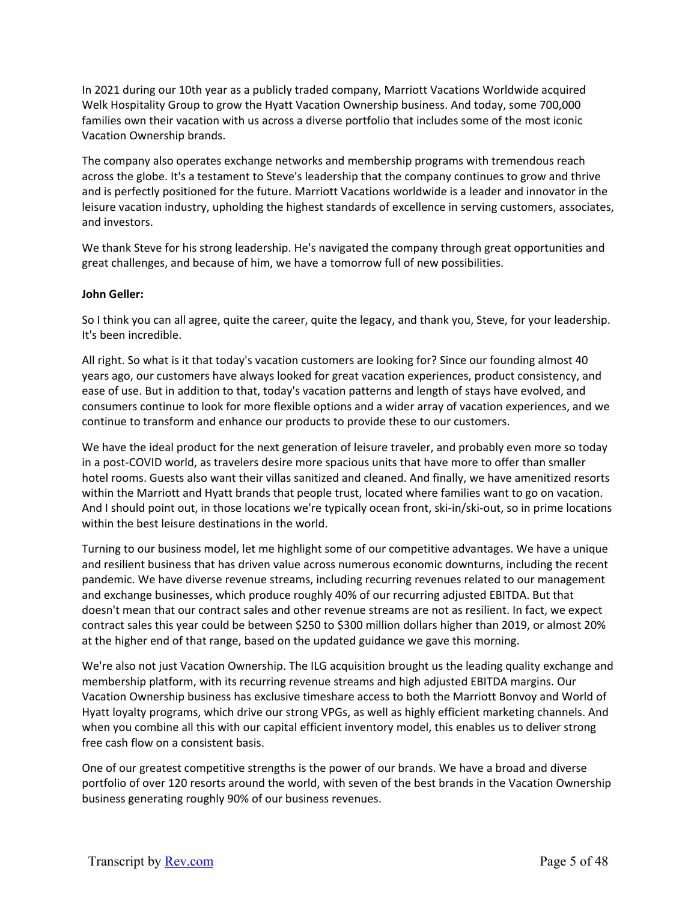In 2021 during our 10th year as a publicly traded company, Marriott Vacations Worldwide acquired Welk Hospitality Group to grow the Hyatt Vacation Ownership business. And today, some 700,000 families own their vacation with us across a diverse portfolio that includes some of the most iconic Vacation Ownership brands.

The company also operates exchange networks and membership programs with tremendous reach across the globe. It's a testament to Steve's leadership that the company continues to grow and thrive and is perfectly positioned for the future. Marriott Vacations worldwide is a leader and innovator in the leisure vacation industry, upholding the highest standards of excellence in serving customers, associates, and investors.

We thank Steve for his strong leadership. He's navigated the company through great opportunities and great challenges, and because of him, we have a tomorrow full of new possibilities.

**John Geller:**

So I think you can all agree, quite the career, quite the legacy, and thank you, Steve, for your leadership. It's been incredible.

All right. So what is it that today's vacation customers are looking for? Since our founding almost 40 years ago, our customers have always looked for great vacation experiences, product consistency, and ease of use. But in addition to that, today's vacation patterns and length of stays have evolved, and consumers continue to look for more flexible options and a wider array of vacation experiences, and we continue to transform and enhance our products to provide these to our customers.

We have the ideal product for the next generation of leisure traveler, and probably even more so today in a post-COVID world, as travelers desire more spacious units that have more to offer than smaller hotel rooms. Guests also want their villas sanitized and cleaned. And finally, we have amenitized resorts within the Marriott and Hyatt brands that people trust, located where families want to go on vacation. And I should point out, in those locations we're typically ocean front, ski-in/ski-out, so in prime locations within the best leisure destinations in the world.

Turning to our business model, let me highlight some of our competitive advantages. We have a unique and resilient business that has driven value across numerous economic downturns, including the recent pandemic. We have diverse revenue streams, including recurring revenues related to our management and exchange businesses, which produce roughly 40% of our recurring adjusted EBITDA. But that doesn't mean that our contract sales and other revenue streams are not as resilient. In fact, we expect contract sales this year could be between $250 to $300 million dollars higher than 2019, or almost 20% at the higher end of that range, based on the updated guidance we gave this morning.

We're also not just Vacation Ownership. The ILG acquisition brought us the leading quality exchange and membership platform, with its recurring revenue streams and high adjusted EBITDA margins. Our Vacation Ownership business has exclusive timeshare access to both the Marriott Bonvoy and World of Hyatt loyalty programs, which drive our strong VPGs, as well as highly efficient marketing channels. And when you combine all this with our capital efficient inventory model, this enables us to deliver strong free cash flow on a consistent basis.

One of our greatest competitive strengths is the power of our brands. We have a broad and diverse portfolio of over 120 resorts around the world, with seven of the best brands in the Vacation Ownership business generating roughly 90% of our business revenues.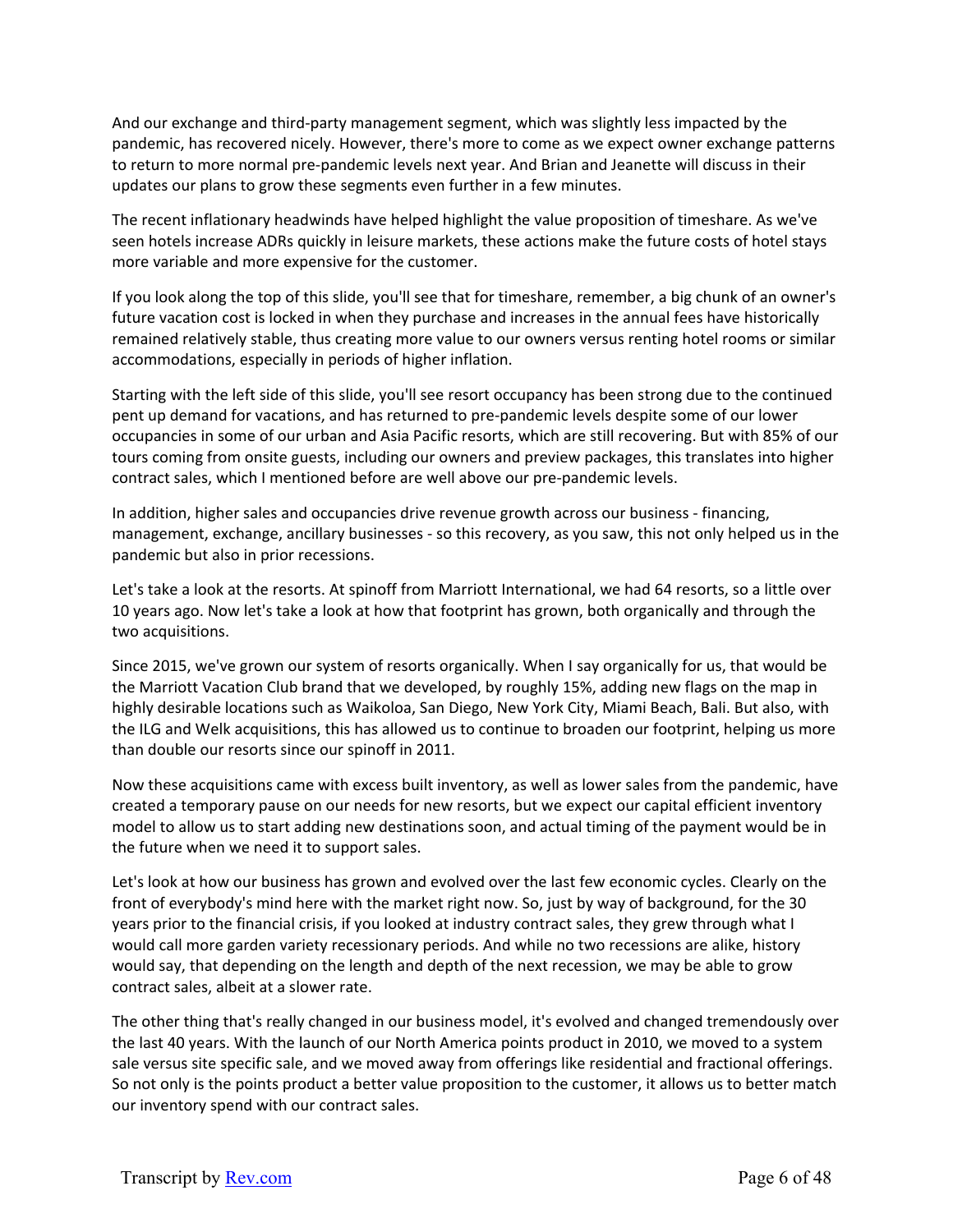And our exchange and third-party management segment, which was slightly less impacted by the pandemic, has recovered nicely. However, there's more to come as we expect owner exchange patterns to return to more normal pre-pandemic levels next year. And Brian and Jeanette will discuss in their updates our plans to grow these segments even further in a few minutes.

The recent inflationary headwinds have helped highlight the value proposition of timeshare. As we've seen hotels increase ADRs quickly in leisure markets, these actions make the future costs of hotel stays more variable and more expensive for the customer.

If you look along the top of this slide, you'll see that for timeshare, remember, a big chunk of an owner's future vacation cost is locked in when they purchase and increases in the annual fees have historically remained relatively stable, thus creating more value to our owners versus renting hotel rooms or similar accommodations, especially in periods of higher inflation.

Starting with the left side of this slide, you'll see resort occupancy has been strong due to the continued pent up demand for vacations, and has returned to pre-pandemic levels despite some of our lower occupancies in some of our urban and Asia Pacific resorts, which are still recovering. But with 85% of our tours coming from onsite guests, including our owners and preview packages, this translates into higher contract sales, which I mentioned before are well above our pre-pandemic levels.

In addition, higher sales and occupancies drive revenue growth across our business - financing, management, exchange, ancillary businesses - so this recovery, as you saw, this not only helped us in the pandemic but also in prior recessions.

Let's take a look at the resorts. At spinoff from Marriott International, we had 64 resorts, so a little over 10 years ago. Now let's take a look at how that footprint has grown, both organically and through the two acquisitions.

Since 2015, we've grown our system of resorts organically. When I say organically for us, that would be the Marriott Vacation Club brand that we developed, by roughly 15%, adding new flags on the map in highly desirable locations such as Waikoloa, San Diego, New York City, Miami Beach, Bali. But also, with the ILG and Welk acquisitions, this has allowed us to continue to broaden our footprint, helping us more than double our resorts since our spinoff in 2011.

Now these acquisitions came with excess built inventory, as well as lower sales from the pandemic, have created a temporary pause on our needs for new resorts, but we expect our capital efficient inventory model to allow us to start adding new destinations soon, and actual timing of the payment would be in the future when we need it to support sales.

Let's look at how our business has grown and evolved over the last few economic cycles. Clearly on the front of everybody's mind here with the market right now. So, just by way of background, for the 30 years prior to the financial crisis, if you looked at industry contract sales, they grew through what I would call more garden variety recessionary periods. And while no two recessions are alike, history would say, that depending on the length and depth of the next recession, we may be able to grow contract sales, albeit at a slower rate.

The other thing that's really changed in our business model, it's evolved and changed tremendously over the last 40 years. With the launch of our North America points product in 2010, we moved to a system sale versus site specific sale, and we moved away from offerings like residential and fractional offerings. So not only is the points product a better value proposition to the customer, it allows us to better match our inventory spend with our contract sales.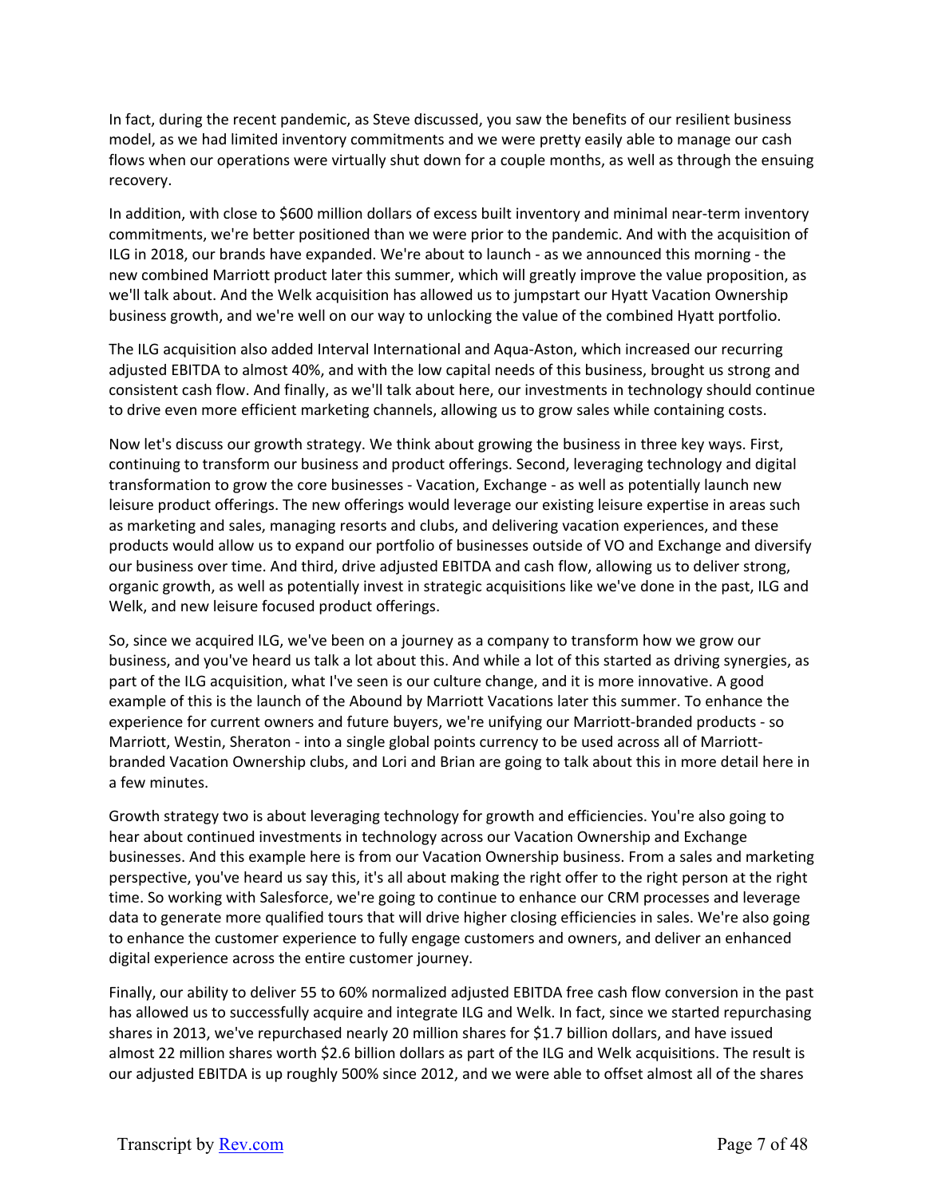In fact, during the recent pandemic, as Steve discussed, you saw the benefits of our resilient business model, as we had limited inventory commitments and we were pretty easily able to manage our cash flows when our operations were virtually shut down for a couple months, as well as through the ensuing recovery.

In addition, with close to $600 million dollars of excess built inventory and minimal near-term inventory commitments, we're better positioned than we were prior to the pandemic. And with the acquisition of ILG in 2018, our brands have expanded. We're about to launch - as we announced this morning - the new combined Marriott product later this summer, which will greatly improve the value proposition, as we'll talk about. And the Welk acquisition has allowed us to jumpstart our Hyatt Vacation Ownership business growth, and we're well on our way to unlocking the value of the combined Hyatt portfolio.

The ILG acquisition also added Interval International and Aqua-Aston, which increased our recurring adjusted EBITDA to almost 40%, and with the low capital needs of this business, brought us strong and consistent cash flow. And finally, as we'll talk about here, our investments in technology should continue to drive even more efficient marketing channels, allowing us to grow sales while containing costs.

Now let's discuss our growth strategy. We think about growing the business in three key ways. First, continuing to transform our business and product offerings. Second, leveraging technology and digital transformation to grow the core businesses - Vacation, Exchange - as well as potentially launch new leisure product offerings. The new offerings would leverage our existing leisure expertise in areas such as marketing and sales, managing resorts and clubs, and delivering vacation experiences, and these products would allow us to expand our portfolio of businesses outside of VO and Exchange and diversify our business over time. And third, drive adjusted EBITDA and cash flow, allowing us to deliver strong, organic growth, as well as potentially invest in strategic acquisitions like we've done in the past, ILG and Welk, and new leisure focused product offerings.

So, since we acquired ILG, we've been on a journey as a company to transform how we grow our business, and you've heard us talk a lot about this. And while a lot of this started as driving synergies, as part of the ILG acquisition, what I've seen is our culture change, and it is more innovative. A good example of this is the launch of the Abound by Marriott Vacations later this summer. To enhance the experience for current owners and future buyers, we're unifying our Marriott-branded products - so Marriott, Westin, Sheraton - into a single global points currency to be used across all of Marriott-branded Vacation Ownership clubs, and Lori and Brian are going to talk about this in more detail here in a few minutes.

Growth strategy two is about leveraging technology for growth and efficiencies. You're also going to hear about continued investments in technology across our Vacation Ownership and Exchange businesses. And this example here is from our Vacation Ownership business. From a sales and marketing perspective, you've heard us say this, it's all about making the right offer to the right person at the right time. So working with Salesforce, we're going to continue to enhance our CRM processes and leverage data to generate more qualified tours that will drive higher closing efficiencies in sales. We're also going to enhance the customer experience to fully engage customers and owners, and deliver an enhanced digital experience across the entire customer journey.

Finally, our ability to deliver 55 to 60% normalized adjusted EBITDA free cash flow conversion in the past has allowed us to successfully acquire and integrate ILG and Welk. In fact, since we started repurchasing shares in 2013, we've repurchased nearly 20 million shares for $1.7 billion dollars, and have issued almost 22 million shares worth $2.6 billion dollars as part of the ILG and Welk acquisitions. The result is our adjusted EBITDA is up roughly 500% since 2012, and we were able to offset almost all of the shares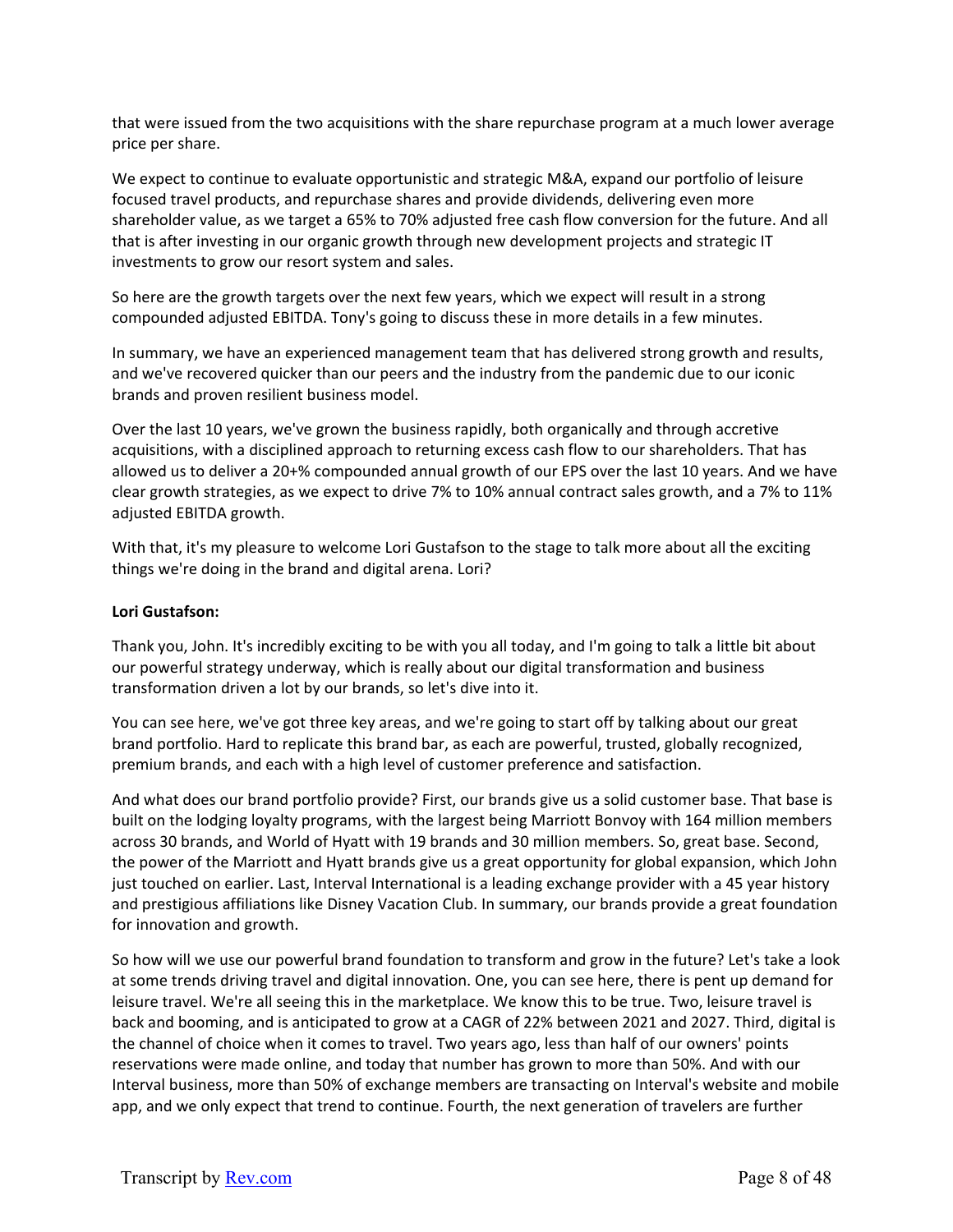that were issued from the two acquisitions with the share repurchase program at a much lower average price per share.

We expect to continue to evaluate opportunistic and strategic M&A, expand our portfolio of leisure focused travel products, and repurchase shares and provide dividends, delivering even more shareholder value, as we target a 65% to 70% adjusted free cash flow conversion for the future. And all that is after investing in our organic growth through new development projects and strategic IT investments to grow our resort system and sales.

So here are the growth targets over the next few years, which we expect will result in a strong compounded adjusted EBITDA. Tony's going to discuss these in more details in a few minutes.

In summary, we have an experienced management team that has delivered strong growth and results, and we've recovered quicker than our peers and the industry from the pandemic due to our iconic brands and proven resilient business model.

Over the last 10 years, we've grown the business rapidly, both organically and through accretive acquisitions, with a disciplined approach to returning excess cash flow to our shareholders. That has allowed us to deliver a 20+% compounded annual growth of our EPS over the last 10 years. And we have clear growth strategies, as we expect to drive 7% to 10% annual contract sales growth, and a 7% to 11% adjusted EBITDA growth.

With that, it's my pleasure to welcome Lori Gustafson to the stage to talk more about all the exciting things we're doing in the brand and digital arena. Lori?

**Lori Gustafson:**

Thank you, John. It's incredibly exciting to be with you all today, and I'm going to talk a little bit about our powerful strategy underway, which is really about our digital transformation and business transformation driven a lot by our brands, so let's dive into it.

You can see here, we've got three key areas, and we're going to start off by talking about our great brand portfolio. Hard to replicate this brand bar, as each are powerful, trusted, globally recognized, premium brands, and each with a high level of customer preference and satisfaction.

And what does our brand portfolio provide? First, our brands give us a solid customer base. That base is built on the lodging loyalty programs, with the largest being Marriott Bonvoy with 164 million members across 30 brands, and World of Hyatt with 19 brands and 30 million members. So, great base. Second, the power of the Marriott and Hyatt brands give us a great opportunity for global expansion, which John just touched on earlier. Last, Interval International is a leading exchange provider with a 45 year history and prestigious affiliations like Disney Vacation Club. In summary, our brands provide a great foundation for innovation and growth.

So how will we use our powerful brand foundation to transform and grow in the future? Let's take a look at some trends driving travel and digital innovation. One, you can see here, there is pent up demand for leisure travel. We're all seeing this in the marketplace. We know this to be true. Two, leisure travel is back and booming, and is anticipated to grow at a CAGR of 22% between 2021 and 2027. Third, digital is the channel of choice when it comes to travel. Two years ago, less than half of our owners' points reservations were made online, and today that number has grown to more than 50%. And with our Interval business, more than 50% of exchange members are transacting on Interval's website and mobile app, and we only expect that trend to continue. Fourth, the next generation of travelers are further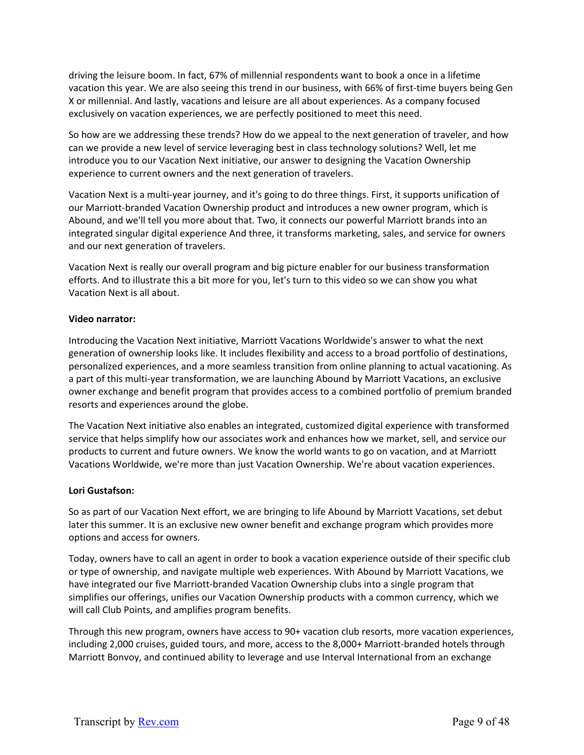driving the leisure boom. In fact, 67% of millennial respondents want to book a once in a lifetime vacation this year. We are also seeing this trend in our business, with 66% of first-time buyers being Gen X or millennial. And lastly, vacations and leisure are all about experiences. As a company focused exclusively on vacation experiences, we are perfectly positioned to meet this need.

So how are we addressing these trends? How do we appeal to the next generation of traveler, and how can we provide a new level of service leveraging best in class technology solutions? Well, let me introduce you to our Vacation Next initiative, our answer to designing the Vacation Ownership experience to current owners and the next generation of travelers.

Vacation Next is a multi-year journey, and it's going to do three things. First, it supports unification of our Marriott-branded Vacation Ownership product and introduces a new owner program, which is Abound, and we'll tell you more about that. Two, it connects our powerful Marriott brands into an integrated singular digital experience And three, it transforms marketing, sales, and service for owners and our next generation of travelers.

Vacation Next is really our overall program and big picture enabler for our business transformation efforts. And to illustrate this a bit more for you, let's turn to this video so we can show you what Vacation Next is all about.

**Video narrator:**

Introducing the Vacation Next initiative, Marriott Vacations Worldwide's answer to what the next generation of ownership looks like. It includes flexibility and access to a broad portfolio of destinations, personalized experiences, and a more seamless transition from online planning to actual vacationing. As a part of this multi-year transformation, we are launching Abound by Marriott Vacations, an exclusive owner exchange and benefit program that provides access to a combined portfolio of premium branded resorts and experiences around the globe.

The Vacation Next initiative also enables an integrated, customized digital experience with transformed service that helps simplify how our associates work and enhances how we market, sell, and service our products to current and future owners. We know the world wants to go on vacation, and at Marriott Vacations Worldwide, we're more than just Vacation Ownership. We're about vacation experiences.

**Lori Gustafson:**

So as part of our Vacation Next effort, we are bringing to life Abound by Marriott Vacations, set debut later this summer. It is an exclusive new owner benefit and exchange program which provides more options and access for owners.

Today, owners have to call an agent in order to book a vacation experience outside of their specific club or type of ownership, and navigate multiple web experiences. With Abound by Marriott Vacations, we have integrated our five Marriott-branded Vacation Ownership clubs into a single program that simplifies our offerings, unifies our Vacation Ownership products with a common currency, which we will call Club Points, and amplifies program benefits.

Through this new program, owners have access to 90+ vacation club resorts, more vacation experiences, including 2,000 cruises, guided tours, and more, access to the 8,000+ Marriott-branded hotels through Marriott Bonvoy, and continued ability to leverage and use Interval International from an exchange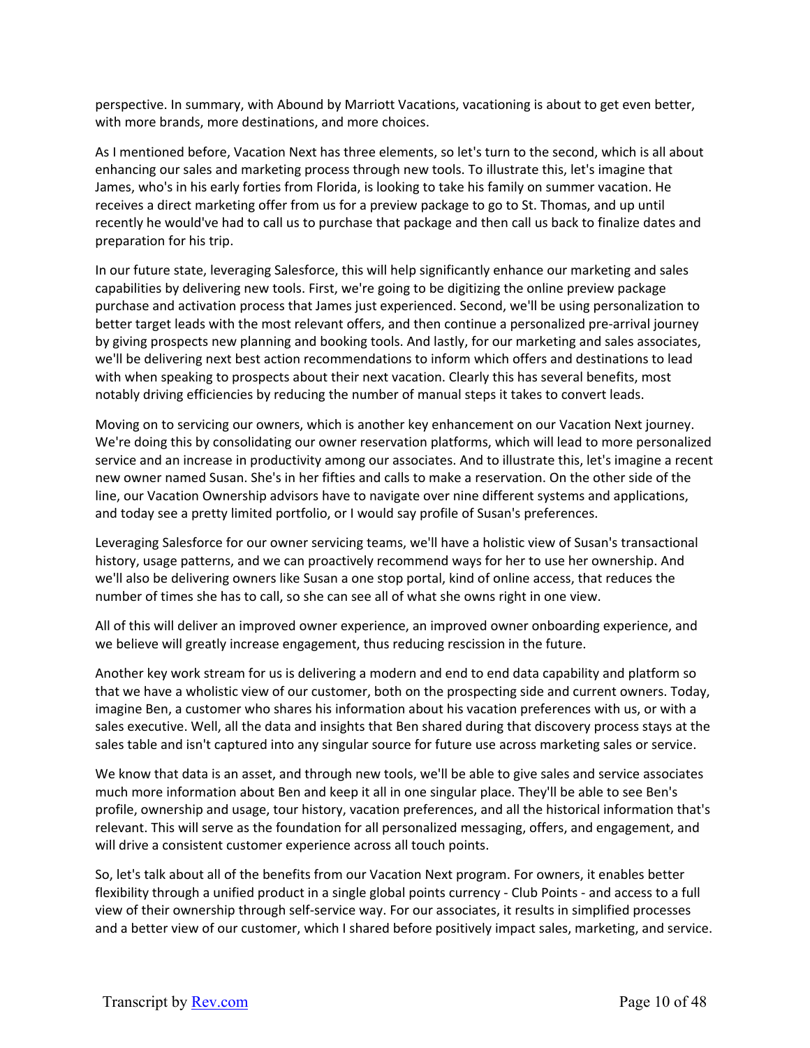perspective. In summary, with Abound by Marriott Vacations, vacationing is about to get even better, with more brands, more destinations, and more choices.

As I mentioned before, Vacation Next has three elements, so let's turn to the second, which is all about enhancing our sales and marketing process through new tools. To illustrate this, let's imagine that James, who's in his early forties from Florida, is looking to take his family on summer vacation. He receives a direct marketing offer from us for a preview package to go to St. Thomas, and up until recently he would've had to call us to purchase that package and then call us back to finalize dates and preparation for his trip.

In our future state, leveraging Salesforce, this will help significantly enhance our marketing and sales capabilities by delivering new tools. First, we're going to be digitizing the online preview package purchase and activation process that James just experienced. Second, we'll be using personalization to better target leads with the most relevant offers, and then continue a personalized pre-arrival journey by giving prospects new planning and booking tools. And lastly, for our marketing and sales associates, we'll be delivering next best action recommendations to inform which offers and destinations to lead with when speaking to prospects about their next vacation. Clearly this has several benefits, most notably driving efficiencies by reducing the number of manual steps it takes to convert leads.

Moving on to servicing our owners, which is another key enhancement on our Vacation Next journey. We're doing this by consolidating our owner reservation platforms, which will lead to more personalized service and an increase in productivity among our associates. And to illustrate this, let's imagine a recent new owner named Susan. She's in her fifties and calls to make a reservation. On the other side of the line, our Vacation Ownership advisors have to navigate over nine different systems and applications, and today see a pretty limited portfolio, or I would say profile of Susan's preferences.

Leveraging Salesforce for our owner servicing teams, we'll have a holistic view of Susan's transactional history, usage patterns, and we can proactively recommend ways for her to use her ownership. And we'll also be delivering owners like Susan a one stop portal, kind of online access, that reduces the number of times she has to call, so she can see all of what she owns right in one view.

All of this will deliver an improved owner experience, an improved owner onboarding experience, and we believe will greatly increase engagement, thus reducing rescission in the future.

Another key work stream for us is delivering a modern and end to end data capability and platform so that we have a wholistic view of our customer, both on the prospecting side and current owners. Today, imagine Ben, a customer who shares his information about his vacation preferences with us, or with a sales executive. Well, all the data and insights that Ben shared during that discovery process stays at the sales table and isn't captured into any singular source for future use across marketing sales or service.

We know that data is an asset, and through new tools, we'll be able to give sales and service associates much more information about Ben and keep it all in one singular place. They'll be able to see Ben's profile, ownership and usage, tour history, vacation preferences, and all the historical information that's relevant. This will serve as the foundation for all personalized messaging, offers, and engagement, and will drive a consistent customer experience across all touch points.

So, let's talk about all of the benefits from our Vacation Next program. For owners, it enables better flexibility through a unified product in a single global points currency - Club Points - and access to a full view of their ownership through self-service way. For our associates, it results in simplified processes and a better view of our customer, which I shared before positively impact sales, marketing, and service.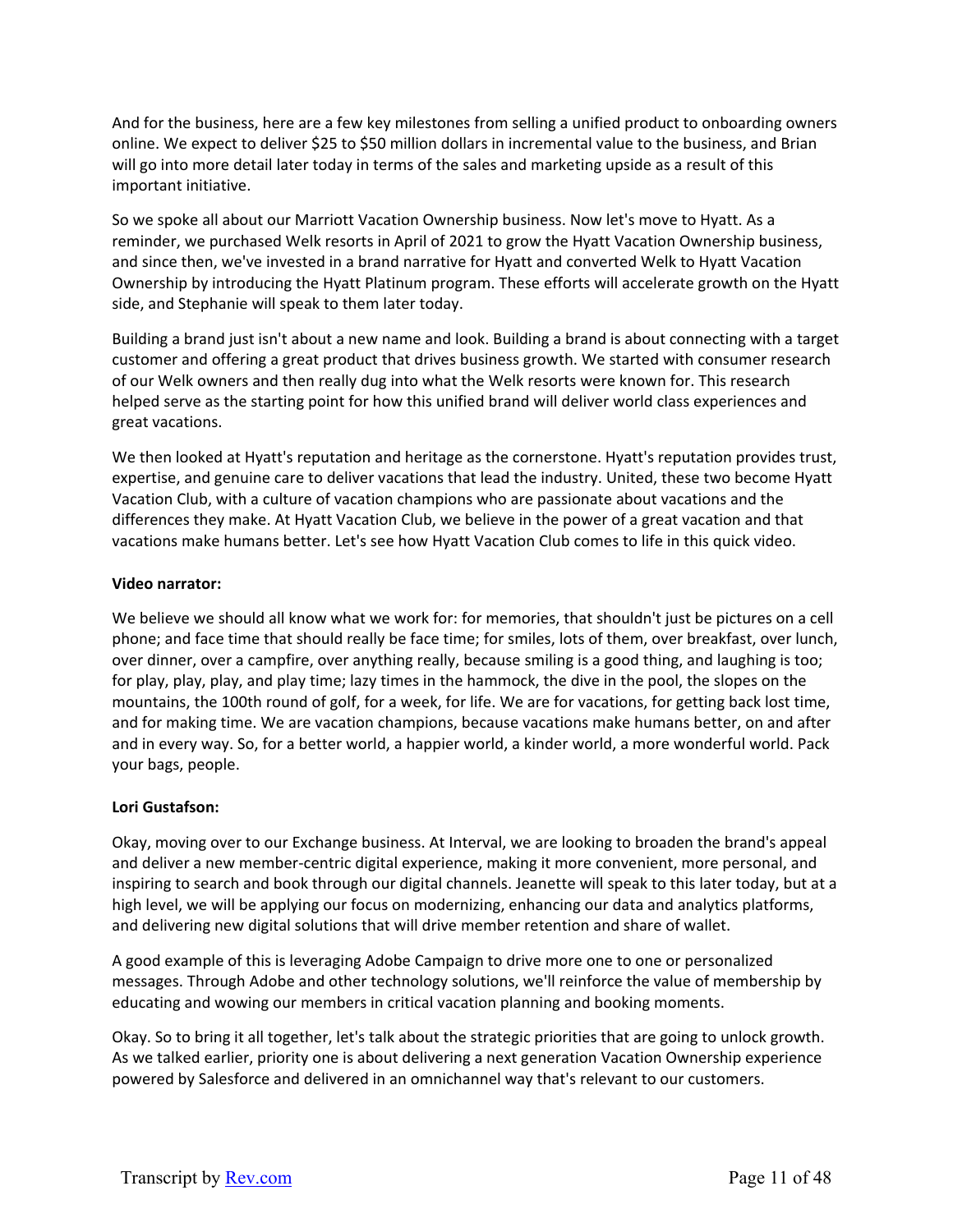And for the business, here are a few key milestones from selling a unified product to onboarding owners online. We expect to deliver $25 to $50 million dollars in incremental value to the business, and Brian will go into more detail later today in terms of the sales and marketing upside as a result of this important initiative.

So we spoke all about our Marriott Vacation Ownership business. Now let's move to Hyatt. As a reminder, we purchased Welk resorts in April of 2021 to grow the Hyatt Vacation Ownership business, and since then, we've invested in a brand narrative for Hyatt and converted Welk to Hyatt Vacation Ownership by introducing the Hyatt Platinum program. These efforts will accelerate growth on the Hyatt side, and Stephanie will speak to them later today.

Building a brand just isn't about a new name and look. Building a brand is about connecting with a target customer and offering a great product that drives business growth. We started with consumer research of our Welk owners and then really dug into what the Welk resorts were known for. This research helped serve as the starting point for how this unified brand will deliver world class experiences and great vacations.

We then looked at Hyatt's reputation and heritage as the cornerstone. Hyatt's reputation provides trust, expertise, and genuine care to deliver vacations that lead the industry. United, these two become Hyatt Vacation Club, with a culture of vacation champions who are passionate about vacations and the differences they make. At Hyatt Vacation Club, we believe in the power of a great vacation and that vacations make humans better. Let's see how Hyatt Vacation Club comes to life in this quick video.

**Video narrator:**

We believe we should all know what we work for: for memories, that shouldn't just be pictures on a cell phone; and face time that should really be face time; for smiles, lots of them, over breakfast, over lunch, over dinner, over a campfire, over anything really, because smiling is a good thing, and laughing is too; for play, play, play, and play time; lazy times in the hammock, the dive in the pool, the slopes on the mountains, the 100th round of golf, for a week, for life. We are for vacations, for getting back lost time, and for making time. We are vacation champions, because vacations make humans better, on and after and in every way. So, for a better world, a happier world, a kinder world, a more wonderful world. Pack your bags, people.

**Lori Gustafson:**

Okay, moving over to our Exchange business. At Interval, we are looking to broaden the brand's appeal and deliver a new member-centric digital experience, making it more convenient, more personal, and inspiring to search and book through our digital channels. Jeanette will speak to this later today, but at a high level, we will be applying our focus on modernizing, enhancing our data and analytics platforms, and delivering new digital solutions that will drive member retention and share of wallet.

A good example of this is leveraging Adobe Campaign to drive more one to one or personalized messages. Through Adobe and other technology solutions, we'll reinforce the value of membership by educating and wowing our members in critical vacation planning and booking moments.

Okay. So to bring it all together, let's talk about the strategic priorities that are going to unlock growth. As we talked earlier, priority one is about delivering a next generation Vacation Ownership experience powered by Salesforce and delivered in an omnichannel way that's relevant to our customers.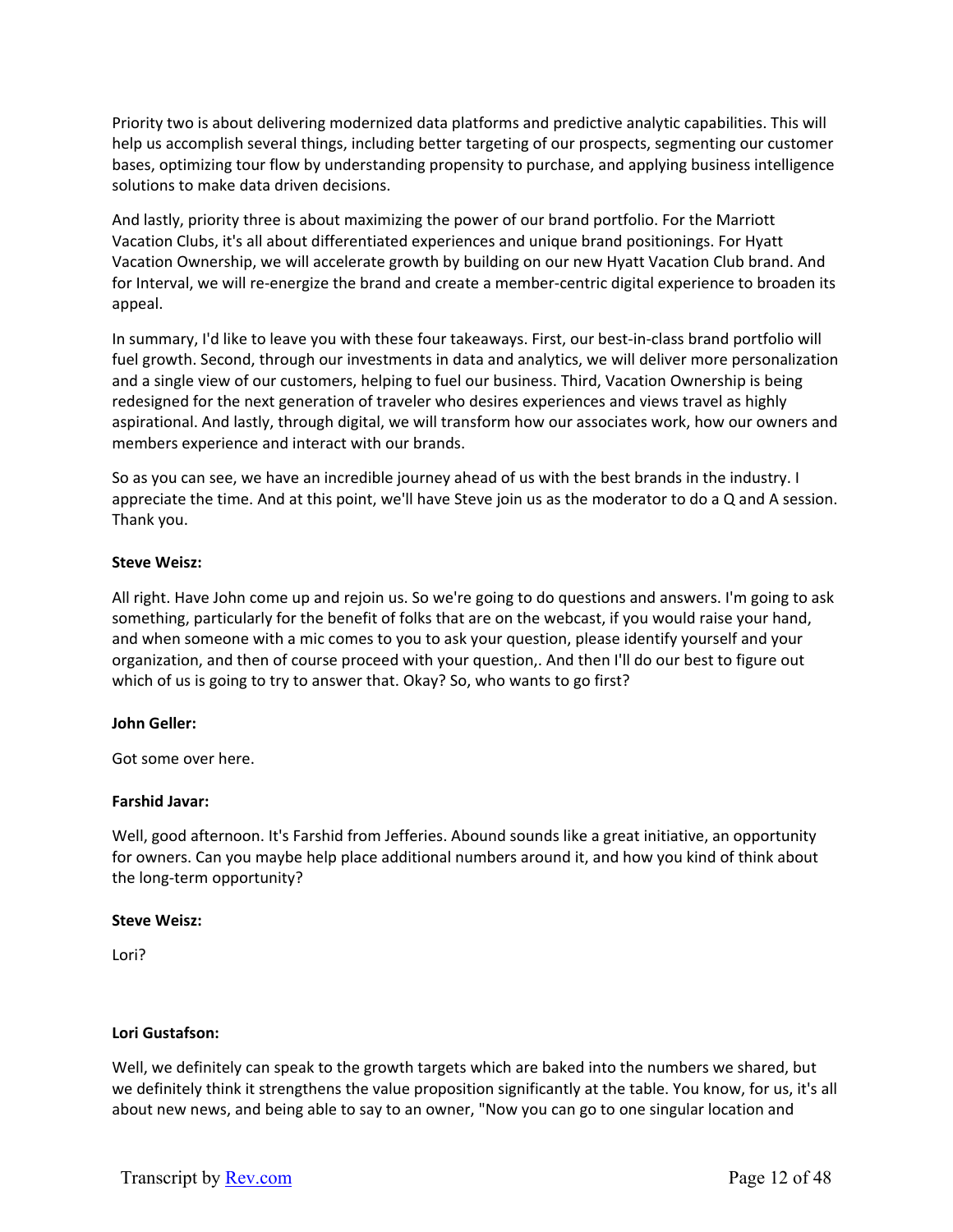Priority two is about delivering modernized data platforms and predictive analytic capabilities. This will help us accomplish several things, including better targeting of our prospects, segmenting our customer bases, optimizing tour flow by understanding propensity to purchase, and applying business intelligence solutions to make data driven decisions.

And lastly, priority three is about maximizing the power of our brand portfolio. For the Marriott Vacation Clubs, it's all about differentiated experiences and unique brand positionings. For Hyatt Vacation Ownership, we will accelerate growth by building on our new Hyatt Vacation Club brand. And for Interval, we will re-energize the brand and create a member-centric digital experience to broaden its appeal.

In summary, I'd like to leave you with these four takeaways. First, our best-in-class brand portfolio will fuel growth. Second, through our investments in data and analytics, we will deliver more personalization and a single view of our customers, helping to fuel our business. Third, Vacation Ownership is being redesigned for the next generation of traveler who desires experiences and views travel as highly aspirational. And lastly, through digital, we will transform how our associates work, how our owners and members experience and interact with our brands.

So as you can see, we have an incredible journey ahead of us with the best brands in the industry. I appreciate the time. And at this point, we'll have Steve join us as the moderator to do a Q and A session. Thank you.

**Steve Weisz:**

All right. Have John come up and rejoin us. So we're going to do questions and answers. I'm going to ask something, particularly for the benefit of folks that are on the webcast, if you would raise your hand, and when someone with a mic comes to you to ask your question, please identify yourself and your organization, and then of course proceed with your question,. And then I'll do our best to figure out which of us is going to try to answer that. Okay? So, who wants to go first?

**John Geller:**

Got some over here.

**Farshid Javar:**

Well, good afternoon. It's Farshid from Jefferies. Abound sounds like a great initiative, an opportunity for owners. Can you maybe help place additional numbers around it, and how you kind of think about the long-term opportunity?

**Steve Weisz:**

Lori?

**Lori Gustafson:**

Well, we definitely can speak to the growth targets which are baked into the numbers we shared, but we definitely think it strengthens the value proposition significantly at the table. You know, for us, it's all about new news, and being able to say to an owner, "Now you can go to one singular location and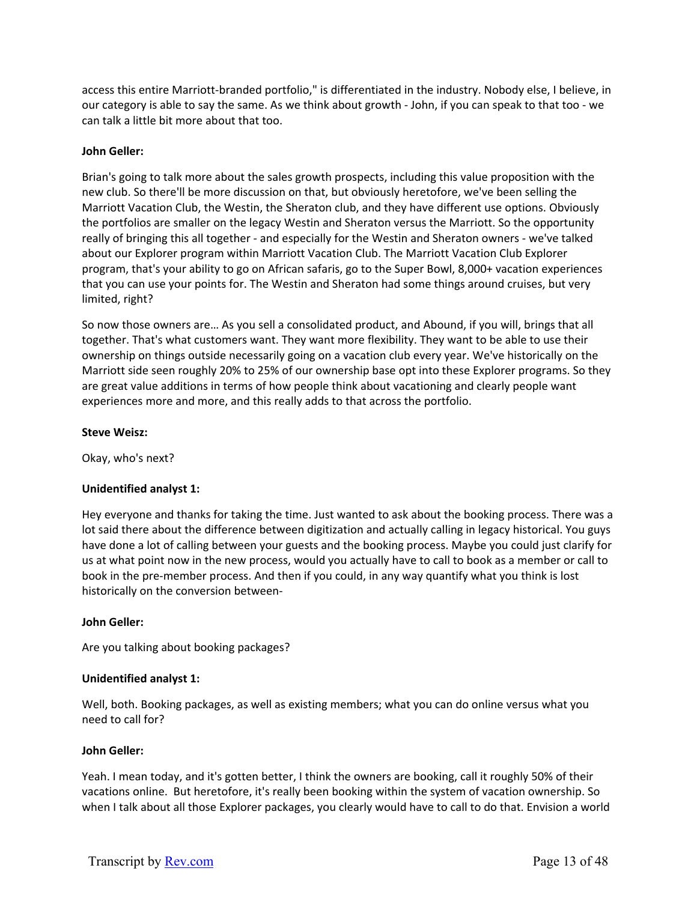access this entire Marriott-branded portfolio," is differentiated in the industry. Nobody else, I believe, in our category is able to say the same. As we think about growth - John, if you can speak to that too - we can talk a little bit more about that too.

**John Geller:**

Brian's going to talk more about the sales growth prospects, including this value proposition with the new club. So there'll be more discussion on that, but obviously heretofore, we've been selling the Marriott Vacation Club, the Westin, the Sheraton club, and they have different use options. Obviously the portfolios are smaller on the legacy Westin and Sheraton versus the Marriott. So the opportunity really of bringing this all together - and especially for the Westin and Sheraton owners - we've talked about our Explorer program within Marriott Vacation Club. The Marriott Vacation Club Explorer program, that's your ability to go on African safaris, go to the Super Bowl, 8,000+ vacation experiences that you can use your points for. The Westin and Sheraton had some things around cruises, but very limited, right?

So now those owners are… As you sell a consolidated product, and Abound, if you will, brings that all together. That's what customers want. They want more flexibility. They want to be able to use their ownership on things outside necessarily going on a vacation club every year. We've historically on the Marriott side seen roughly 20% to 25% of our ownership base opt into these Explorer programs. So they are great value additions in terms of how people think about vacationing and clearly people want experiences more and more, and this really adds to that across the portfolio.

**Steve Weisz:**

Okay, who's next?

**Unidentified analyst 1:**

Hey everyone and thanks for taking the time. Just wanted to ask about the booking process. There was a lot said there about the difference between digitization and actually calling in legacy historical. You guys have done a lot of calling between your guests and the booking process. Maybe you could just clarify for us at what point now in the new process, would you actually have to call to book as a member or call to book in the pre-member process. And then if you could, in any way quantify what you think is lost historically on the conversion between-

**John Geller:**

Are you talking about booking packages?

**Unidentified analyst 1:**

Well, both. Booking packages, as well as existing members; what you can do online versus what you need to call for?

**John Geller:**

Yeah. I mean today, and it's gotten better, I think the owners are booking, call it roughly 50% of their vacations online. But heretofore, it's really been booking within the system of vacation ownership. So when I talk about all those Explorer packages, you clearly would have to call to do that. Envision a world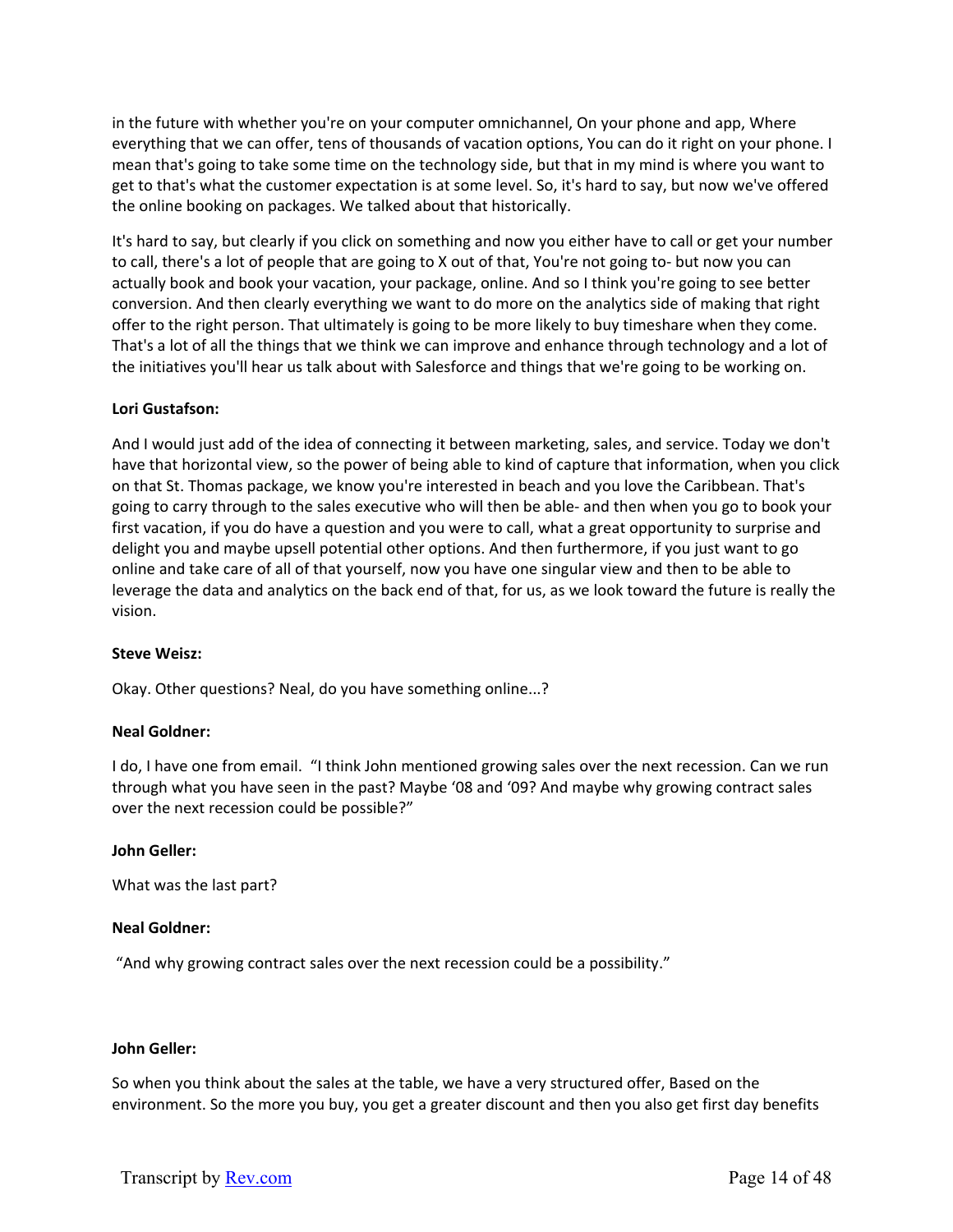in the future with whether you're on your computer omnichannel, On your phone and app, Where everything that we can offer, tens of thousands of vacation options, You can do it right on your phone. I mean that's going to take some time on the technology side, but that in my mind is where you want to get to that's what the customer expectation is at some level. So, it's hard to say, but now we've offered the online booking on packages. We talked about that historically.

It's hard to say, but clearly if you click on something and now you either have to call or get your number to call, there's a lot of people that are going to X out of that, You're not going to- but now you can actually book and book your vacation, your package, online. And so I think you're going to see better conversion. And then clearly everything we want to do more on the analytics side of making that right offer to the right person. That ultimately is going to be more likely to buy timeshare when they come. That's a lot of all the things that we think we can improve and enhance through technology and a lot of the initiatives you'll hear us talk about with Salesforce and things that we're going to be working on.

**Lori Gustafson:**

And I would just add of the idea of connecting it between marketing, sales, and service. Today we don't have that horizontal view, so the power of being able to kind of capture that information, when you click on that St. Thomas package, we know you're interested in beach and you love the Caribbean. That's going to carry through to the sales executive who will then be able- and then when you go to book your first vacation, if you do have a question and you were to call, what a great opportunity to surprise and delight you and maybe upsell potential other options. And then furthermore, if you just want to go online and take care of all of that yourself, now you have one singular view and then to be able to leverage the data and analytics on the back end of that, for us, as we look toward the future is really the vision.

**Steve Weisz:**

Okay. Other questions? Neal, do you have something online...?

**Neal Goldner:**

I do, I have one from email. "I think John mentioned growing sales over the next recession. Can we run through what you have seen in the past? Maybe '08 and '09? And maybe why growing contract sales over the next recession could be possible?"

**John Geller:**

What was the last part?

**Neal Goldner:**

"And why growing contract sales over the next recession could be a possibility."

**John Geller:**

So when you think about the sales at the table, we have a very structured offer, Based on the environment. So the more you buy, you get a greater discount and then you also get first day benefits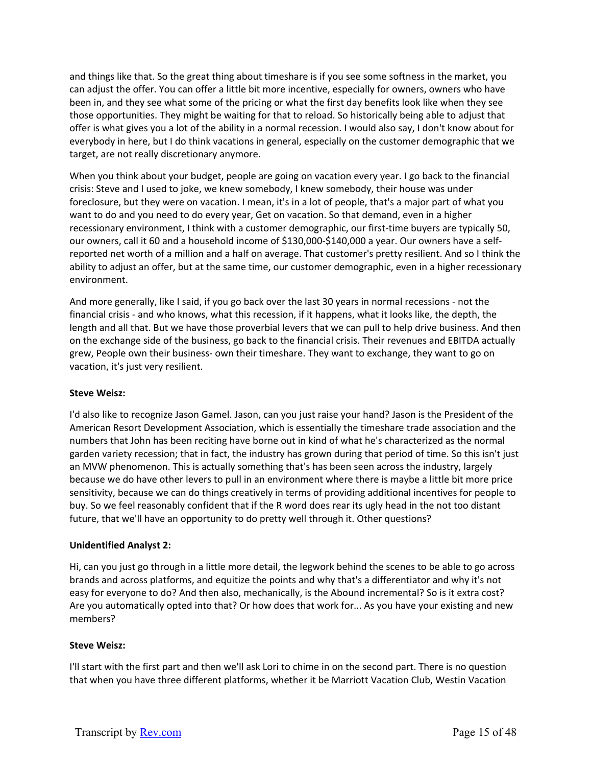and things like that. So the great thing about timeshare is if you see some softness in the market, you can adjust the offer. You can offer a little bit more incentive, especially for owners, owners who have been in, and they see what some of the pricing or what the first day benefits look like when they see those opportunities. They might be waiting for that to reload. So historically being able to adjust that offer is what gives you a lot of the ability in a normal recession. I would also say, I don't know about for everybody in here, but I do think vacations in general, especially on the customer demographic that we target, are not really discretionary anymore.

When you think about your budget, people are going on vacation every year. I go back to the financial crisis: Steve and I used to joke, we knew somebody, I knew somebody, their house was under foreclosure, but they were on vacation. I mean, it's in a lot of people, that's a major part of what you want to do and you need to do every year, Get on vacation. So that demand, even in a higher recessionary environment, I think with a customer demographic, our first-time buyers are typically 50, our owners, call it 60 and a household income of $130,000-$140,000 a year. Our owners have a self-reported net worth of a million and a half on average. That customer's pretty resilient. And so I think the ability to adjust an offer, but at the same time, our customer demographic, even in a higher recessionary environment.

And more generally, like I said, if you go back over the last 30 years in normal recessions - not the financial crisis - and who knows, what this recession, if it happens, what it looks like, the depth, the length and all that. But we have those proverbial levers that we can pull to help drive business. And then on the exchange side of the business, go back to the financial crisis. Their revenues and EBITDA actually grew, People own their business- own their timeshare. They want to exchange, they want to go on vacation, it's just very resilient.

**Steve Weisz:**

I'd also like to recognize Jason Gamel. Jason, can you just raise your hand? Jason is the President of the American Resort Development Association, which is essentially the timeshare trade association and the numbers that John has been reciting have borne out in kind of what he's characterized as the normal garden variety recession; that in fact, the industry has grown during that period of time. So this isn't just an MVW phenomenon. This is actually something that's has been seen across the industry, largely because we do have other levers to pull in an environment where there is maybe a little bit more price sensitivity, because we can do things creatively in terms of providing additional incentives for people to buy. So we feel reasonably confident that if the R word does rear its ugly head in the not too distant future, that we'll have an opportunity to do pretty well through it. Other questions?

**Unidentified Analyst 2:**

Hi, can you just go through in a little more detail, the legwork behind the scenes to be able to go across brands and across platforms, and equitize the points and why that's a differentiator and why it's not easy for everyone to do? And then also, mechanically, is the Abound incremental? So is it extra cost? Are you automatically opted into that? Or how does that work for... As you have your existing and new members?

**Steve Weisz:**

I'll start with the first part and then we'll ask Lori to chime in on the second part. There is no question that when you have three different platforms, whether it be Marriott Vacation Club, Westin Vacation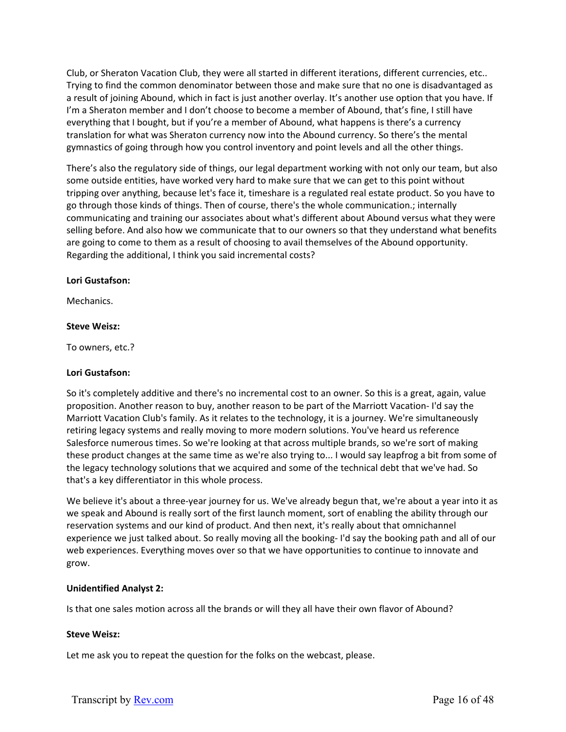Club, or Sheraton Vacation Club, they were all started in different iterations, different currencies, etc.. Trying to find the common denominator between those and make sure that no one is disadvantaged as a result of joining Abound, which in fact is just another overlay. It's another use option that you have. If I'm a Sheraton member and I don't choose to become a member of Abound, that's fine, I still have everything that I bought, but if you're a member of Abound, what happens is there's a currency translation for what was Sheraton currency now into the Abound currency. So there's the mental gymnastics of going through how you control inventory and point levels and all the other things.

There's also the regulatory side of things, our legal department working with not only our team, but also some outside entities, have worked very hard to make sure that we can get to this point without tripping over anything, because let's face it, timeshare is a regulated real estate product. So you have to go through those kinds of things. Then of course, there's the whole communication.; internally communicating and training our associates about what's different about Abound versus what they were selling before. And also how we communicate that to our owners so that they understand what benefits are going to come to them as a result of choosing to avail themselves of the Abound opportunity. Regarding the additional, I think you said incremental costs?

**Lori Gustafson:**

Mechanics.

**Steve Weisz:**

To owners, etc.?

**Lori Gustafson:**

So it's completely additive and there's no incremental cost to an owner. So this is a great, again, value proposition. Another reason to buy, another reason to be part of the Marriott Vacation- I'd say the Marriott Vacation Club's family. As it relates to the technology, it is a journey. We're simultaneously retiring legacy systems and really moving to more modern solutions. You've heard us reference Salesforce numerous times. So we're looking at that across multiple brands, so we're sort of making these product changes at the same time as we're also trying to... I would say leapfrog a bit from some of the legacy technology solutions that we acquired and some of the technical debt that we've had. So that's a key differentiator in this whole process.

We believe it's about a three-year journey for us. We've already begun that, we're about a year into it as we speak and Abound is really sort of the first launch moment, sort of enabling the ability through our reservation systems and our kind of product. And then next, it's really about that omnichannel experience we just talked about. So really moving all the booking- I'd say the booking path and all of our web experiences. Everything moves over so that we have opportunities to continue to innovate and grow.

**Unidentified Analyst 2:**

Is that one sales motion across all the brands or will they all have their own flavor of Abound?

**Steve Weisz:**

Let me ask you to repeat the question for the folks on the webcast, please.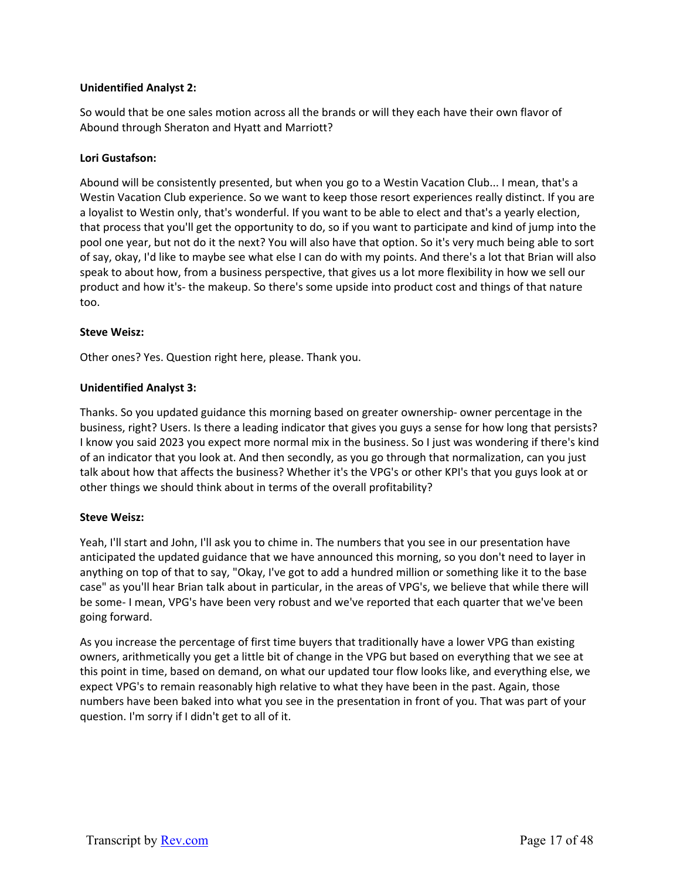**Unidentified Analyst 2:**

So would that be one sales motion across all the brands or will they each have their own flavor of Abound through Sheraton and Hyatt and Marriott?

**Lori Gustafson:**

Abound will be consistently presented, but when you go to a Westin Vacation Club... I mean, that's a Westin Vacation Club experience. So we want to keep those resort experiences really distinct. If you are a loyalist to Westin only, that's wonderful. If you want to be able to elect and that's a yearly election, that process that you'll get the opportunity to do, so if you want to participate and kind of jump into the pool one year, but not do it the next? You will also have that option. So it's very much being able to sort of say, okay, I'd like to maybe see what else I can do with my points. And there's a lot that Brian will also speak to about how, from a business perspective, that gives us a lot more flexibility in how we sell our product and how it's- the makeup. So there's some upside into product cost and things of that nature too.

**Steve Weisz:**

Other ones? Yes. Question right here, please. Thank you.

**Unidentified Analyst 3:**

Thanks. So you updated guidance this morning based on greater ownership- owner percentage in the business, right? Users. Is there a leading indicator that gives you guys a sense for how long that persists? I know you said 2023 you expect more normal mix in the business. So I just was wondering if there's kind of an indicator that you look at. And then secondly, as you go through that normalization, can you just talk about how that affects the business? Whether it's the VPG's or other KPI's that you guys look at or other things we should think about in terms of the overall profitability?

**Steve Weisz:**

Yeah, I'll start and John, I'll ask you to chime in. The numbers that you see in our presentation have anticipated the updated guidance that we have announced this morning, so you don't need to layer in anything on top of that to say, "Okay, I've got to add a hundred million or something like it to the base case" as you'll hear Brian talk about in particular, in the areas of VPG's, we believe that while there will be some- I mean, VPG's have been very robust and we've reported that each quarter that we've been going forward.

As you increase the percentage of first time buyers that traditionally have a lower VPG than existing owners, arithmetically you get a little bit of change in the VPG but based on everything that we see at this point in time, based on demand, on what our updated tour flow looks like, and everything else, we expect VPG's to remain reasonably high relative to what they have been in the past. Again, those numbers have been baked into what you see in the presentation in front of you. That was part of your question. I'm sorry if I didn't get to all of it.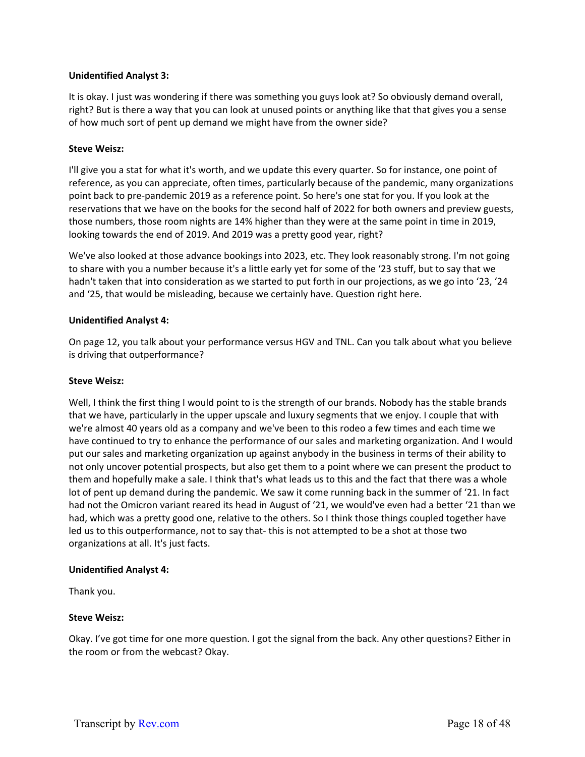**Unidentified Analyst 3:**

It is okay. I just was wondering if there was something you guys look at? So obviously demand overall, right? But is there a way that you can look at unused points or anything like that that gives you a sense of how much sort of pent up demand we might have from the owner side?

**Steve Weisz:**

I'll give you a stat for what it's worth, and we update this every quarter. So for instance, one point of reference, as you can appreciate, often times, particularly because of the pandemic, many organizations point back to pre-pandemic 2019 as a reference point. So here's one stat for you. If you look at the reservations that we have on the books for the second half of 2022 for both owners and preview guests, those numbers, those room nights are 14% higher than they were at the same point in time in 2019, looking towards the end of 2019. And 2019 was a pretty good year, right?

We've also looked at those advance bookings into 2023, etc. They look reasonably strong. I'm not going to share with you a number because it's a little early yet for some of the '23 stuff, but to say that we hadn't taken that into consideration as we started to put forth in our projections, as we go into '23, '24 and '25, that would be misleading, because we certainly have. Question right here.

**Unidentified Analyst 4:**

On page 12, you talk about your performance versus HGV and TNL. Can you talk about what you believe is driving that outperformance?

**Steve Weisz:**

Well, I think the first thing I would point to is the strength of our brands. Nobody has the stable brands that we have, particularly in the upper upscale and luxury segments that we enjoy. I couple that with we're almost 40 years old as a company and we've been to this rodeo a few times and each time we have continued to try to enhance the performance of our sales and marketing organization. And I would put our sales and marketing organization up against anybody in the business in terms of their ability to not only uncover potential prospects, but also get them to a point where we can present the product to them and hopefully make a sale. I think that's what leads us to this and the fact that there was a whole lot of pent up demand during the pandemic. We saw it come running back in the summer of '21. In fact had not the Omicron variant reared its head in August of '21, we would've even had a better '21 than we had, which was a pretty good one, relative to the others. So I think those things coupled together have led us to this outperformance, not to say that- this is not attempted to be a shot at those two organizations at all. It's just facts.

**Unidentified Analyst 4:**

Thank you.

**Steve Weisz:**

Okay. I've got time for one more question. I got the signal from the back. Any other questions? Either in the room or from the webcast? Okay.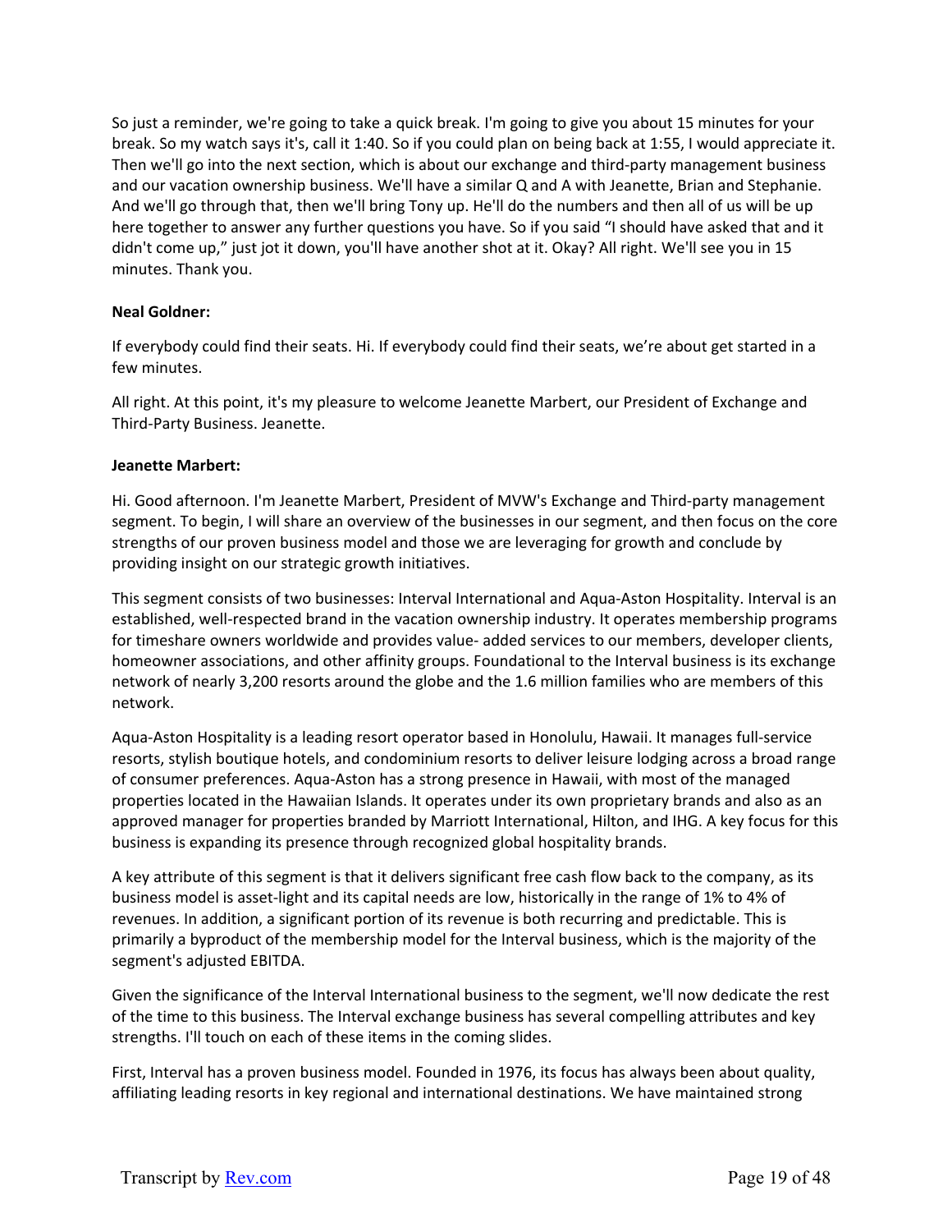So just a reminder, we're going to take a quick break. I'm going to give you about 15 minutes for your break. So my watch says it's, call it 1:40. So if you could plan on being back at 1:55, I would appreciate it. Then we'll go into the next section, which is about our exchange and third-party management business and our vacation ownership business. We'll have a similar Q and A with Jeanette, Brian and Stephanie. And we'll go through that, then we'll bring Tony up. He'll do the numbers and then all of us will be up here together to answer any further questions you have. So if you said "I should have asked that and it didn't come up," just jot it down, you'll have another shot at it. Okay? All right. We'll see you in 15 minutes. Thank you.

**Neal Goldner:**

If everybody could find their seats. Hi. If everybody could find their seats, we're about get started in a few minutes.

All right. At this point, it's my pleasure to welcome Jeanette Marbert, our President of Exchange and Third-Party Business. Jeanette.

**Jeanette Marbert:**

Hi. Good afternoon. I'm Jeanette Marbert, President of MVW's Exchange and Third-party management segment. To begin, I will share an overview of the businesses in our segment, and then focus on the core strengths of our proven business model and those we are leveraging for growth and conclude by providing insight on our strategic growth initiatives.

This segment consists of two businesses: Interval International and Aqua-Aston Hospitality. Interval is an established, well-respected brand in the vacation ownership industry. It operates membership programs for timeshare owners worldwide and provides value- added services to our members, developer clients, homeowner associations, and other affinity groups. Foundational to the Interval business is its exchange network of nearly 3,200 resorts around the globe and the 1.6 million families who are members of this network.

Aqua-Aston Hospitality is a leading resort operator based in Honolulu, Hawaii. It manages full-service resorts, stylish boutique hotels, and condominium resorts to deliver leisure lodging across a broad range of consumer preferences. Aqua-Aston has a strong presence in Hawaii, with most of the managed properties located in the Hawaiian Islands. It operates under its own proprietary brands and also as an approved manager for properties branded by Marriott International, Hilton, and IHG. A key focus for this business is expanding its presence through recognized global hospitality brands.

A key attribute of this segment is that it delivers significant free cash flow back to the company, as its business model is asset-light and its capital needs are low, historically in the range of 1% to 4% of revenues. In addition, a significant portion of its revenue is both recurring and predictable. This is primarily a byproduct of the membership model for the Interval business, which is the majority of the segment's adjusted EBITDA.

Given the significance of the Interval International business to the segment, we'll now dedicate the rest of the time to this business. The Interval exchange business has several compelling attributes and key strengths. I'll touch on each of these items in the coming slides.

First, Interval has a proven business model. Founded in 1976, its focus has always been about quality, affiliating leading resorts in key regional and international destinations. We have maintained strong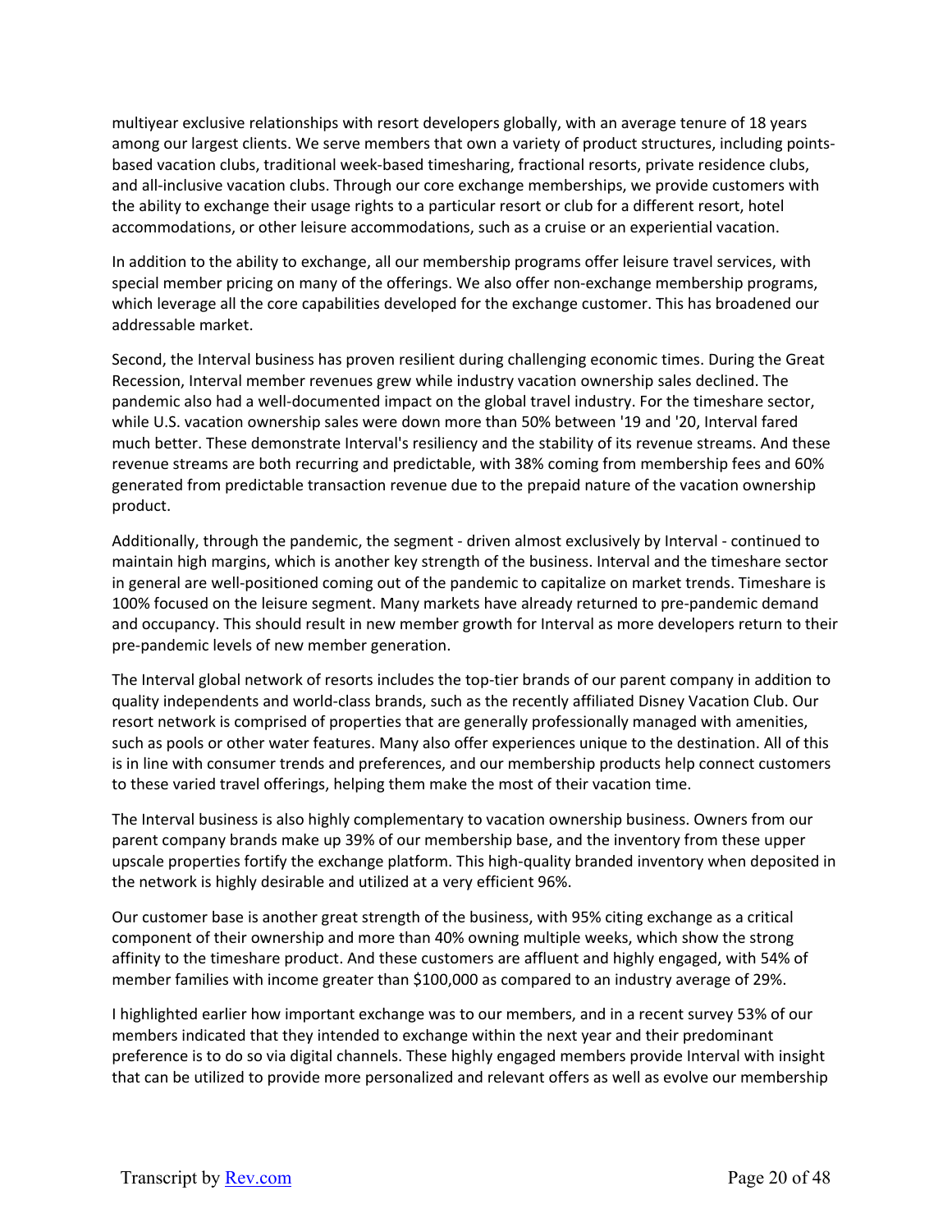multiyear exclusive relationships with resort developers globally, with an average tenure of 18 years among our largest clients. We serve members that own a variety of product structures, including points-based vacation clubs, traditional week-based timesharing, fractional resorts, private residence clubs, and all-inclusive vacation clubs. Through our core exchange memberships, we provide customers with the ability to exchange their usage rights to a particular resort or club for a different resort, hotel accommodations, or other leisure accommodations, such as a cruise or an experiential vacation.

In addition to the ability to exchange, all our membership programs offer leisure travel services, with special member pricing on many of the offerings. We also offer non-exchange membership programs, which leverage all the core capabilities developed for the exchange customer. This has broadened our addressable market.

Second, the Interval business has proven resilient during challenging economic times. During the Great Recession, Interval member revenues grew while industry vacation ownership sales declined. The pandemic also had a well-documented impact on the global travel industry. For the timeshare sector, while U.S. vacation ownership sales were down more than 50% between '19 and '20, Interval fared much better. These demonstrate Interval's resiliency and the stability of its revenue streams. And these revenue streams are both recurring and predictable, with 38% coming from membership fees and 60% generated from predictable transaction revenue due to the prepaid nature of the vacation ownership product.

Additionally, through the pandemic, the segment - driven almost exclusively by Interval - continued to maintain high margins, which is another key strength of the business. Interval and the timeshare sector in general are well-positioned coming out of the pandemic to capitalize on market trends. Timeshare is 100% focused on the leisure segment. Many markets have already returned to pre-pandemic demand and occupancy. This should result in new member growth for Interval as more developers return to their pre-pandemic levels of new member generation.

The Interval global network of resorts includes the top-tier brands of our parent company in addition to quality independents and world-class brands, such as the recently affiliated Disney Vacation Club. Our resort network is comprised of properties that are generally professionally managed with amenities, such as pools or other water features. Many also offer experiences unique to the destination. All of this is in line with consumer trends and preferences, and our membership products help connect customers to these varied travel offerings, helping them make the most of their vacation time.

The Interval business is also highly complementary to vacation ownership business. Owners from our parent company brands make up 39% of our membership base, and the inventory from these upper upscale properties fortify the exchange platform. This high-quality branded inventory when deposited in the network is highly desirable and utilized at a very efficient 96%.

Our customer base is another great strength of the business, with 95% citing exchange as a critical component of their ownership and more than 40% owning multiple weeks, which show the strong affinity to the timeshare product. And these customers are affluent and highly engaged, with 54% of member families with income greater than $100,000 as compared to an industry average of 29%.

I highlighted earlier how important exchange was to our members, and in a recent survey 53% of our members indicated that they intended to exchange within the next year and their predominant preference is to do so via digital channels. These highly engaged members provide Interval with insight that can be utilized to provide more personalized and relevant offers as well as evolve our membership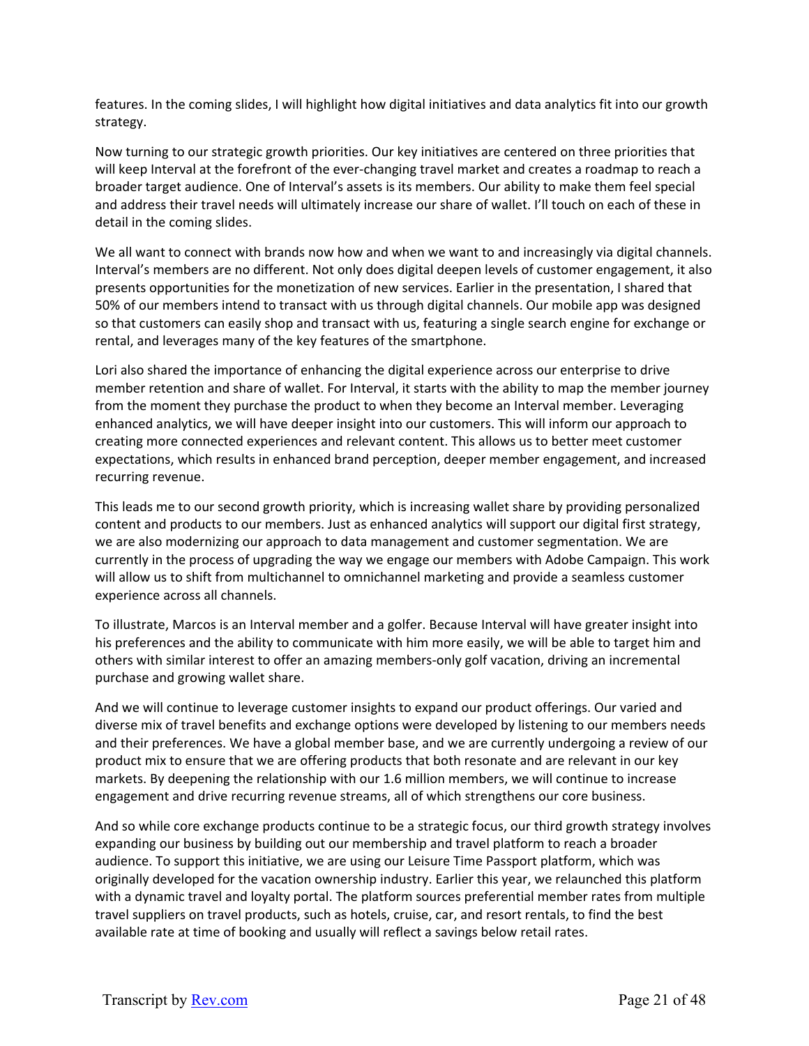features. In the coming slides, I will highlight how digital initiatives and data analytics fit into our growth strategy.

Now turning to our strategic growth priorities. Our key initiatives are centered on three priorities that will keep Interval at the forefront of the ever-changing travel market and creates a roadmap to reach a broader target audience. One of Interval's assets is its members. Our ability to make them feel special and address their travel needs will ultimately increase our share of wallet. I'll touch on each of these in detail in the coming slides.

We all want to connect with brands now how and when we want to and increasingly via digital channels. Interval's members are no different. Not only does digital deepen levels of customer engagement, it also presents opportunities for the monetization of new services. Earlier in the presentation, I shared that 50% of our members intend to transact with us through digital channels. Our mobile app was designed so that customers can easily shop and transact with us, featuring a single search engine for exchange or rental, and leverages many of the key features of the smartphone.

Lori also shared the importance of enhancing the digital experience across our enterprise to drive member retention and share of wallet. For Interval, it starts with the ability to map the member journey from the moment they purchase the product to when they become an Interval member. Leveraging enhanced analytics, we will have deeper insight into our customers. This will inform our approach to creating more connected experiences and relevant content. This allows us to better meet customer expectations, which results in enhanced brand perception, deeper member engagement, and increased recurring revenue.

This leads me to our second growth priority, which is increasing wallet share by providing personalized content and products to our members. Just as enhanced analytics will support our digital first strategy, we are also modernizing our approach to data management and customer segmentation. We are currently in the process of upgrading the way we engage our members with Adobe Campaign. This work will allow us to shift from multichannel to omnichannel marketing and provide a seamless customer experience across all channels.

To illustrate, Marcos is an Interval member and a golfer. Because Interval will have greater insight into his preferences and the ability to communicate with him more easily, we will be able to target him and others with similar interest to offer an amazing members-only golf vacation, driving an incremental purchase and growing wallet share.

And we will continue to leverage customer insights to expand our product offerings. Our varied and diverse mix of travel benefits and exchange options were developed by listening to our members needs and their preferences. We have a global member base, and we are currently undergoing a review of our product mix to ensure that we are offering products that both resonate and are relevant in our key markets. By deepening the relationship with our 1.6 million members, we will continue to increase engagement and drive recurring revenue streams, all of which strengthens our core business.

And so while core exchange products continue to be a strategic focus, our third growth strategy involves expanding our business by building out our membership and travel platform to reach a broader audience. To support this initiative, we are using our Leisure Time Passport platform, which was originally developed for the vacation ownership industry. Earlier this year, we relaunched this platform with a dynamic travel and loyalty portal. The platform sources preferential member rates from multiple travel suppliers on travel products, such as hotels, cruise, car, and resort rentals, to find the best available rate at time of booking and usually will reflect a savings below retail rates.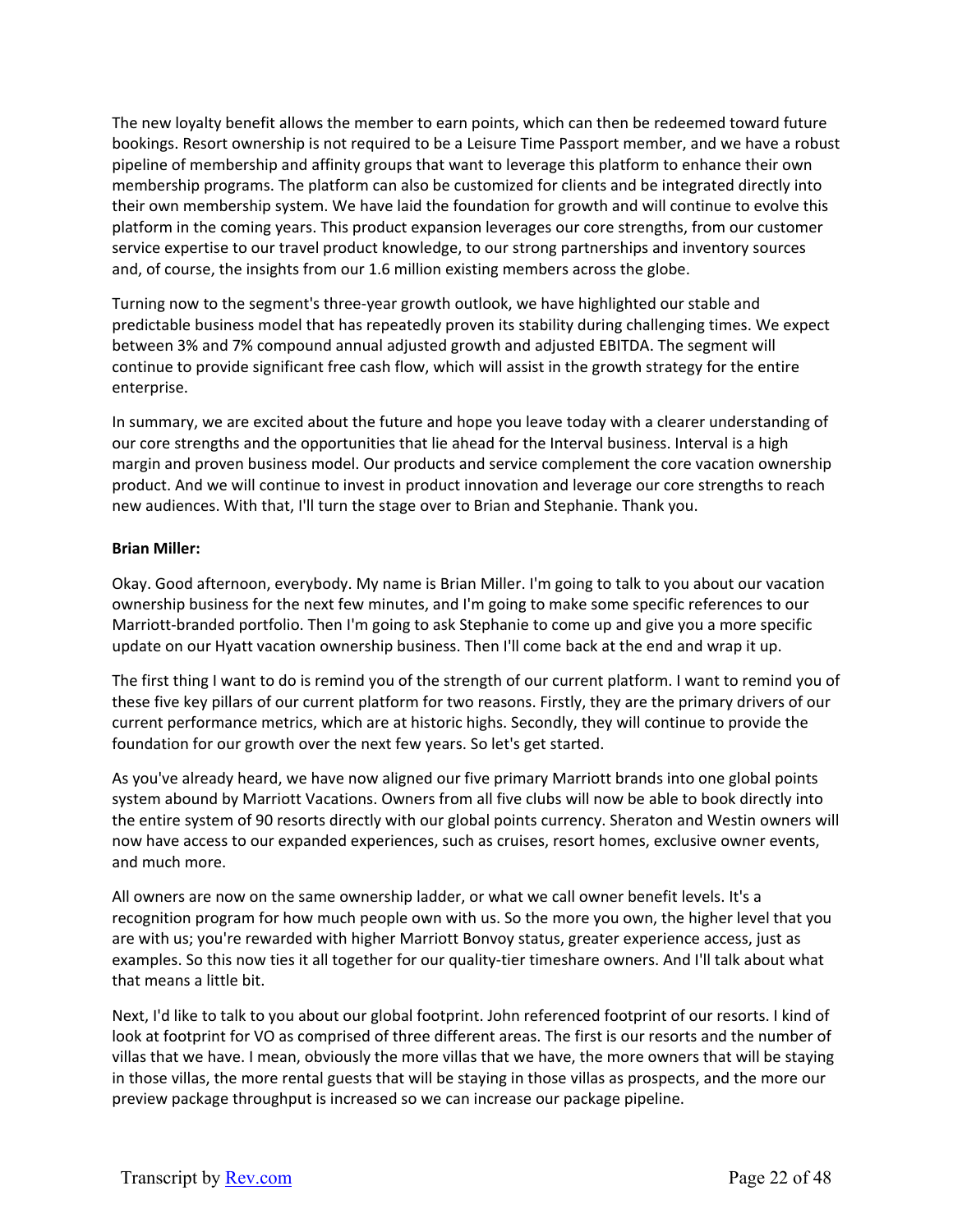The new loyalty benefit allows the member to earn points, which can then be redeemed toward future bookings. Resort ownership is not required to be a Leisure Time Passport member, and we have a robust pipeline of membership and affinity groups that want to leverage this platform to enhance their own membership programs. The platform can also be customized for clients and be integrated directly into their own membership system. We have laid the foundation for growth and will continue to evolve this platform in the coming years. This product expansion leverages our core strengths, from our customer service expertise to our travel product knowledge, to our strong partnerships and inventory sources and, of course, the insights from our 1.6 million existing members across the globe.

Turning now to the segment's three-year growth outlook, we have highlighted our stable and predictable business model that has repeatedly proven its stability during challenging times. We expect between 3% and 7% compound annual adjusted growth and adjusted EBITDA. The segment will continue to provide significant free cash flow, which will assist in the growth strategy for the entire enterprise.

In summary, we are excited about the future and hope you leave today with a clearer understanding of our core strengths and the opportunities that lie ahead for the Interval business. Interval is a high margin and proven business model. Our products and service complement the core vacation ownership product. And we will continue to invest in product innovation and leverage our core strengths to reach new audiences. With that, I'll turn the stage over to Brian and Stephanie. Thank you.

**Brian Miller:**

Okay. Good afternoon, everybody. My name is Brian Miller. I'm going to talk to you about our vacation ownership business for the next few minutes, and I'm going to make some specific references to our Marriott-branded portfolio. Then I'm going to ask Stephanie to come up and give you a more specific update on our Hyatt vacation ownership business. Then I'll come back at the end and wrap it up.

The first thing I want to do is remind you of the strength of our current platform. I want to remind you of these five key pillars of our current platform for two reasons. Firstly, they are the primary drivers of our current performance metrics, which are at historic highs. Secondly, they will continue to provide the foundation for our growth over the next few years. So let's get started.

As you've already heard, we have now aligned our five primary Marriott brands into one global points system abound by Marriott Vacations. Owners from all five clubs will now be able to book directly into the entire system of 90 resorts directly with our global points currency. Sheraton and Westin owners will now have access to our expanded experiences, such as cruises, resort homes, exclusive owner events, and much more.

All owners are now on the same ownership ladder, or what we call owner benefit levels. It's a recognition program for how much people own with us. So the more you own, the higher level that you are with us; you're rewarded with higher Marriott Bonvoy status, greater experience access, just as examples. So this now ties it all together for our quality-tier timeshare owners. And I'll talk about what that means a little bit.

Next, I'd like to talk to you about our global footprint. John referenced footprint of our resorts. I kind of look at footprint for VO as comprised of three different areas. The first is our resorts and the number of villas that we have. I mean, obviously the more villas that we have, the more owners that will be staying in those villas, the more rental guests that will be staying in those villas as prospects, and the more our preview package throughput is increased so we can increase our package pipeline.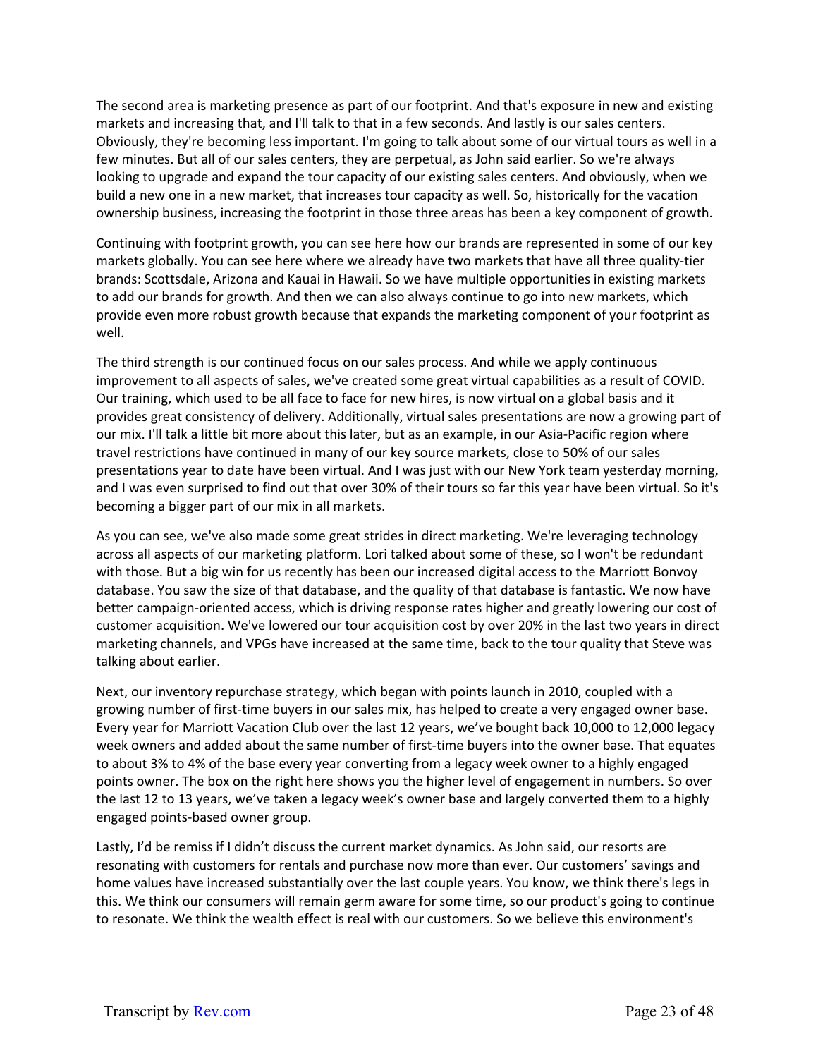The second area is marketing presence as part of our footprint. And that's exposure in new and existing markets and increasing that, and I'll talk to that in a few seconds. And lastly is our sales centers. Obviously, they're becoming less important. I'm going to talk about some of our virtual tours as well in a few minutes. But all of our sales centers, they are perpetual, as John said earlier. So we're always looking to upgrade and expand the tour capacity of our existing sales centers. And obviously, when we build a new one in a new market, that increases tour capacity as well. So, historically for the vacation ownership business, increasing the footprint in those three areas has been a key component of growth.

Continuing with footprint growth, you can see here how our brands are represented in some of our key markets globally. You can see here where we already have two markets that have all three quality-tier brands: Scottsdale, Arizona and Kauai in Hawaii. So we have multiple opportunities in existing markets to add our brands for growth. And then we can also always continue to go into new markets, which provide even more robust growth because that expands the marketing component of your footprint as well.

The third strength is our continued focus on our sales process. And while we apply continuous improvement to all aspects of sales, we've created some great virtual capabilities as a result of COVID. Our training, which used to be all face to face for new hires, is now virtual on a global basis and it provides great consistency of delivery. Additionally, virtual sales presentations are now a growing part of our mix. I'll talk a little bit more about this later, but as an example, in our Asia-Pacific region where travel restrictions have continued in many of our key source markets, close to 50% of our sales presentations year to date have been virtual. And I was just with our New York team yesterday morning, and I was even surprised to find out that over 30% of their tours so far this year have been virtual. So it's becoming a bigger part of our mix in all markets.

As you can see, we've also made some great strides in direct marketing. We're leveraging technology across all aspects of our marketing platform. Lori talked about some of these, so I won't be redundant with those. But a big win for us recently has been our increased digital access to the Marriott Bonvoy database. You saw the size of that database, and the quality of that database is fantastic. We now have better campaign-oriented access, which is driving response rates higher and greatly lowering our cost of customer acquisition. We've lowered our tour acquisition cost by over 20% in the last two years in direct marketing channels, and VPGs have increased at the same time, back to the tour quality that Steve was talking about earlier.

Next, our inventory repurchase strategy, which began with points launch in 2010, coupled with a growing number of first-time buyers in our sales mix, has helped to create a very engaged owner base. Every year for Marriott Vacation Club over the last 12 years, we've bought back 10,000 to 12,000 legacy week owners and added about the same number of first-time buyers into the owner base. That equates to about 3% to 4% of the base every year converting from a legacy week owner to a highly engaged points owner. The box on the right here shows you the higher level of engagement in numbers. So over the last 12 to 13 years, we've taken a legacy week's owner base and largely converted them to a highly engaged points-based owner group.

Lastly, I'd be remiss if I didn't discuss the current market dynamics. As John said, our resorts are resonating with customers for rentals and purchase now more than ever. Our customers' savings and home values have increased substantially over the last couple years. You know, we think there's legs in this. We think our consumers will remain germ aware for some time, so our product's going to continue to resonate. We think the wealth effect is real with our customers. So we believe this environment's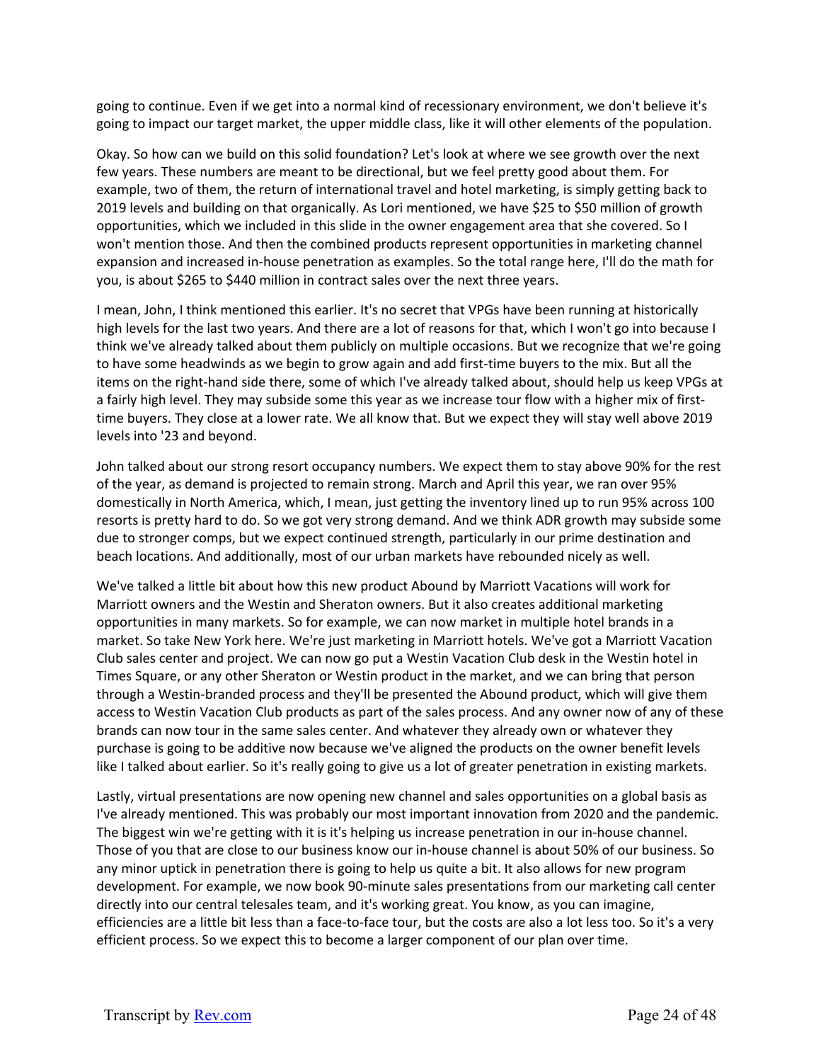going to continue. Even if we get into a normal kind of recessionary environment, we don't believe it's going to impact our target market, the upper middle class, like it will other elements of the population.

Okay. So how can we build on this solid foundation? Let's look at where we see growth over the next few years. These numbers are meant to be directional, but we feel pretty good about them. For example, two of them, the return of international travel and hotel marketing, is simply getting back to 2019 levels and building on that organically. As Lori mentioned, we have $25 to $50 million of growth opportunities, which we included in this slide in the owner engagement area that she covered. So I won't mention those. And then the combined products represent opportunities in marketing channel expansion and increased in-house penetration as examples. So the total range here, I'll do the math for you, is about $265 to $440 million in contract sales over the next three years.

I mean, John, I think mentioned this earlier. It's no secret that VPGs have been running at historically high levels for the last two years. And there are a lot of reasons for that, which I won't go into because I think we've already talked about them publicly on multiple occasions. But we recognize that we're going to have some headwinds as we begin to grow again and add first-time buyers to the mix. But all the items on the right-hand side there, some of which I've already talked about, should help us keep VPGs at a fairly high level. They may subside some this year as we increase tour flow with a higher mix of first-time buyers. They close at a lower rate. We all know that. But we expect they will stay well above 2019 levels into '23 and beyond.

John talked about our strong resort occupancy numbers. We expect them to stay above 90% for the rest of the year, as demand is projected to remain strong. March and April this year, we ran over 95% domestically in North America, which, I mean, just getting the inventory lined up to run 95% across 100 resorts is pretty hard to do. So we got very strong demand. And we think ADR growth may subside some due to stronger comps, but we expect continued strength, particularly in our prime destination and beach locations. And additionally, most of our urban markets have rebounded nicely as well.

We've talked a little bit about how this new product Abound by Marriott Vacations will work for Marriott owners and the Westin and Sheraton owners. But it also creates additional marketing opportunities in many markets. So for example, we can now market in multiple hotel brands in a market. So take New York here. We're just marketing in Marriott hotels. We've got a Marriott Vacation Club sales center and project. We can now go put a Westin Vacation Club desk in the Westin hotel in Times Square, or any other Sheraton or Westin product in the market, and we can bring that person through a Westin-branded process and they'll be presented the Abound product, which will give them access to Westin Vacation Club products as part of the sales process. And any owner now of any of these brands can now tour in the same sales center. And whatever they already own or whatever they purchase is going to be additive now because we've aligned the products on the owner benefit levels like I talked about earlier. So it's really going to give us a lot of greater penetration in existing markets.

Lastly, virtual presentations are now opening new channel and sales opportunities on a global basis as I've already mentioned. This was probably our most important innovation from 2020 and the pandemic. The biggest win we're getting with it is it's helping us increase penetration in our in-house channel. Those of you that are close to our business know our in-house channel is about 50% of our business. So any minor uptick in penetration there is going to help us quite a bit. It also allows for new program development. For example, we now book 90-minute sales presentations from our marketing call center directly into our central telesales team, and it's working great. You know, as you can imagine, efficiencies are a little bit less than a face-to-face tour, but the costs are also a lot less too. So it's a very efficient process. So we expect this to become a larger component of our plan over time.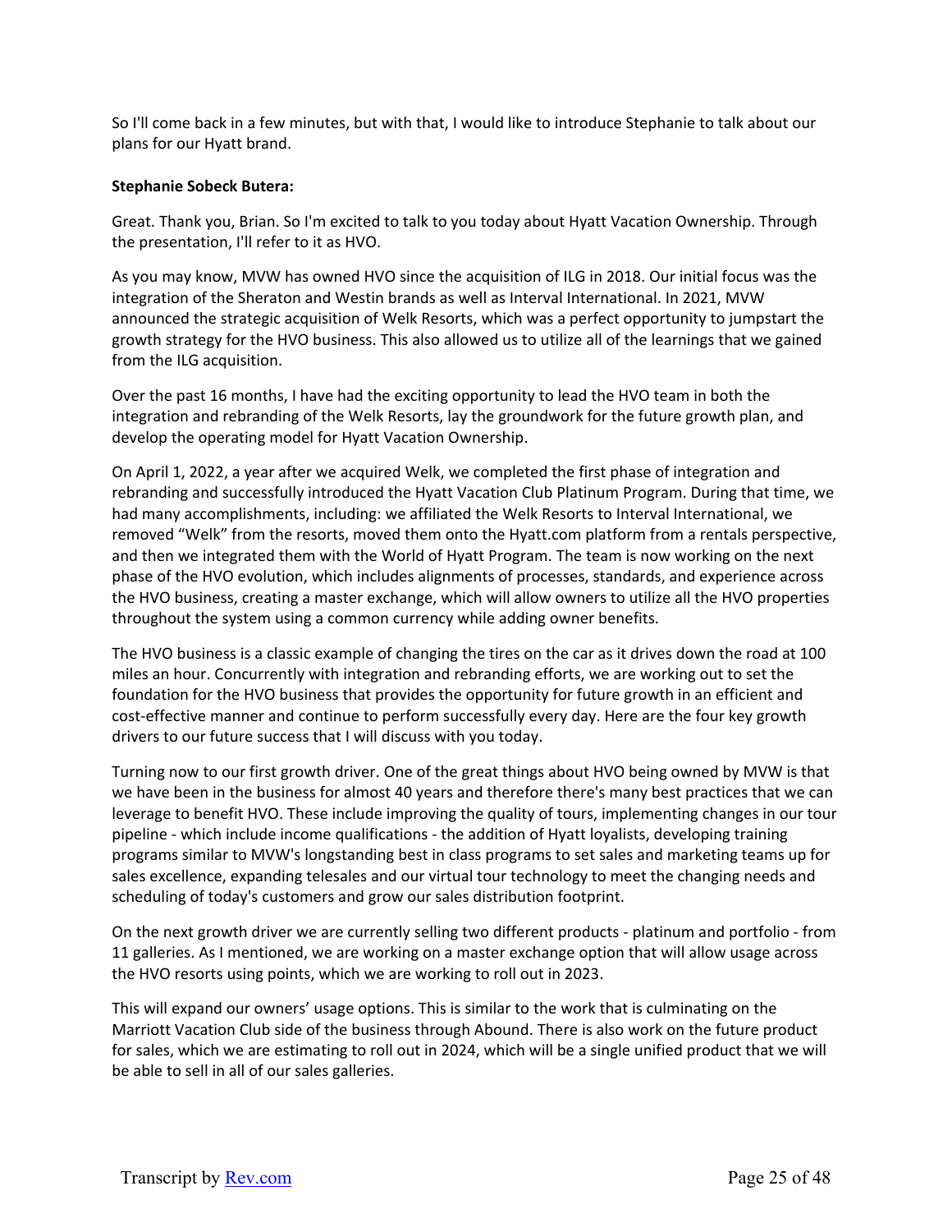So I'll come back in a few minutes, but with that, I would like to introduce Stephanie to talk about our plans for our Hyatt brand.

**Stephanie Sobeck Butera:**

Great. Thank you, Brian. So I'm excited to talk to you today about Hyatt Vacation Ownership. Through the presentation, I'll refer to it as HVO.

As you may know, MVW has owned HVO since the acquisition of ILG in 2018. Our initial focus was the integration of the Sheraton and Westin brands as well as Interval International. In 2021, MVW announced the strategic acquisition of Welk Resorts, which was a perfect opportunity to jumpstart the growth strategy for the HVO business. This also allowed us to utilize all of the learnings that we gained from the ILG acquisition.

Over the past 16 months, I have had the exciting opportunity to lead the HVO team in both the integration and rebranding of the Welk Resorts, lay the groundwork for the future growth plan, and develop the operating model for Hyatt Vacation Ownership.

On April 1, 2022, a year after we acquired Welk, we completed the first phase of integration and rebranding and successfully introduced the Hyatt Vacation Club Platinum Program. During that time, we had many accomplishments, including: we affiliated the Welk Resorts to Interval International, we removed "Welk" from the resorts, moved them onto the Hyatt.com platform from a rentals perspective, and then we integrated them with the World of Hyatt Program. The team is now working on the next phase of the HVO evolution, which includes alignments of processes, standards, and experience across the HVO business, creating a master exchange, which will allow owners to utilize all the HVO properties throughout the system using a common currency while adding owner benefits.

The HVO business is a classic example of changing the tires on the car as it drives down the road at 100 miles an hour. Concurrently with integration and rebranding efforts, we are working out to set the foundation for the HVO business that provides the opportunity for future growth in an efficient and cost-effective manner and continue to perform successfully every day. Here are the four key growth drivers to our future success that I will discuss with you today.

Turning now to our first growth driver. One of the great things about HVO being owned by MVW is that we have been in the business for almost 40 years and therefore there's many best practices that we can leverage to benefit HVO. These include improving the quality of tours, implementing changes in our tour pipeline - which include income qualifications - the addition of Hyatt loyalists, developing training programs similar to MVW's longstanding best in class programs to set sales and marketing teams up for sales excellence, expanding telesales and our virtual tour technology to meet the changing needs and scheduling of today's customers and grow our sales distribution footprint.

On the next growth driver we are currently selling two different products - platinum and portfolio - from 11 galleries. As I mentioned, we are working on a master exchange option that will allow usage across the HVO resorts using points, which we are working to roll out in 2023.

This will expand our owners' usage options. This is similar to the work that is culminating on the Marriott Vacation Club side of the business through Abound. There is also work on the future product for sales, which we are estimating to roll out in 2024, which will be a single unified product that we will be able to sell in all of our sales galleries.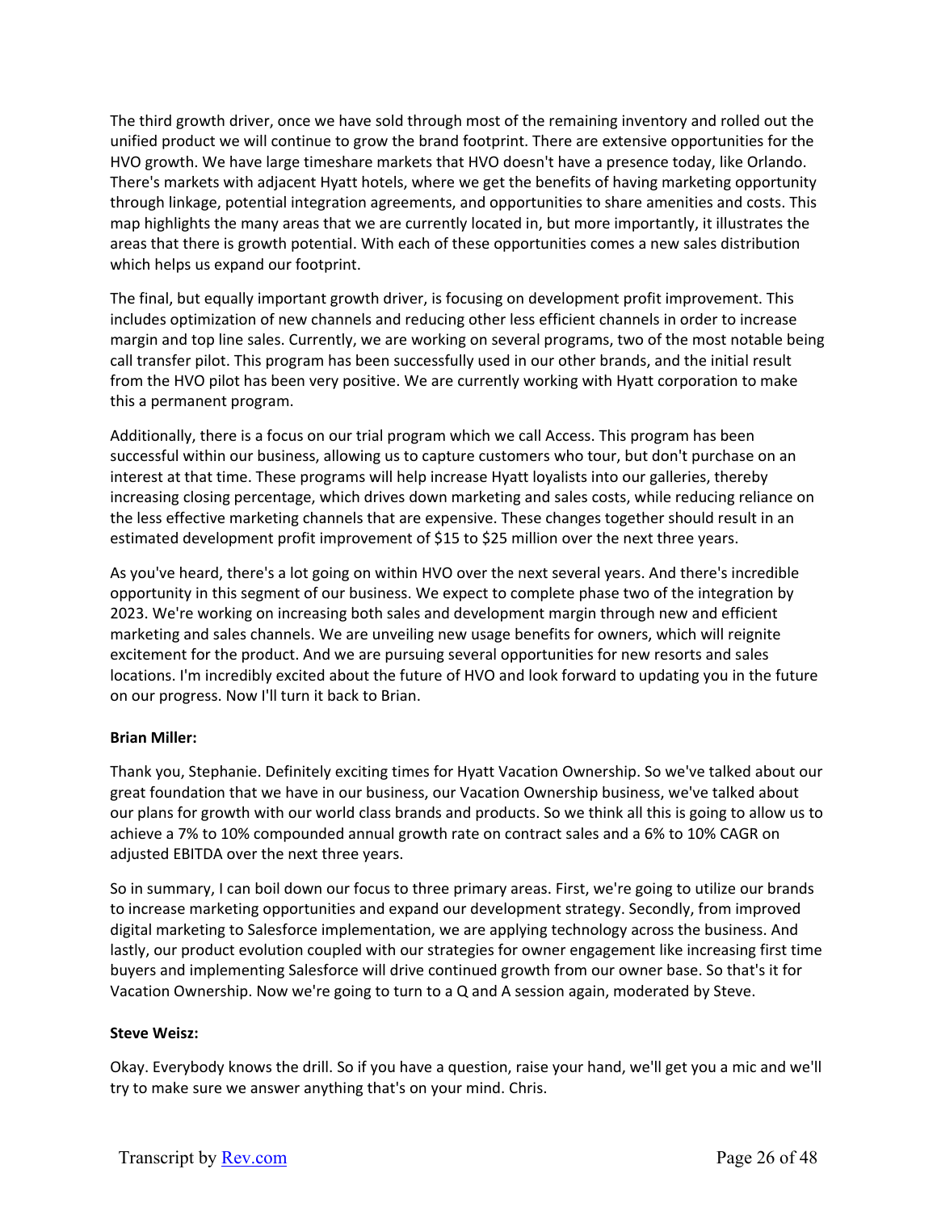The third growth driver, once we have sold through most of the remaining inventory and rolled out the unified product we will continue to grow the brand footprint. There are extensive opportunities for the HVO growth. We have large timeshare markets that HVO doesn't have a presence today, like Orlando. There's markets with adjacent Hyatt hotels, where we get the benefits of having marketing opportunity through linkage, potential integration agreements, and opportunities to share amenities and costs. This map highlights the many areas that we are currently located in, but more importantly, it illustrates the areas that there is growth potential. With each of these opportunities comes a new sales distribution which helps us expand our footprint.

The final, but equally important growth driver, is focusing on development profit improvement. This includes optimization of new channels and reducing other less efficient channels in order to increase margin and top line sales. Currently, we are working on several programs, two of the most notable being call transfer pilot. This program has been successfully used in our other brands, and the initial result from the HVO pilot has been very positive. We are currently working with Hyatt corporation to make this a permanent program.

Additionally, there is a focus on our trial program which we call Access. This program has been successful within our business, allowing us to capture customers who tour, but don't purchase on an interest at that time. These programs will help increase Hyatt loyalists into our galleries, thereby increasing closing percentage, which drives down marketing and sales costs, while reducing reliance on the less effective marketing channels that are expensive. These changes together should result in an estimated development profit improvement of $15 to $25 million over the next three years.

As you've heard, there's a lot going on within HVO over the next several years. And there's incredible opportunity in this segment of our business. We expect to complete phase two of the integration by 2023. We're working on increasing both sales and development margin through new and efficient marketing and sales channels. We are unveiling new usage benefits for owners, which will reignite excitement for the product. And we are pursuing several opportunities for new resorts and sales locations. I'm incredibly excited about the future of HVO and look forward to updating you in the future on our progress. Now I'll turn it back to Brian.

**Brian Miller:**

Thank you, Stephanie. Definitely exciting times for Hyatt Vacation Ownership. So we've talked about our great foundation that we have in our business, our Vacation Ownership business, we've talked about our plans for growth with our world class brands and products. So we think all this is going to allow us to achieve a 7% to 10% compounded annual growth rate on contract sales and a 6% to 10% CAGR on adjusted EBITDA over the next three years.

So in summary, I can boil down our focus to three primary areas. First, we're going to utilize our brands to increase marketing opportunities and expand our development strategy. Secondly, from improved digital marketing to Salesforce implementation, we are applying technology across the business. And lastly, our product evolution coupled with our strategies for owner engagement like increasing first time buyers and implementing Salesforce will drive continued growth from our owner base. So that's it for Vacation Ownership. Now we're going to turn to a Q and A session again, moderated by Steve.

**Steve Weisz:**

Okay. Everybody knows the drill. So if you have a question, raise your hand, we'll get you a mic and we'll try to make sure we answer anything that's on your mind. Chris.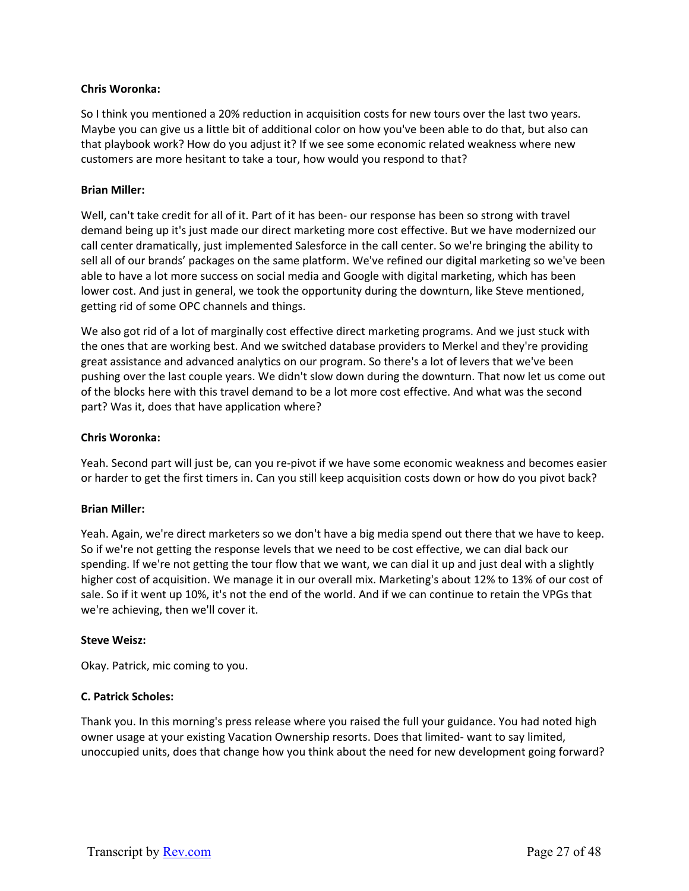**Chris Woronka:**

So I think you mentioned a 20% reduction in acquisition costs for new tours over the last two years. Maybe you can give us a little bit of additional color on how you've been able to do that, but also can that playbook work? How do you adjust it? If we see some economic related weakness where new customers are more hesitant to take a tour, how would you respond to that?

**Brian Miller:**

Well, can't take credit for all of it. Part of it has been- our response has been so strong with travel demand being up it's just made our direct marketing more cost effective. But we have modernized our call center dramatically, just implemented Salesforce in the call center. So we're bringing the ability to sell all of our brands' packages on the same platform. We've refined our digital marketing so we've been able to have a lot more success on social media and Google with digital marketing, which has been lower cost. And just in general, we took the opportunity during the downturn, like Steve mentioned, getting rid of some OPC channels and things.

We also got rid of a lot of marginally cost effective direct marketing programs. And we just stuck with the ones that are working best. And we switched database providers to Merkel and they're providing great assistance and advanced analytics on our program. So there's a lot of levers that we've been pushing over the last couple years. We didn't slow down during the downturn. That now let us come out of the blocks here with this travel demand to be a lot more cost effective. And what was the second part? Was it, does that have application where?

**Chris Woronka:**

Yeah. Second part will just be, can you re-pivot if we have some economic weakness and becomes easier or harder to get the first timers in. Can you still keep acquisition costs down or how do you pivot back?

**Brian Miller:**

Yeah. Again, we're direct marketers so we don't have a big media spend out there that we have to keep. So if we're not getting the response levels that we need to be cost effective, we can dial back our spending. If we're not getting the tour flow that we want, we can dial it up and just deal with a slightly higher cost of acquisition. We manage it in our overall mix. Marketing's about 12% to 13% of our cost of sale. So if it went up 10%, it's not the end of the world. And if we can continue to retain the VPGs that we're achieving, then we'll cover it.

**Steve Weisz:**

Okay. Patrick, mic coming to you.

**C. Patrick Scholes:**

Thank you. In this morning's press release where you raised the full your guidance. You had noted high owner usage at your existing Vacation Ownership resorts. Does that limited- want to say limited, unoccupied units, does that change how you think about the need for new development going forward?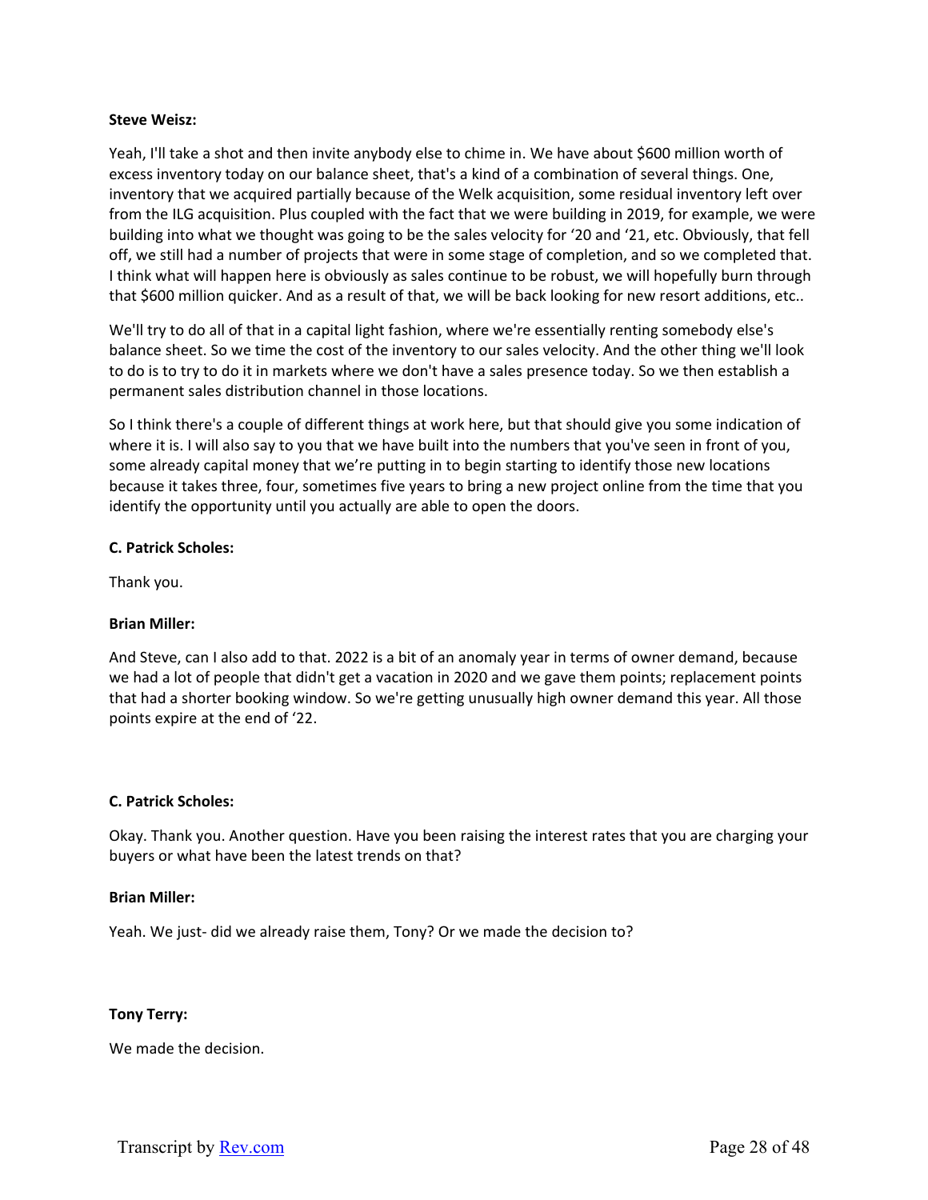**Steve Weisz:**

Yeah, I'll take a shot and then invite anybody else to chime in. We have about $600 million worth of excess inventory today on our balance sheet, that's a kind of a combination of several things. One, inventory that we acquired partially because of the Welk acquisition, some residual inventory left over from the ILG acquisition. Plus coupled with the fact that we were building in 2019, for example, we were building into what we thought was going to be the sales velocity for '20 and '21, etc. Obviously, that fell off, we still had a number of projects that were in some stage of completion, and so we completed that. I think what will happen here is obviously as sales continue to be robust, we will hopefully burn through that $600 million quicker. And as a result of that, we will be back looking for new resort additions, etc..

We'll try to do all of that in a capital light fashion, where we're essentially renting somebody else's balance sheet. So we time the cost of the inventory to our sales velocity. And the other thing we'll look to do is to try to do it in markets where we don't have a sales presence today. So we then establish a permanent sales distribution channel in those locations.

So I think there's a couple of different things at work here, but that should give you some indication of where it is. I will also say to you that we have built into the numbers that you've seen in front of you, some already capital money that we're putting in to begin starting to identify those new locations because it takes three, four, sometimes five years to bring a new project online from the time that you identify the opportunity until you actually are able to open the doors.

**C. Patrick Scholes:**

Thank you.

**Brian Miller:**

And Steve, can I also add to that. 2022 is a bit of an anomaly year in terms of owner demand, because we had a lot of people that didn't get a vacation in 2020 and we gave them points; replacement points that had a shorter booking window. So we're getting unusually high owner demand this year. All those points expire at the end of '22.

**C. Patrick Scholes:**

Okay. Thank you. Another question. Have you been raising the interest rates that you are charging your buyers or what have been the latest trends on that?

**Brian Miller:**

Yeah. We just- did we already raise them, Tony? Or we made the decision to?

**Tony Terry:**

We made the decision.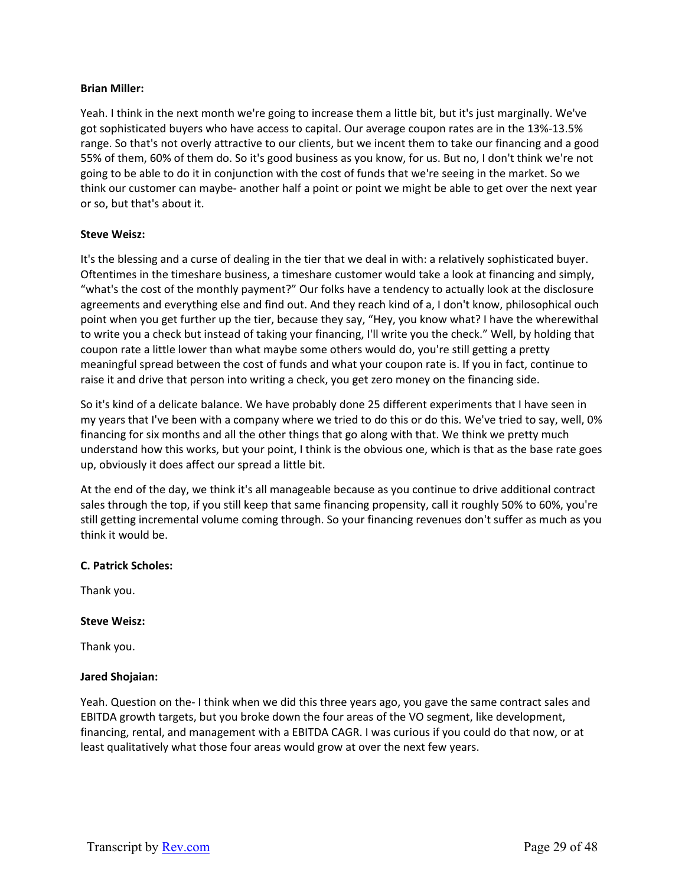**Brian Miller:**

Yeah. I think in the next month we're going to increase them a little bit, but it's just marginally. We've got sophisticated buyers who have access to capital. Our average coupon rates are in the 13%-13.5% range. So that's not overly attractive to our clients, but we incent them to take our financing and a good 55% of them, 60% of them do. So it's good business as you know, for us. But no, I don't think we're not going to be able to do it in conjunction with the cost of funds that we're seeing in the market. So we think our customer can maybe- another half a point or point we might be able to get over the next year or so, but that's about it.

**Steve Weisz:**

It's the blessing and a curse of dealing in the tier that we deal in with: a relatively sophisticated buyer. Oftentimes in the timeshare business, a timeshare customer would take a look at financing and simply, "what's the cost of the monthly payment?" Our folks have a tendency to actually look at the disclosure agreements and everything else and find out. And they reach kind of a, I don't know, philosophical ouch point when you get further up the tier, because they say, "Hey, you know what? I have the wherewithal to write you a check but instead of taking your financing, I'll write you the check." Well, by holding that coupon rate a little lower than what maybe some others would do, you're still getting a pretty meaningful spread between the cost of funds and what your coupon rate is. If you in fact, continue to raise it and drive that person into writing a check, you get zero money on the financing side.

So it's kind of a delicate balance. We have probably done 25 different experiments that I have seen in my years that I've been with a company where we tried to do this or do this. We've tried to say, well, 0% financing for six months and all the other things that go along with that. We think we pretty much understand how this works, but your point, I think is the obvious one, which is that as the base rate goes up, obviously it does affect our spread a little bit.

At the end of the day, we think it's all manageable because as you continue to drive additional contract sales through the top, if you still keep that same financing propensity, call it roughly 50% to 60%, you're still getting incremental volume coming through. So your financing revenues don't suffer as much as you think it would be.

**C. Patrick Scholes:**

Thank you.

**Steve Weisz:**

Thank you.

**Jared Shojaian:**

Yeah. Question on the- I think when we did this three years ago, you gave the same contract sales and EBITDA growth targets, but you broke down the four areas of the VO segment, like development, financing, rental, and management with a EBITDA CAGR. I was curious if you could do that now, or at least qualitatively what those four areas would grow at over the next few years.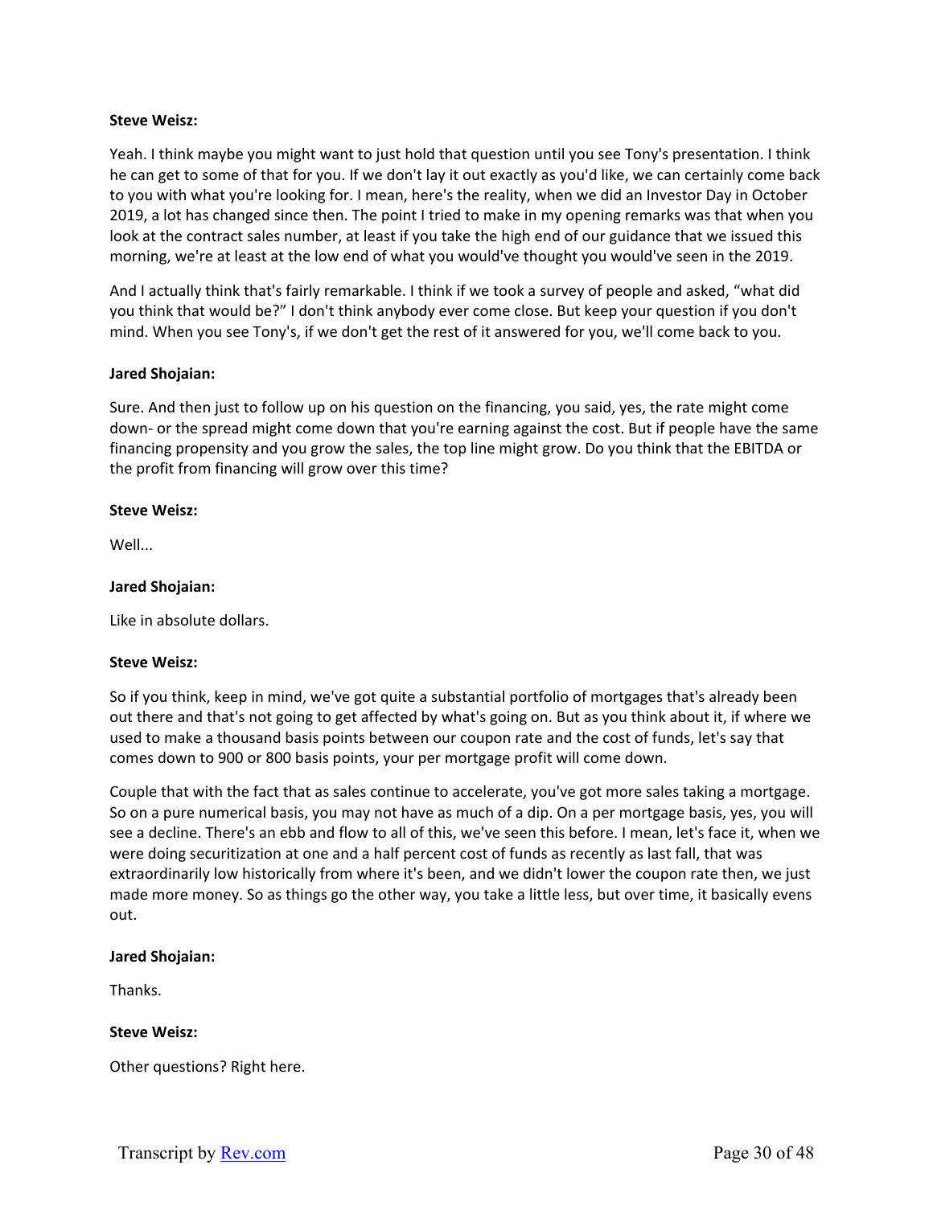**Steve Weisz:**

Yeah. I think maybe you might want to just hold that question until you see Tony's presentation. I think he can get to some of that for you. If we don't lay it out exactly as you'd like, we can certainly come back to you with what you're looking for. I mean, here's the reality, when we did an Investor Day in October 2019, a lot has changed since then. The point I tried to make in my opening remarks was that when you look at the contract sales number, at least if you take the high end of our guidance that we issued this morning, we're at least at the low end of what you would've thought you would've seen in the 2019.

And I actually think that's fairly remarkable. I think if we took a survey of people and asked, "what did you think that would be?" I don't think anybody ever come close. But keep your question if you don't mind. When you see Tony's, if we don't get the rest of it answered for you, we'll come back to you.

**Jared Shojaian:**

Sure. And then just to follow up on his question on the financing, you said, yes, the rate might come down- or the spread might come down that you're earning against the cost. But if people have the same financing propensity and you grow the sales, the top line might grow. Do you think that the EBITDA or the profit from financing will grow over this time?

**Steve Weisz:**

Well...

**Jared Shojaian:**

Like in absolute dollars.

**Steve Weisz:**

So if you think, keep in mind, we've got quite a substantial portfolio of mortgages that's already been out there and that's not going to get affected by what's going on. But as you think about it, if where we used to make a thousand basis points between our coupon rate and the cost of funds, let's say that comes down to 900 or 800 basis points, your per mortgage profit will come down.

Couple that with the fact that as sales continue to accelerate, you've got more sales taking a mortgage. So on a pure numerical basis, you may not have as much of a dip. On a per mortgage basis, yes, you will see a decline. There's an ebb and flow to all of this, we've seen this before. I mean, let's face it, when we were doing securitization at one and a half percent cost of funds as recently as last fall, that was extraordinarily low historically from where it's been, and we didn't lower the coupon rate then, we just made more money. So as things go the other way, you take a little less, but over time, it basically evens out.

**Jared Shojaian:**

Thanks.

**Steve Weisz:**

Other questions? Right here.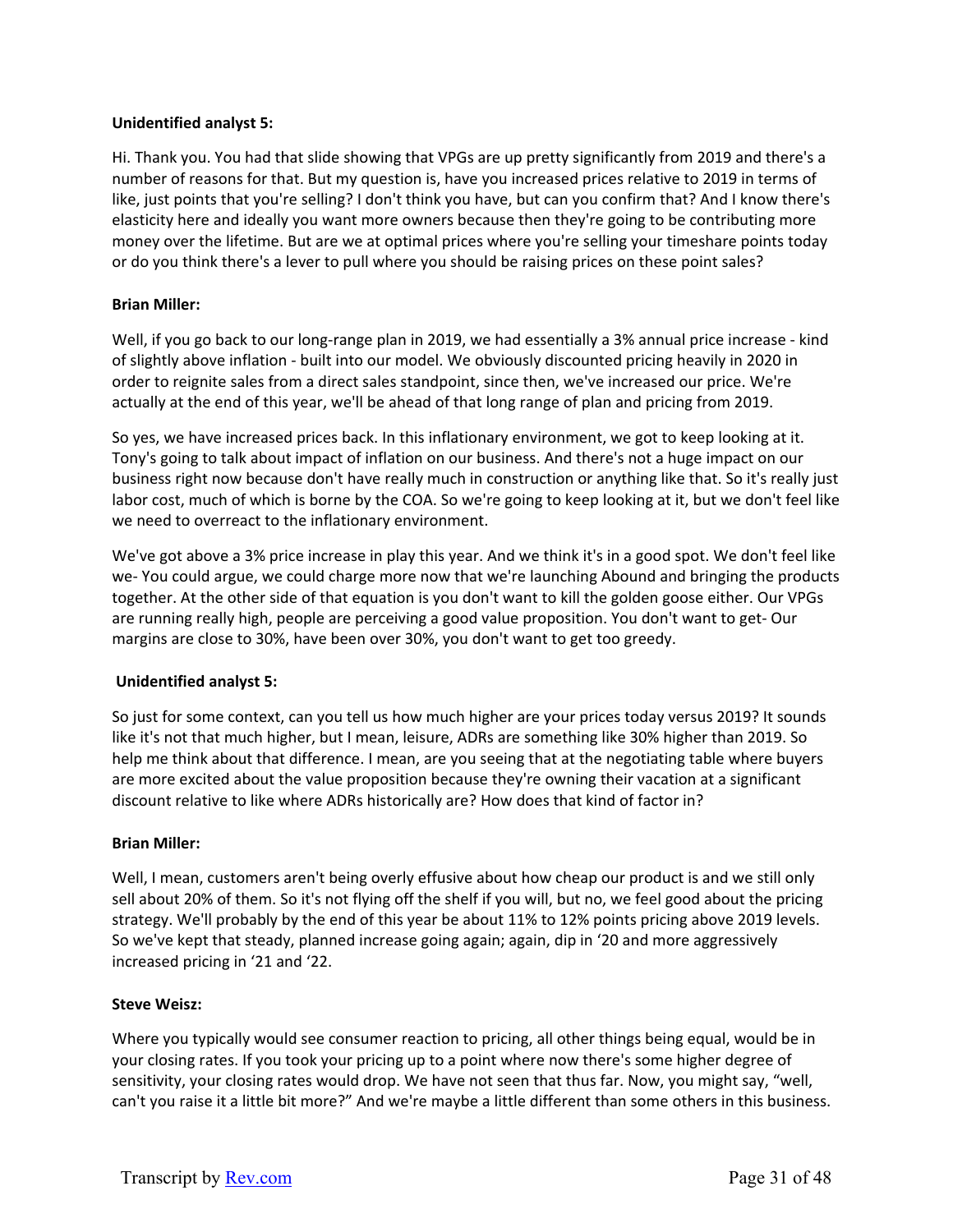**Unidentified analyst 5:**

Hi. Thank you. You had that slide showing that VPGs are up pretty significantly from 2019 and there's a number of reasons for that. But my question is, have you increased prices relative to 2019 in terms of like, just points that you're selling? I don't think you have, but can you confirm that? And I know there's elasticity here and ideally you want more owners because then they're going to be contributing more money over the lifetime. But are we at optimal prices where you're selling your timeshare points today or do you think there's a lever to pull where you should be raising prices on these point sales?

**Brian Miller:**

Well, if you go back to our long-range plan in 2019, we had essentially a 3% annual price increase - kind of slightly above inflation - built into our model. We obviously discounted pricing heavily in 2020 in order to reignite sales from a direct sales standpoint, since then, we've increased our price. We're actually at the end of this year, we'll be ahead of that long range of plan and pricing from 2019.

So yes, we have increased prices back. In this inflationary environment, we got to keep looking at it. Tony's going to talk about impact of inflation on our business. And there's not a huge impact on our business right now because don't have really much in construction or anything like that. So it's really just labor cost, much of which is borne by the COA. So we're going to keep looking at it, but we don't feel like we need to overreact to the inflationary environment.

We've got above a 3% price increase in play this year. And we think it's in a good spot. We don't feel like we- You could argue, we could charge more now that we're launching Abound and bringing the products together. At the other side of that equation is you don't want to kill the golden goose either. Our VPGs are running really high, people are perceiving a good value proposition. You don't want to get- Our margins are close to 30%, have been over 30%, you don't want to get too greedy.

**Unidentified analyst 5:**

So just for some context, can you tell us how much higher are your prices today versus 2019? It sounds like it's not that much higher, but I mean, leisure, ADRs are something like 30% higher than 2019. So help me think about that difference. I mean, are you seeing that at the negotiating table where buyers are more excited about the value proposition because they're owning their vacation at a significant discount relative to like where ADRs historically are? How does that kind of factor in?

**Brian Miller:**

Well, I mean, customers aren't being overly effusive about how cheap our product is and we still only sell about 20% of them. So it's not flying off the shelf if you will, but no, we feel good about the pricing strategy. We'll probably by the end of this year be about 11% to 12% points pricing above 2019 levels. So we've kept that steady, planned increase going again; again, dip in '20 and more aggressively increased pricing in '21 and '22.

**Steve Weisz:**

Where you typically would see consumer reaction to pricing, all other things being equal, would be in your closing rates. If you took your pricing up to a point where now there's some higher degree of sensitivity, your closing rates would drop. We have not seen that thus far. Now, you might say, "well, can't you raise it a little bit more?" And we're maybe a little different than some others in this business.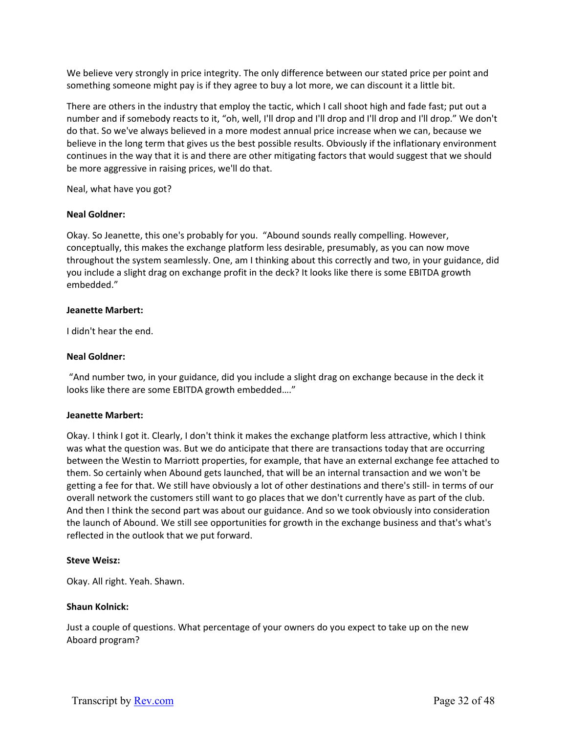We believe very strongly in price integrity. The only difference between our stated price per point and something someone might pay is if they agree to buy a lot more, we can discount it a little bit.

There are others in the industry that employ the tactic, which I call shoot high and fade fast; put out a number and if somebody reacts to it, "oh, well, I'll drop and I'll drop and I'll drop and I'll drop." We don't do that. So we've always believed in a more modest annual price increase when we can, because we believe in the long term that gives us the best possible results. Obviously if the inflationary environment continues in the way that it is and there are other mitigating factors that would suggest that we should be more aggressive in raising prices, we'll do that.

Neal, what have you got?

**Neal Goldner:**

Okay. So Jeanette, this one's probably for you. "Abound sounds really compelling. However, conceptually, this makes the exchange platform less desirable, presumably, as you can now move throughout the system seamlessly. One, am I thinking about this correctly and two, in your guidance, did you include a slight drag on exchange profit in the deck? It looks like there is some EBITDA growth embedded."

**Jeanette Marbert:**

I didn't hear the end.

**Neal Goldner:**

"And number two, in your guidance, did you include a slight drag on exchange because in the deck it looks like there are some EBITDA growth embedded…."

**Jeanette Marbert:**

Okay. I think I got it. Clearly, I don't think it makes the exchange platform less attractive, which I think was what the question was. But we do anticipate that there are transactions today that are occurring between the Westin to Marriott properties, for example, that have an external exchange fee attached to them. So certainly when Abound gets launched, that will be an internal transaction and we won't be getting a fee for that. We still have obviously a lot of other destinations and there's still- in terms of our overall network the customers still want to go places that we don't currently have as part of the club. And then I think the second part was about our guidance. And so we took obviously into consideration the launch of Abound. We still see opportunities for growth in the exchange business and that's what's reflected in the outlook that we put forward.

**Steve Weisz:**

Okay. All right. Yeah. Shawn.

**Shaun Kolnick:**

Just a couple of questions. What percentage of your owners do you expect to take up on the new Aboard program?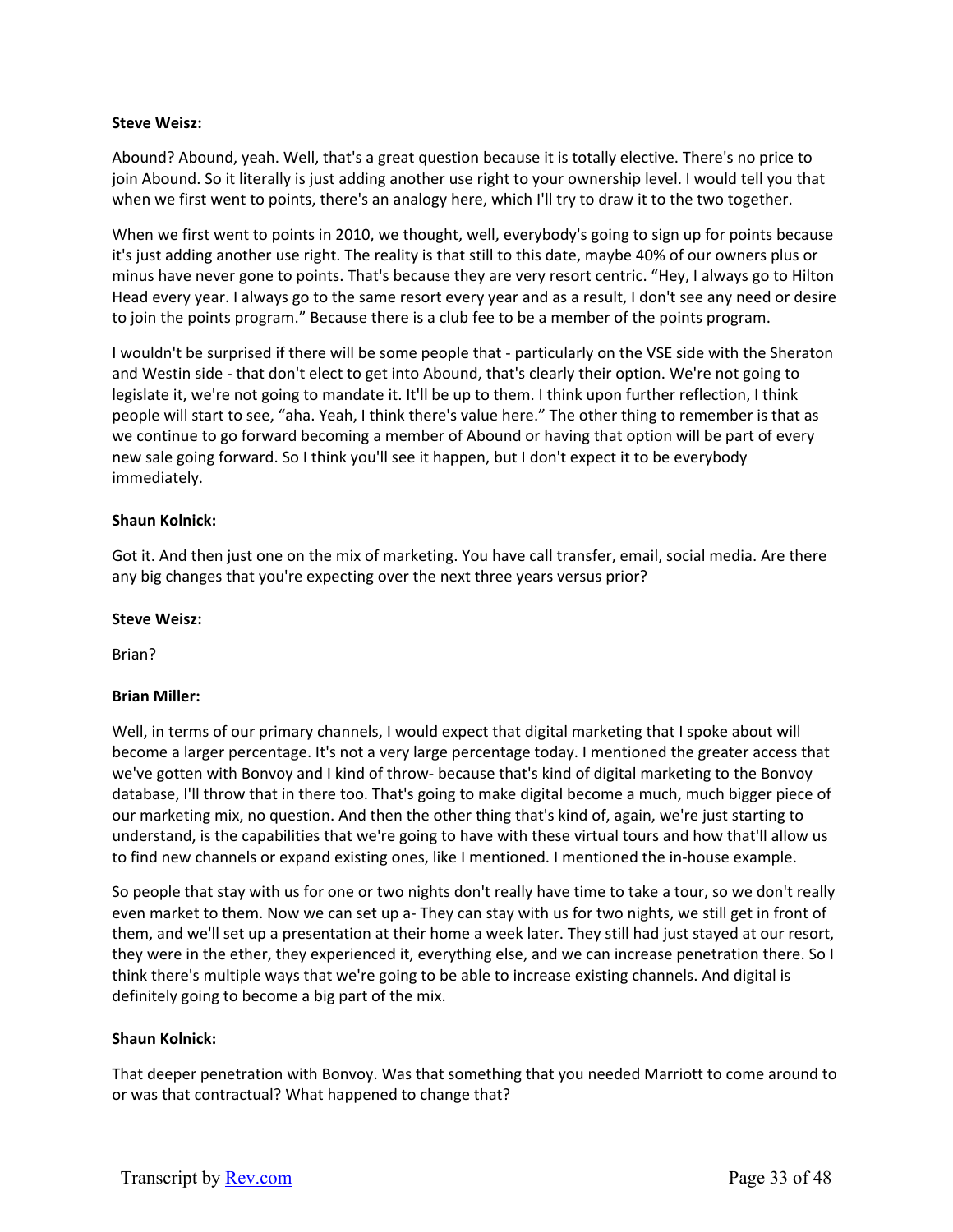**Steve Weisz:**

Abound? Abound, yeah. Well, that's a great question because it is totally elective. There's no price to join Abound. So it literally is just adding another use right to your ownership level. I would tell you that when we first went to points, there's an analogy here, which I'll try to draw it to the two together.

When we first went to points in 2010, we thought, well, everybody's going to sign up for points because it's just adding another use right. The reality is that still to this date, maybe 40% of our owners plus or minus have never gone to points. That's because they are very resort centric. "Hey, I always go to Hilton Head every year. I always go to the same resort every year and as a result, I don't see any need or desire to join the points program." Because there is a club fee to be a member of the points program.

I wouldn't be surprised if there will be some people that - particularly on the VSE side with the Sheraton and Westin side - that don't elect to get into Abound, that's clearly their option. We're not going to legislate it, we're not going to mandate it. It'll be up to them. I think upon further reflection, I think people will start to see, "aha. Yeah, I think there's value here." The other thing to remember is that as we continue to go forward becoming a member of Abound or having that option will be part of every new sale going forward. So I think you'll see it happen, but I don't expect it to be everybody immediately.

**Shaun Kolnick:**

Got it. And then just one on the mix of marketing. You have call transfer, email, social media. Are there any big changes that you're expecting over the next three years versus prior?

**Steve Weisz:**

Brian?

**Brian Miller:**

Well, in terms of our primary channels, I would expect that digital marketing that I spoke about will become a larger percentage. It's not a very large percentage today. I mentioned the greater access that we've gotten with Bonvoy and I kind of throw- because that's kind of digital marketing to the Bonvoy database, I'll throw that in there too. That's going to make digital become a much, much bigger piece of our marketing mix, no question. And then the other thing that's kind of, again, we're just starting to understand, is the capabilities that we're going to have with these virtual tours and how that'll allow us to find new channels or expand existing ones, like I mentioned. I mentioned the in-house example.

So people that stay with us for one or two nights don't really have time to take a tour, so we don't really even market to them. Now we can set up a- They can stay with us for two nights, we still get in front of them, and we'll set up a presentation at their home a week later. They still had just stayed at our resort, they were in the ether, they experienced it, everything else, and we can increase penetration there. So I think there's multiple ways that we're going to be able to increase existing channels. And digital is definitely going to become a big part of the mix.

**Shaun Kolnick:**

That deeper penetration with Bonvoy. Was that something that you needed Marriott to come around to or was that contractual? What happened to change that?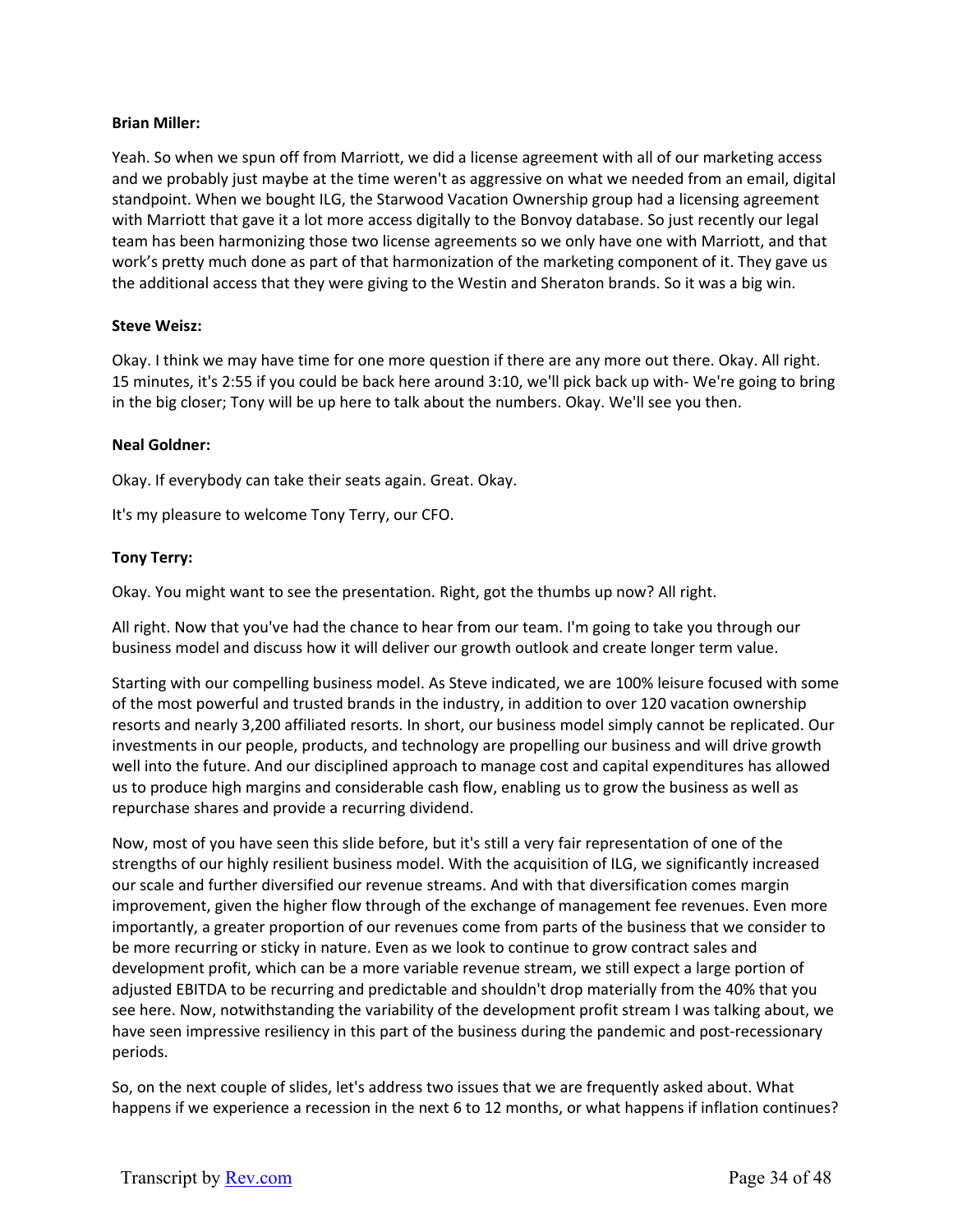**Brian Miller:**

Yeah. So when we spun off from Marriott, we did a license agreement with all of our marketing access and we probably just maybe at the time weren't as aggressive on what we needed from an email, digital standpoint. When we bought ILG, the Starwood Vacation Ownership group had a licensing agreement with Marriott that gave it a lot more access digitally to the Bonvoy database. So just recently our legal team has been harmonizing those two license agreements so we only have one with Marriott, and that work's pretty much done as part of that harmonization of the marketing component of it. They gave us the additional access that they were giving to the Westin and Sheraton brands. So it was a big win.

**Steve Weisz:**

Okay. I think we may have time for one more question if there are any more out there. Okay. All right. 15 minutes, it's 2:55 if you could be back here around 3:10, we'll pick back up with- We're going to bring in the big closer; Tony will be up here to talk about the numbers. Okay. We'll see you then.

**Neal Goldner:**

Okay. If everybody can take their seats again. Great. Okay.

It's my pleasure to welcome Tony Terry, our CFO.

**Tony Terry:**

Okay. You might want to see the presentation. Right, got the thumbs up now? All right.

All right. Now that you've had the chance to hear from our team. I'm going to take you through our business model and discuss how it will deliver our growth outlook and create longer term value.

Starting with our compelling business model. As Steve indicated, we are 100% leisure focused with some of the most powerful and trusted brands in the industry, in addition to over 120 vacation ownership resorts and nearly 3,200 affiliated resorts. In short, our business model simply cannot be replicated. Our investments in our people, products, and technology are propelling our business and will drive growth well into the future. And our disciplined approach to manage cost and capital expenditures has allowed us to produce high margins and considerable cash flow, enabling us to grow the business as well as repurchase shares and provide a recurring dividend.

Now, most of you have seen this slide before, but it's still a very fair representation of one of the strengths of our highly resilient business model. With the acquisition of ILG, we significantly increased our scale and further diversified our revenue streams. And with that diversification comes margin improvement, given the higher flow through of the exchange of management fee revenues. Even more importantly, a greater proportion of our revenues come from parts of the business that we consider to be more recurring or sticky in nature. Even as we look to continue to grow contract sales and development profit, which can be a more variable revenue stream, we still expect a large portion of adjusted EBITDA to be recurring and predictable and shouldn't drop materially from the 40% that you see here. Now, notwithstanding the variability of the development profit stream I was talking about, we have seen impressive resiliency in this part of the business during the pandemic and post-recessionary periods.

So, on the next couple of slides, let's address two issues that we are frequently asked about. What happens if we experience a recession in the next 6 to 12 months, or what happens if inflation continues?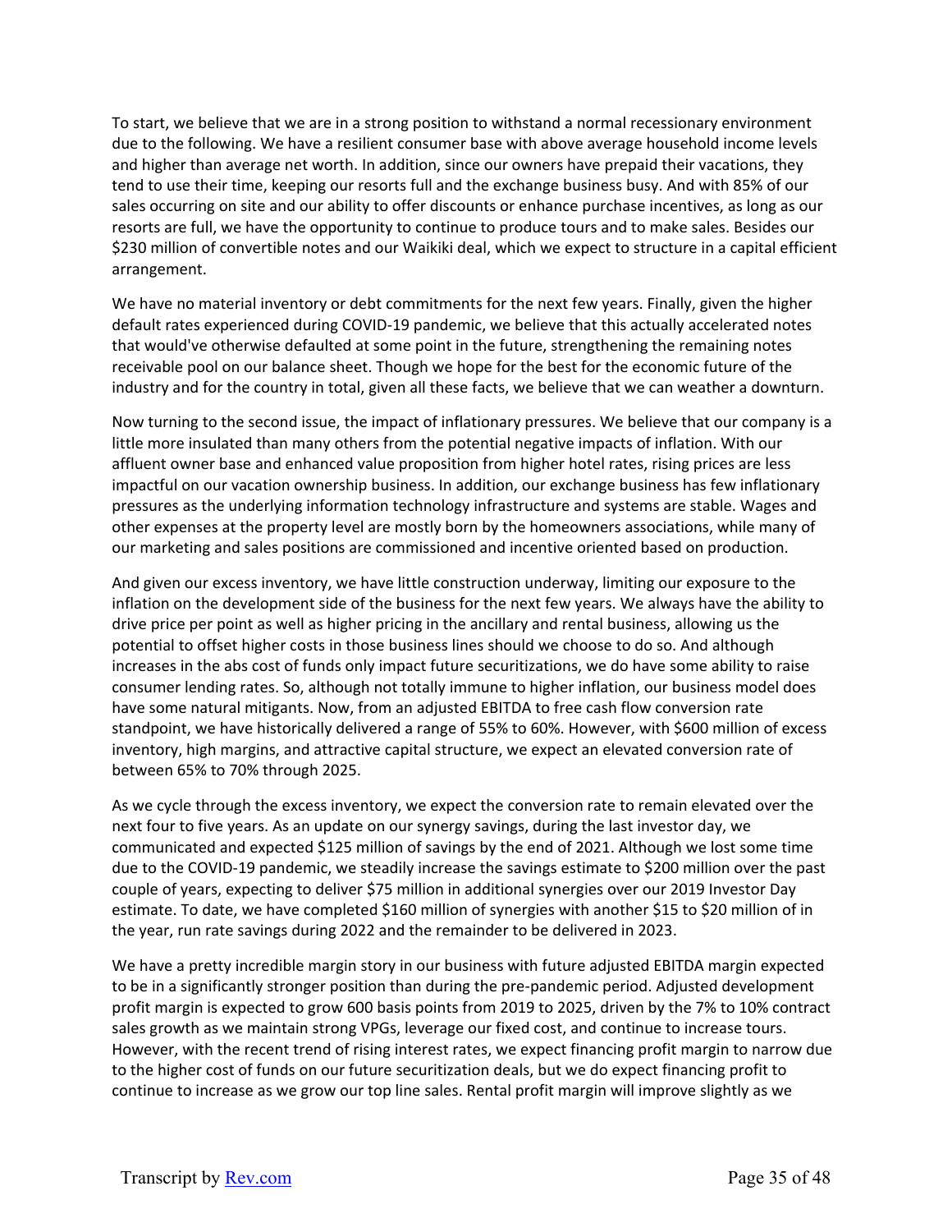To start, we believe that we are in a strong position to withstand a normal recessionary environment due to the following. We have a resilient consumer base with above average household income levels and higher than average net worth. In addition, since our owners have prepaid their vacations, they tend to use their time, keeping our resorts full and the exchange business busy. And with 85% of our sales occurring on site and our ability to offer discounts or enhance purchase incentives, as long as our resorts are full, we have the opportunity to continue to produce tours and to make sales. Besides our $230 million of convertible notes and our Waikiki deal, which we expect to structure in a capital efficient arrangement.

We have no material inventory or debt commitments for the next few years. Finally, given the higher default rates experienced during COVID-19 pandemic, we believe that this actually accelerated notes that would've otherwise defaulted at some point in the future, strengthening the remaining notes receivable pool on our balance sheet. Though we hope for the best for the economic future of the industry and for the country in total, given all these facts, we believe that we can weather a downturn.

Now turning to the second issue, the impact of inflationary pressures. We believe that our company is a little more insulated than many others from the potential negative impacts of inflation. With our affluent owner base and enhanced value proposition from higher hotel rates, rising prices are less impactful on our vacation ownership business. In addition, our exchange business has few inflationary pressures as the underlying information technology infrastructure and systems are stable. Wages and other expenses at the property level are mostly born by the homeowners associations, while many of our marketing and sales positions are commissioned and incentive oriented based on production.

And given our excess inventory, we have little construction underway, limiting our exposure to the inflation on the development side of the business for the next few years. We always have the ability to drive price per point as well as higher pricing in the ancillary and rental business, allowing us the potential to offset higher costs in those business lines should we choose to do so. And although increases in the abs cost of funds only impact future securitizations, we do have some ability to raise consumer lending rates. So, although not totally immune to higher inflation, our business model does have some natural mitigants. Now, from an adjusted EBITDA to free cash flow conversion rate standpoint, we have historically delivered a range of 55% to 60%. However, with $600 million of excess inventory, high margins, and attractive capital structure, we expect an elevated conversion rate of between 65% to 70% through 2025.

As we cycle through the excess inventory, we expect the conversion rate to remain elevated over the next four to five years. As an update on our synergy savings, during the last investor day, we communicated and expected $125 million of savings by the end of 2021. Although we lost some time due to the COVID-19 pandemic, we steadily increase the savings estimate to $200 million over the past couple of years, expecting to deliver $75 million in additional synergies over our 2019 Investor Day estimate. To date, we have completed $160 million of synergies with another $15 to $20 million of in the year, run rate savings during 2022 and the remainder to be delivered in 2023.

We have a pretty incredible margin story in our business with future adjusted EBITDA margin expected to be in a significantly stronger position than during the pre-pandemic period. Adjusted development profit margin is expected to grow 600 basis points from 2019 to 2025, driven by the 7% to 10% contract sales growth as we maintain strong VPGs, leverage our fixed cost, and continue to increase tours. However, with the recent trend of rising interest rates, we expect financing profit margin to narrow due to the higher cost of funds on our future securitization deals, but we do expect financing profit to continue to increase as we grow our top line sales. Rental profit margin will improve slightly as we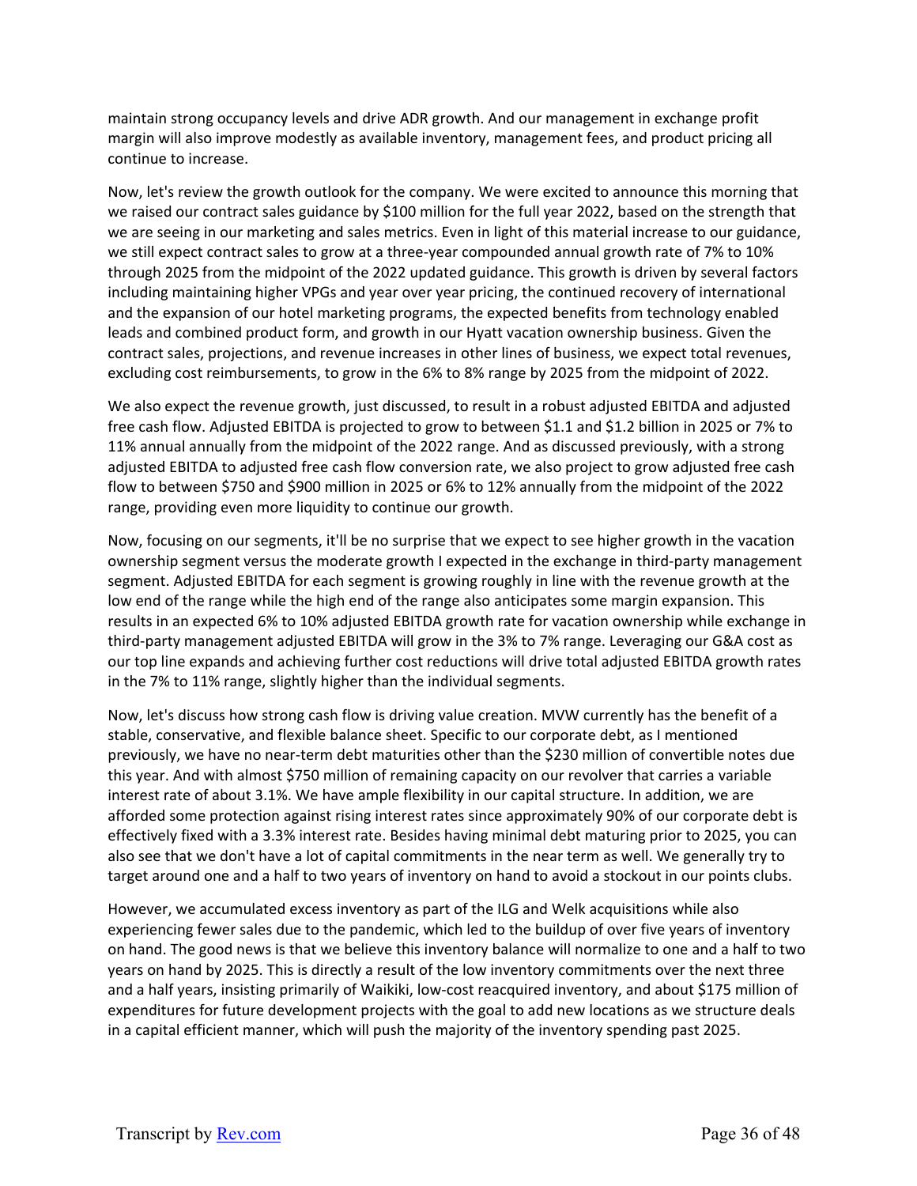maintain strong occupancy levels and drive ADR growth. And our management in exchange profit margin will also improve modestly as available inventory, management fees, and product pricing all continue to increase.

Now, let's review the growth outlook for the company. We were excited to announce this morning that we raised our contract sales guidance by $100 million for the full year 2022, based on the strength that we are seeing in our marketing and sales metrics. Even in light of this material increase to our guidance, we still expect contract sales to grow at a three-year compounded annual growth rate of 7% to 10% through 2025 from the midpoint of the 2022 updated guidance. This growth is driven by several factors including maintaining higher VPGs and year over year pricing, the continued recovery of international and the expansion of our hotel marketing programs, the expected benefits from technology enabled leads and combined product form, and growth in our Hyatt vacation ownership business. Given the contract sales, projections, and revenue increases in other lines of business, we expect total revenues, excluding cost reimbursements, to grow in the 6% to 8% range by 2025 from the midpoint of 2022.

We also expect the revenue growth, just discussed, to result in a robust adjusted EBITDA and adjusted free cash flow. Adjusted EBITDA is projected to grow to between $1.1 and $1.2 billion in 2025 or 7% to 11% annual annually from the midpoint of the 2022 range. And as discussed previously, with a strong adjusted EBITDA to adjusted free cash flow conversion rate, we also project to grow adjusted free cash flow to between $750 and $900 million in 2025 or 6% to 12% annually from the midpoint of the 2022 range, providing even more liquidity to continue our growth.

Now, focusing on our segments, it'll be no surprise that we expect to see higher growth in the vacation ownership segment versus the moderate growth I expected in the exchange in third-party management segment. Adjusted EBITDA for each segment is growing roughly in line with the revenue growth at the low end of the range while the high end of the range also anticipates some margin expansion. This results in an expected 6% to 10% adjusted EBITDA growth rate for vacation ownership while exchange in third-party management adjusted EBITDA will grow in the 3% to 7% range. Leveraging our G&A cost as our top line expands and achieving further cost reductions will drive total adjusted EBITDA growth rates in the 7% to 11% range, slightly higher than the individual segments.

Now, let's discuss how strong cash flow is driving value creation. MVW currently has the benefit of a stable, conservative, and flexible balance sheet. Specific to our corporate debt, as I mentioned previously, we have no near-term debt maturities other than the $230 million of convertible notes due this year. And with almost $750 million of remaining capacity on our revolver that carries a variable interest rate of about 3.1%. We have ample flexibility in our capital structure. In addition, we are afforded some protection against rising interest rates since approximately 90% of our corporate debt is effectively fixed with a 3.3% interest rate. Besides having minimal debt maturing prior to 2025, you can also see that we don't have a lot of capital commitments in the near term as well. We generally try to target around one and a half to two years of inventory on hand to avoid a stockout in our points clubs.

However, we accumulated excess inventory as part of the ILG and Welk acquisitions while also experiencing fewer sales due to the pandemic, which led to the buildup of over five years of inventory on hand. The good news is that we believe this inventory balance will normalize to one and a half to two years on hand by 2025. This is directly a result of the low inventory commitments over the next three and a half years, insisting primarily of Waikiki, low-cost reacquired inventory, and about $175 million of expenditures for future development projects with the goal to add new locations as we structure deals in a capital efficient manner, which will push the majority of the inventory spending past 2025.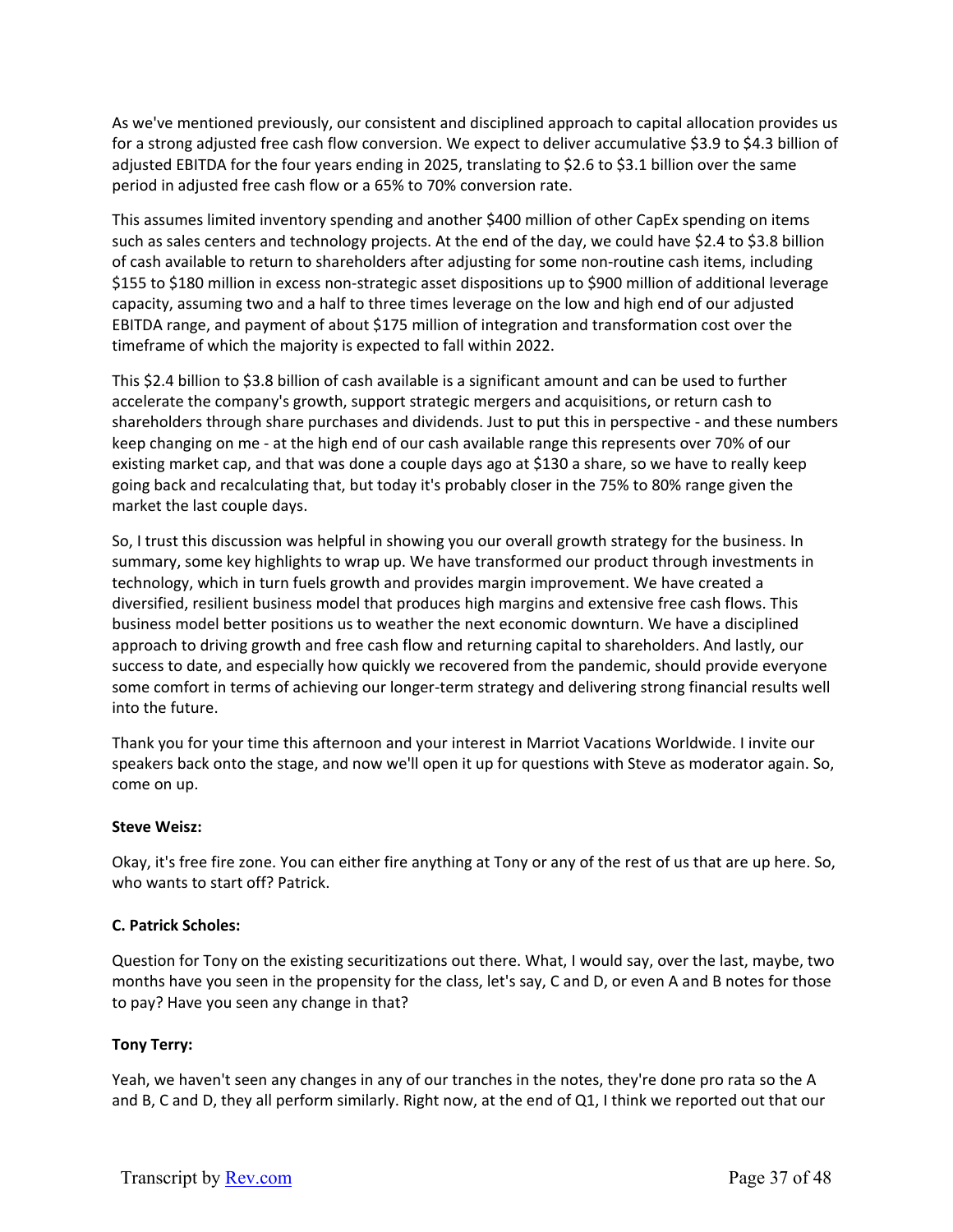As we've mentioned previously, our consistent and disciplined approach to capital allocation provides us for a strong adjusted free cash flow conversion. We expect to deliver accumulative $3.9 to $4.3 billion of adjusted EBITDA for the four years ending in 2025, translating to $2.6 to $3.1 billion over the same period in adjusted free cash flow or a 65% to 70% conversion rate.

This assumes limited inventory spending and another $400 million of other CapEx spending on items such as sales centers and technology projects. At the end of the day, we could have $2.4 to $3.8 billion of cash available to return to shareholders after adjusting for some non-routine cash items, including $155 to $180 million in excess non-strategic asset dispositions up to $900 million of additional leverage capacity, assuming two and a half to three times leverage on the low and high end of our adjusted EBITDA range, and payment of about $175 million of integration and transformation cost over the timeframe of which the majority is expected to fall within 2022.

This $2.4 billion to $3.8 billion of cash available is a significant amount and can be used to further accelerate the company's growth, support strategic mergers and acquisitions, or return cash to shareholders through share purchases and dividends. Just to put this in perspective - and these numbers keep changing on me - at the high end of our cash available range this represents over 70% of our existing market cap, and that was done a couple days ago at $130 a share, so we have to really keep going back and recalculating that, but today it's probably closer in the 75% to 80% range given the market the last couple days.

So, I trust this discussion was helpful in showing you our overall growth strategy for the business. In summary, some key highlights to wrap up. We have transformed our product through investments in technology, which in turn fuels growth and provides margin improvement. We have created a diversified, resilient business model that produces high margins and extensive free cash flows. This business model better positions us to weather the next economic downturn. We have a disciplined approach to driving growth and free cash flow and returning capital to shareholders. And lastly, our success to date, and especially how quickly we recovered from the pandemic, should provide everyone some comfort in terms of achieving our longer-term strategy and delivering strong financial results well into the future.

Thank you for your time this afternoon and your interest in Marriot Vacations Worldwide. I invite our speakers back onto the stage, and now we'll open it up for questions with Steve as moderator again. So, come on up.

**Steve Weisz:**

Okay, it's free fire zone. You can either fire anything at Tony or any of the rest of us that are up here. So, who wants to start off? Patrick.

**C. Patrick Scholes:**

Question for Tony on the existing securitizations out there. What, I would say, over the last, maybe, two months have you seen in the propensity for the class, let's say, C and D, or even A and B notes for those to pay? Have you seen any change in that?

**Tony Terry:**

Yeah, we haven't seen any changes in any of our tranches in the notes, they're done pro rata so the A and B, C and D, they all perform similarly. Right now, at the end of Q1, I think we reported out that our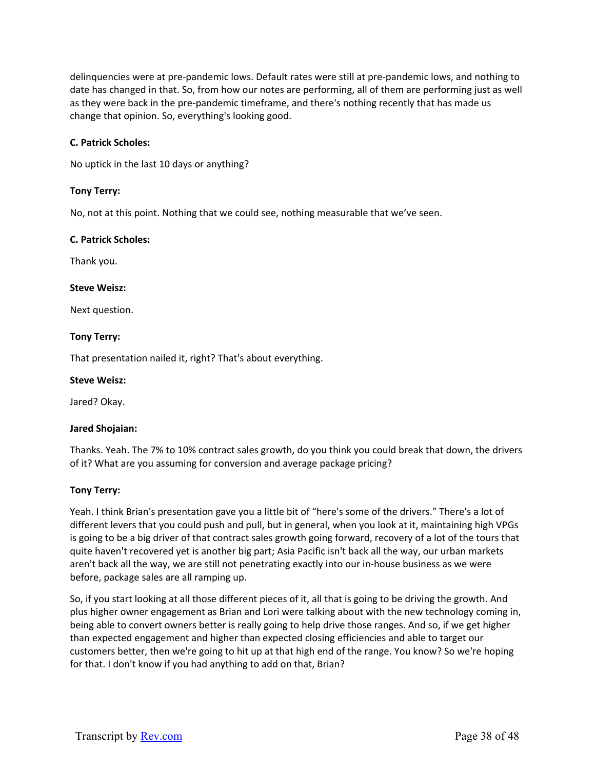delinquencies were at pre-pandemic lows. Default rates were still at pre-pandemic lows, and nothing to date has changed in that. So, from how our notes are performing, all of them are performing just as well as they were back in the pre-pandemic timeframe, and there's nothing recently that has made us change that opinion. So, everything's looking good.

**C. Patrick Scholes:**

No uptick in the last 10 days or anything?

**Tony Terry:**

No, not at this point. Nothing that we could see, nothing measurable that we've seen.

**C. Patrick Scholes:**

Thank you.

**Steve Weisz:**

Next question.

**Tony Terry:**

That presentation nailed it, right? That's about everything.

**Steve Weisz:**

Jared? Okay.

**Jared Shojaian:**

Thanks. Yeah. The 7% to 10% contract sales growth, do you think you could break that down, the drivers of it? What are you assuming for conversion and average package pricing?

**Tony Terry:**

Yeah. I think Brian's presentation gave you a little bit of "here's some of the drivers." There's a lot of different levers that you could push and pull, but in general, when you look at it, maintaining high VPGs is going to be a big driver of that contract sales growth going forward, recovery of a lot of the tours that quite haven't recovered yet is another big part; Asia Pacific isn't back all the way, our urban markets aren't back all the way, we are still not penetrating exactly into our in-house business as we were before, package sales are all ramping up.

So, if you start looking at all those different pieces of it, all that is going to be driving the growth. And plus higher owner engagement as Brian and Lori were talking about with the new technology coming in, being able to convert owners better is really going to help drive those ranges. And so, if we get higher than expected engagement and higher than expected closing efficiencies and able to target our customers better, then we're going to hit up at that high end of the range. You know? So we're hoping for that. I don't know if you had anything to add on that, Brian?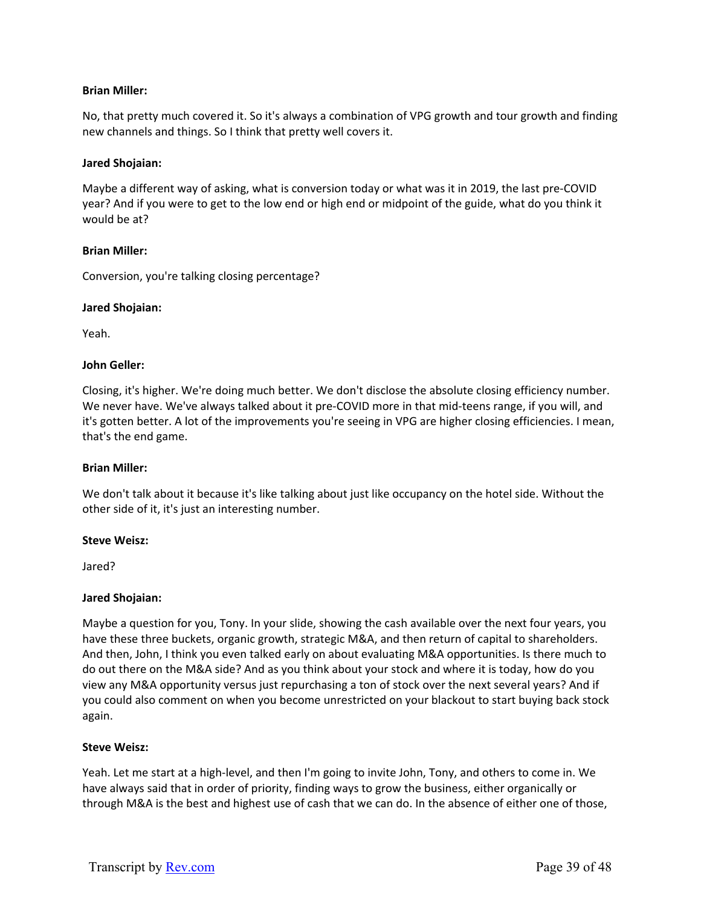**Brian Miller:**

No, that pretty much covered it. So it's always a combination of VPG growth and tour growth and finding new channels and things. So I think that pretty well covers it.

**Jared Shojaian:**

Maybe a different way of asking, what is conversion today or what was it in 2019, the last pre-COVID year? And if you were to get to the low end or high end or midpoint of the guide, what do you think it would be at?

**Brian Miller:**

Conversion, you're talking closing percentage?

**Jared Shojaian:**

Yeah.

**John Geller:**

Closing, it's higher. We're doing much better. We don't disclose the absolute closing efficiency number. We never have. We've always talked about it pre-COVID more in that mid-teens range, if you will, and it's gotten better. A lot of the improvements you're seeing in VPG are higher closing efficiencies. I mean, that's the end game.

**Brian Miller:**

We don't talk about it because it's like talking about just like occupancy on the hotel side. Without the other side of it, it's just an interesting number.

**Steve Weisz:**

Jared?

**Jared Shojaian:**

Maybe a question for you, Tony. In your slide, showing the cash available over the next four years, you have these three buckets, organic growth, strategic M&A, and then return of capital to shareholders. And then, John, I think you even talked early on about evaluating M&A opportunities. Is there much to do out there on the M&A side? And as you think about your stock and where it is today, how do you view any M&A opportunity versus just repurchasing a ton of stock over the next several years? And if you could also comment on when you become unrestricted on your blackout to start buying back stock again.

**Steve Weisz:**

Yeah. Let me start at a high-level, and then I'm going to invite John, Tony, and others to come in. We have always said that in order of priority, finding ways to grow the business, either organically or through M&A is the best and highest use of cash that we can do. In the absence of either one of those,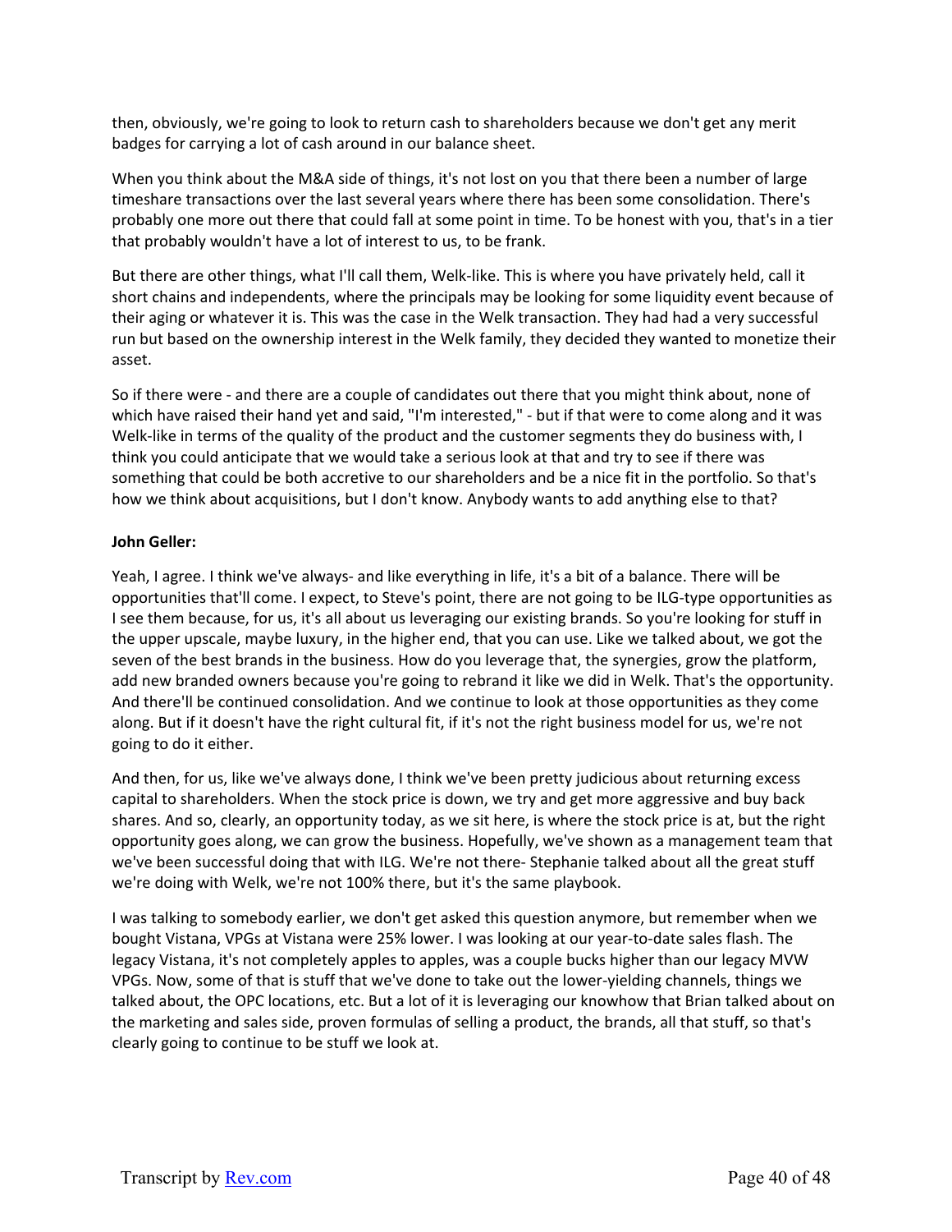then, obviously, we're going to look to return cash to shareholders because we don't get any merit badges for carrying a lot of cash around in our balance sheet.

When you think about the M&A side of things, it's not lost on you that there been a number of large timeshare transactions over the last several years where there has been some consolidation. There's probably one more out there that could fall at some point in time. To be honest with you, that's in a tier that probably wouldn't have a lot of interest to us, to be frank.

But there are other things, what I'll call them, Welk-like. This is where you have privately held, call it short chains and independents, where the principals may be looking for some liquidity event because of their aging or whatever it is. This was the case in the Welk transaction. They had had a very successful run but based on the ownership interest in the Welk family, they decided they wanted to monetize their asset.

So if there were - and there are a couple of candidates out there that you might think about, none of which have raised their hand yet and said, "I'm interested," - but if that were to come along and it was Welk-like in terms of the quality of the product and the customer segments they do business with, I think you could anticipate that we would take a serious look at that and try to see if there was something that could be both accretive to our shareholders and be a nice fit in the portfolio. So that's how we think about acquisitions, but I don't know. Anybody wants to add anything else to that?

**John Geller:**

Yeah, I agree. I think we've always- and like everything in life, it's a bit of a balance. There will be opportunities that'll come. I expect, to Steve's point, there are not going to be ILG-type opportunities as I see them because, for us, it's all about us leveraging our existing brands. So you're looking for stuff in the upper upscale, maybe luxury, in the higher end, that you can use. Like we talked about, we got the seven of the best brands in the business. How do you leverage that, the synergies, grow the platform, add new branded owners because you're going to rebrand it like we did in Welk. That's the opportunity. And there'll be continued consolidation. And we continue to look at those opportunities as they come along. But if it doesn't have the right cultural fit, if it's not the right business model for us, we're not going to do it either.

And then, for us, like we've always done, I think we've been pretty judicious about returning excess capital to shareholders. When the stock price is down, we try and get more aggressive and buy back shares. And so, clearly, an opportunity today, as we sit here, is where the stock price is at, but the right opportunity goes along, we can grow the business. Hopefully, we've shown as a management team that we've been successful doing that with ILG. We're not there- Stephanie talked about all the great stuff we're doing with Welk, we're not 100% there, but it's the same playbook.

I was talking to somebody earlier, we don't get asked this question anymore, but remember when we bought Vistana, VPGs at Vistana were 25% lower. I was looking at our year-to-date sales flash. The legacy Vistana, it's not completely apples to apples, was a couple bucks higher than our legacy MVW VPGs. Now, some of that is stuff that we've done to take out the lower-yielding channels, things we talked about, the OPC locations, etc. But a lot of it is leveraging our knowhow that Brian talked about on the marketing and sales side, proven formulas of selling a product, the brands, all that stuff, so that's clearly going to continue to be stuff we look at.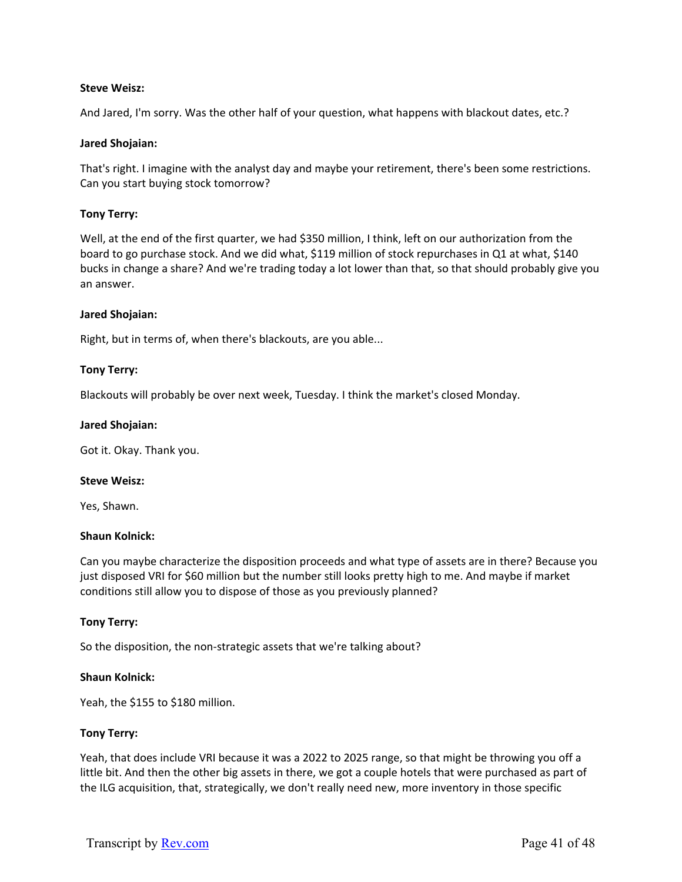**Steve Weisz:**

And Jared, I'm sorry. Was the other half of your question, what happens with blackout dates, etc.?

**Jared Shojaian:**

That's right. I imagine with the analyst day and maybe your retirement, there's been some restrictions. Can you start buying stock tomorrow?

**Tony Terry:**

Well, at the end of the first quarter, we had $350 million, I think, left on our authorization from the board to go purchase stock. And we did what, $119 million of stock repurchases in Q1 at what, $140 bucks in change a share? And we're trading today a lot lower than that, so that should probably give you an answer.

**Jared Shojaian:**

Right, but in terms of, when there's blackouts, are you able...

**Tony Terry:**

Blackouts will probably be over next week, Tuesday. I think the market's closed Monday.

**Jared Shojaian:**

Got it. Okay. Thank you.

**Steve Weisz:**

Yes, Shawn.

**Shaun Kolnick:**

Can you maybe characterize the disposition proceeds and what type of assets are in there? Because you just disposed VRI for $60 million but the number still looks pretty high to me. And maybe if market conditions still allow you to dispose of those as you previously planned?

**Tony Terry:**

So the disposition, the non-strategic assets that we're talking about?

**Shaun Kolnick:**

Yeah, the $155 to $180 million.

**Tony Terry:**

Yeah, that does include VRI because it was a 2022 to 2025 range, so that might be throwing you off a little bit. And then the other big assets in there, we got a couple hotels that were purchased as part of the ILG acquisition, that, strategically, we don't really need new, more inventory in those specific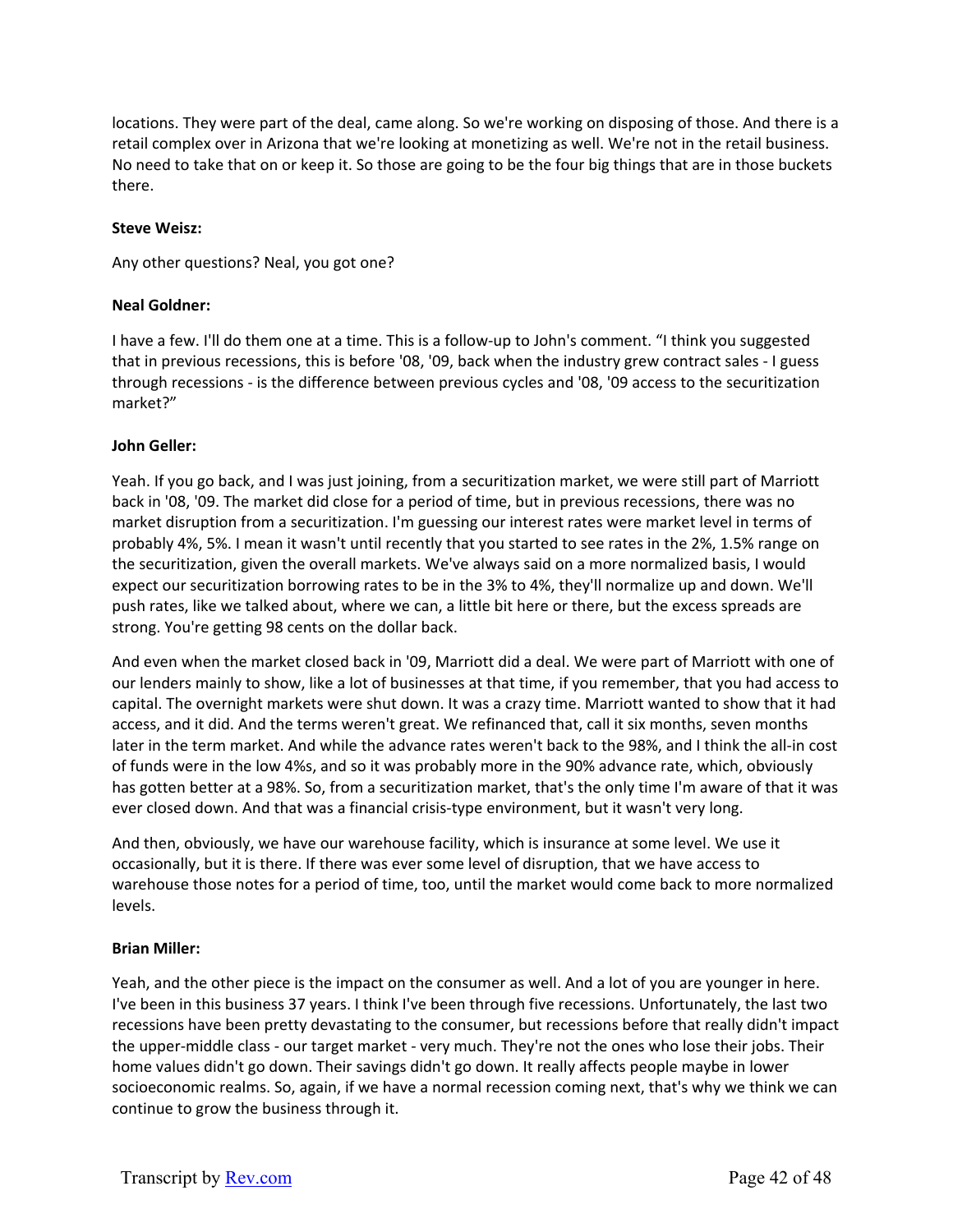locations. They were part of the deal, came along. So we're working on disposing of those. And there is a retail complex over in Arizona that we're looking at monetizing as well. We're not in the retail business. No need to take that on or keep it. So those are going to be the four big things that are in those buckets there.

**Steve Weisz:**

Any other questions? Neal, you got one?

**Neal Goldner:**

I have a few. I'll do them one at a time. This is a follow-up to John's comment. "I think you suggested that in previous recessions, this is before '08, '09, back when the industry grew contract sales - I guess through recessions - is the difference between previous cycles and '08, '09 access to the securitization market?"

**John Geller:**

Yeah. If you go back, and I was just joining, from a securitization market, we were still part of Marriott back in '08, '09. The market did close for a period of time, but in previous recessions, there was no market disruption from a securitization. I'm guessing our interest rates were market level in terms of probably 4%, 5%. I mean it wasn't until recently that you started to see rates in the 2%, 1.5% range on the securitization, given the overall markets. We've always said on a more normalized basis, I would expect our securitization borrowing rates to be in the 3% to 4%, they'll normalize up and down. We'll push rates, like we talked about, where we can, a little bit here or there, but the excess spreads are strong. You're getting 98 cents on the dollar back.

And even when the market closed back in '09, Marriott did a deal. We were part of Marriott with one of our lenders mainly to show, like a lot of businesses at that time, if you remember, that you had access to capital. The overnight markets were shut down. It was a crazy time. Marriott wanted to show that it had access, and it did. And the terms weren't great. We refinanced that, call it six months, seven months later in the term market. And while the advance rates weren't back to the 98%, and I think the all-in cost of funds were in the low 4%s, and so it was probably more in the 90% advance rate, which, obviously has gotten better at a 98%. So, from a securitization market, that's the only time I'm aware of that it was ever closed down. And that was a financial crisis-type environment, but it wasn't very long.

And then, obviously, we have our warehouse facility, which is insurance at some level. We use it occasionally, but it is there. If there was ever some level of disruption, that we have access to warehouse those notes for a period of time, too, until the market would come back to more normalized levels.

**Brian Miller:**

Yeah, and the other piece is the impact on the consumer as well. And a lot of you are younger in here. I've been in this business 37 years. I think I've been through five recessions. Unfortunately, the last two recessions have been pretty devastating to the consumer, but recessions before that really didn't impact the upper-middle class - our target market - very much. They're not the ones who lose their jobs. Their home values didn't go down. Their savings didn't go down. It really affects people maybe in lower socioeconomic realms. So, again, if we have a normal recession coming next, that's why we think we can continue to grow the business through it.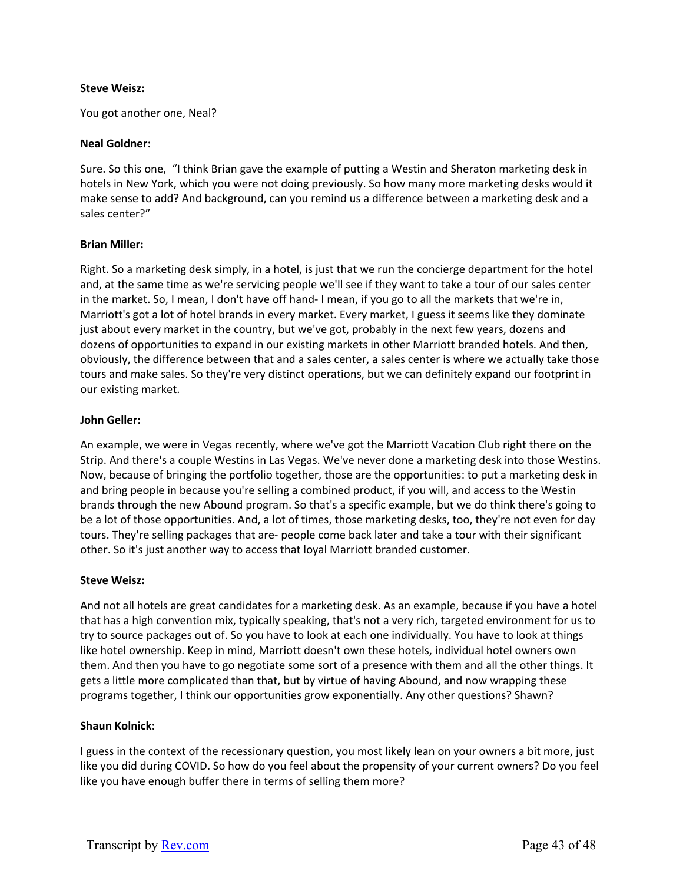**Steve Weisz:**

You got another one, Neal?

**Neal Goldner:**

Sure. So this one, "I think Brian gave the example of putting a Westin and Sheraton marketing desk in hotels in New York, which you were not doing previously. So how many more marketing desks would it make sense to add? And background, can you remind us a difference between a marketing desk and a sales center?"

**Brian Miller:**

Right. So a marketing desk simply, in a hotel, is just that we run the concierge department for the hotel and, at the same time as we're servicing people we'll see if they want to take a tour of our sales center in the market. So, I mean, I don't have off hand- I mean, if you go to all the markets that we're in, Marriott's got a lot of hotel brands in every market. Every market, I guess it seems like they dominate just about every market in the country, but we've got, probably in the next few years, dozens and dozens of opportunities to expand in our existing markets in other Marriott branded hotels. And then, obviously, the difference between that and a sales center, a sales center is where we actually take those tours and make sales. So they're very distinct operations, but we can definitely expand our footprint in our existing market.

**John Geller:**

An example, we were in Vegas recently, where we've got the Marriott Vacation Club right there on the Strip. And there's a couple Westins in Las Vegas. We've never done a marketing desk into those Westins. Now, because of bringing the portfolio together, those are the opportunities: to put a marketing desk in and bring people in because you're selling a combined product, if you will, and access to the Westin brands through the new Abound program. So that's a specific example, but we do think there's going to be a lot of those opportunities. And, a lot of times, those marketing desks, too, they're not even for day tours. They're selling packages that are- people come back later and take a tour with their significant other. So it's just another way to access that loyal Marriott branded customer.

**Steve Weisz:**

And not all hotels are great candidates for a marketing desk. As an example, because if you have a hotel that has a high convention mix, typically speaking, that's not a very rich, targeted environment for us to try to source packages out of. So you have to look at each one individually. You have to look at things like hotel ownership. Keep in mind, Marriott doesn't own these hotels, individual hotel owners own them. And then you have to go negotiate some sort of a presence with them and all the other things. It gets a little more complicated than that, but by virtue of having Abound, and now wrapping these programs together, I think our opportunities grow exponentially. Any other questions? Shawn?

**Shaun Kolnick:**

I guess in the context of the recessionary question, you most likely lean on your owners a bit more, just like you did during COVID. So how do you feel about the propensity of your current owners? Do you feel like you have enough buffer there in terms of selling them more?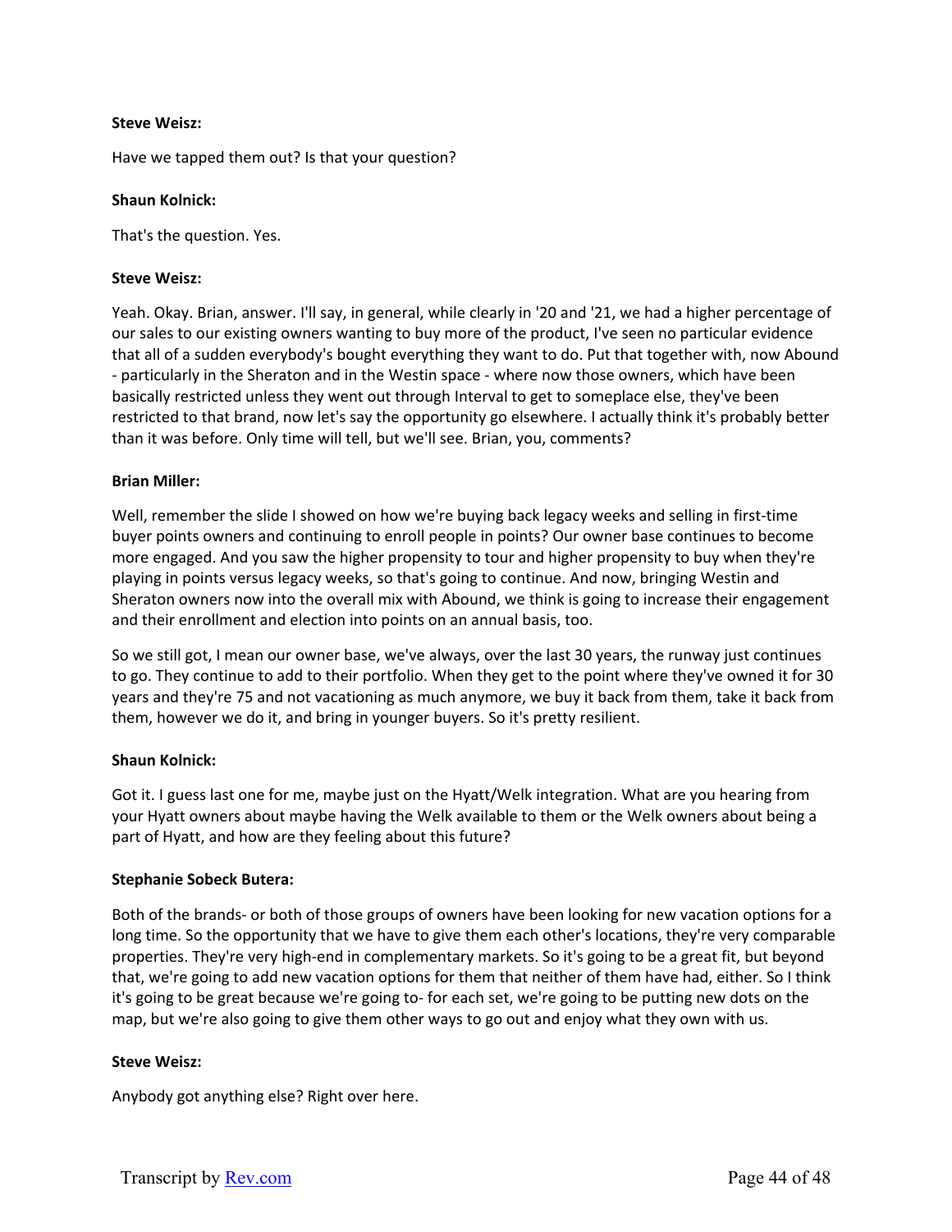**Steve Weisz:**

Have we tapped them out? Is that your question?

**Shaun Kolnick:**

That's the question. Yes.

**Steve Weisz:**

Yeah. Okay. Brian, answer. I'll say, in general, while clearly in '20 and '21, we had a higher percentage of our sales to our existing owners wanting to buy more of the product, I've seen no particular evidence that all of a sudden everybody's bought everything they want to do. Put that together with, now Abound - particularly in the Sheraton and in the Westin space - where now those owners, which have been basically restricted unless they went out through Interval to get to someplace else, they've been restricted to that brand, now let's say the opportunity go elsewhere. I actually think it's probably better than it was before. Only time will tell, but we'll see. Brian, you, comments?

**Brian Miller:**

Well, remember the slide I showed on how we're buying back legacy weeks and selling in first-time buyer points owners and continuing to enroll people in points? Our owner base continues to become more engaged. And you saw the higher propensity to tour and higher propensity to buy when they're playing in points versus legacy weeks, so that's going to continue. And now, bringing Westin and Sheraton owners now into the overall mix with Abound, we think is going to increase their engagement and their enrollment and election into points on an annual basis, too.

So we still got, I mean our owner base, we've always, over the last 30 years, the runway just continues to go. They continue to add to their portfolio. When they get to the point where they've owned it for 30 years and they're 75 and not vacationing as much anymore, we buy it back from them, take it back from them, however we do it, and bring in younger buyers. So it's pretty resilient.

**Shaun Kolnick:**

Got it. I guess last one for me, maybe just on the Hyatt/Welk integration. What are you hearing from your Hyatt owners about maybe having the Welk available to them or the Welk owners about being a part of Hyatt, and how are they feeling about this future?

**Stephanie Sobeck Butera:**

Both of the brands- or both of those groups of owners have been looking for new vacation options for a long time. So the opportunity that we have to give them each other's locations, they're very comparable properties. They're very high-end in complementary markets. So it's going to be a great fit, but beyond that, we're going to add new vacation options for them that neither of them have had, either. So I think it's going to be great because we're going to- for each set, we're going to be putting new dots on the map, but we're also going to give them other ways to go out and enjoy what they own with us.

**Steve Weisz:**

Anybody got anything else? Right over here.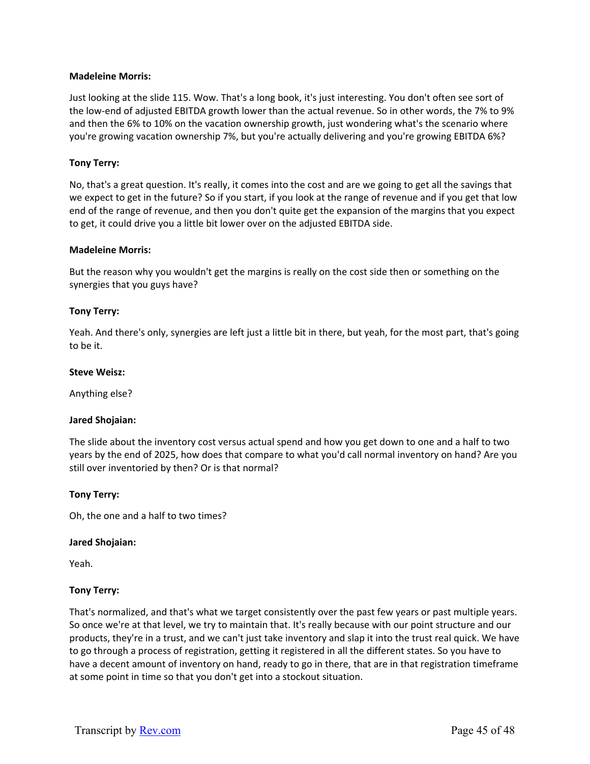**Madeleine Morris:**

Just looking at the slide 115. Wow. That's a long book, it's just interesting. You don't often see sort of the low-end of adjusted EBITDA growth lower than the actual revenue. So in other words, the 7% to 9% and then the 6% to 10% on the vacation ownership growth, just wondering what's the scenario where you're growing vacation ownership 7%, but you're actually delivering and you're growing EBITDA 6%?

**Tony Terry:**

No, that's a great question. It's really, it comes into the cost and are we going to get all the savings that we expect to get in the future? So if you start, if you look at the range of revenue and if you get that low end of the range of revenue, and then you don't quite get the expansion of the margins that you expect to get, it could drive you a little bit lower over on the adjusted EBITDA side.

**Madeleine Morris:**

But the reason why you wouldn't get the margins is really on the cost side then or something on the synergies that you guys have?

**Tony Terry:**

Yeah. And there's only, synergies are left just a little bit in there, but yeah, for the most part, that's going to be it.

**Steve Weisz:**

Anything else?

**Jared Shojaian:**

The slide about the inventory cost versus actual spend and how you get down to one and a half to two years by the end of 2025, how does that compare to what you'd call normal inventory on hand? Are you still over inventoried by then? Or is that normal?

**Tony Terry:**

Oh, the one and a half to two times?

**Jared Shojaian:**

Yeah.

**Tony Terry:**

That's normalized, and that's what we target consistently over the past few years or past multiple years. So once we're at that level, we try to maintain that. It's really because with our point structure and our products, they're in a trust, and we can't just take inventory and slap it into the trust real quick. We have to go through a process of registration, getting it registered in all the different states. So you have to have a decent amount of inventory on hand, ready to go in there, that are in that registration timeframe at some point in time so that you don't get into a stockout situation.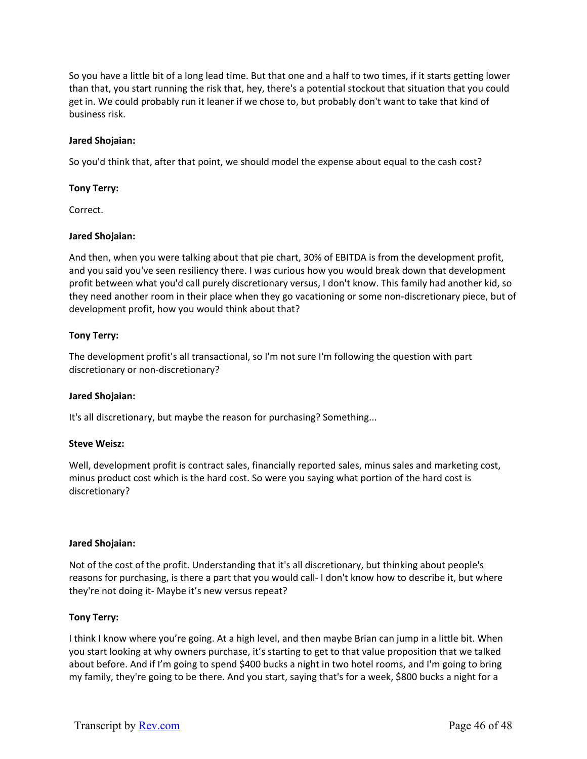So you have a little bit of a long lead time. But that one and a half to two times, if it starts getting lower than that, you start running the risk that, hey, there's a potential stockout that situation that you could get in. We could probably run it leaner if we chose to, but probably don't want to take that kind of business risk.

**Jared Shojaian:**

So you'd think that, after that point, we should model the expense about equal to the cash cost?

**Tony Terry:**

Correct.

**Jared Shojaian:**

And then, when you were talking about that pie chart, 30% of EBITDA is from the development profit, and you said you've seen resiliency there. I was curious how you would break down that development profit between what you'd call purely discretionary versus, I don't know. This family had another kid, so they need another room in their place when they go vacationing or some non-discretionary piece, but of development profit, how you would think about that?

**Tony Terry:**

The development profit's all transactional, so I'm not sure I'm following the question with part discretionary or non-discretionary?

**Jared Shojaian:**

It's all discretionary, but maybe the reason for purchasing? Something...

**Steve Weisz:**

Well, development profit is contract sales, financially reported sales, minus sales and marketing cost, minus product cost which is the hard cost. So were you saying what portion of the hard cost is discretionary?

**Jared Shojaian:**

Not of the cost of the profit. Understanding that it's all discretionary, but thinking about people's reasons for purchasing, is there a part that you would call- I don't know how to describe it, but where they're not doing it- Maybe it's new versus repeat?

**Tony Terry:**

I think I know where you're going. At a high level, and then maybe Brian can jump in a little bit. When you start looking at why owners purchase, it's starting to get to that value proposition that we talked about before. And if I'm going to spend $400 bucks a night in two hotel rooms, and I'm going to bring my family, they're going to be there. And you start, saying that's for a week, $800 bucks a night for a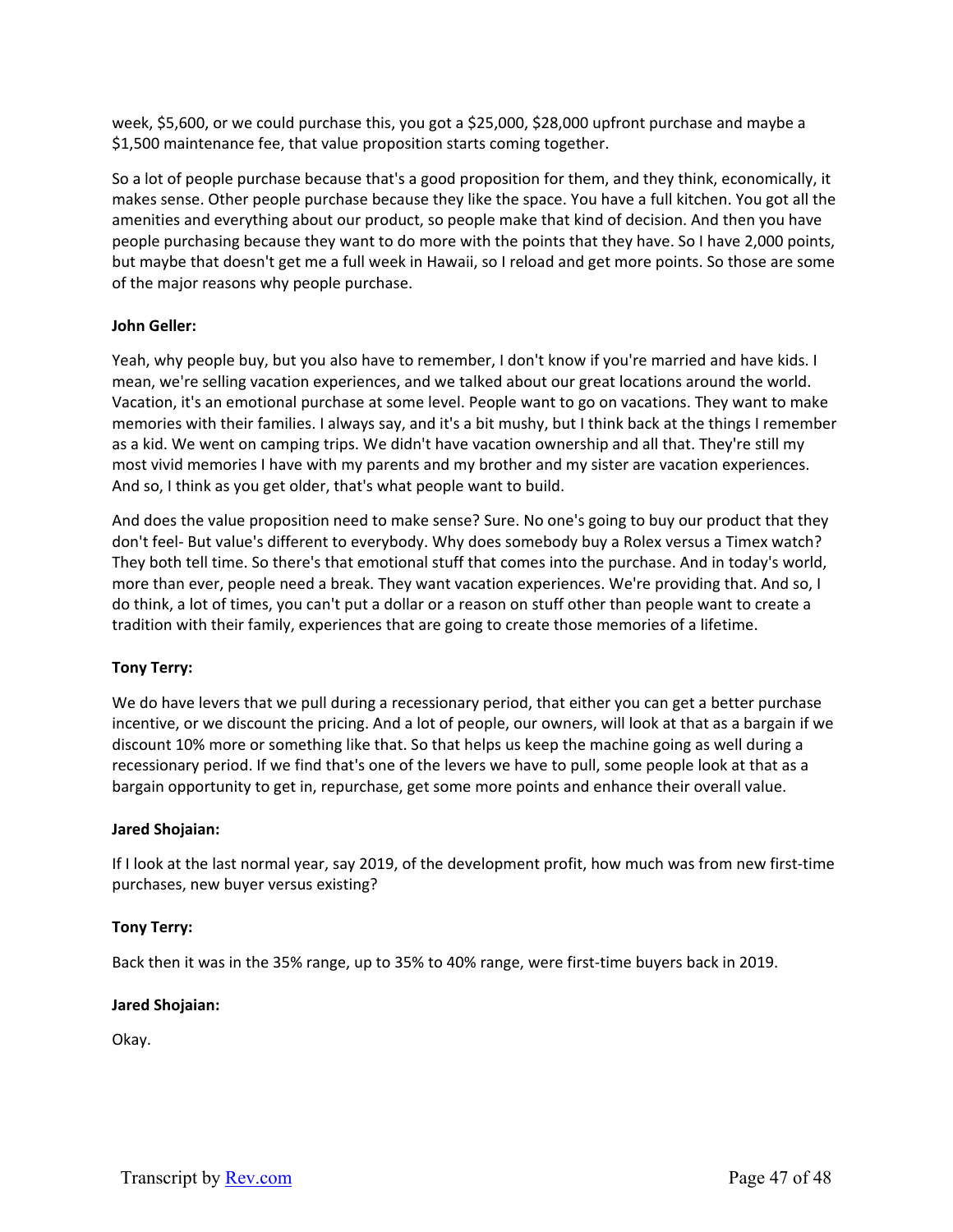week, $5,600, or we could purchase this, you got a $25,000, $28,000 upfront purchase and maybe a $1,500 maintenance fee, that value proposition starts coming together.

So a lot of people purchase because that's a good proposition for them, and they think, economically, it makes sense. Other people purchase because they like the space. You have a full kitchen. You got all the amenities and everything about our product, so people make that kind of decision. And then you have people purchasing because they want to do more with the points that they have. So I have 2,000 points, but maybe that doesn't get me a full week in Hawaii, so I reload and get more points. So those are some of the major reasons why people purchase.

**John Geller:**

Yeah, why people buy, but you also have to remember, I don't know if you're married and have kids. I mean, we're selling vacation experiences, and we talked about our great locations around the world. Vacation, it's an emotional purchase at some level. People want to go on vacations. They want to make memories with their families. I always say, and it's a bit mushy, but I think back at the things I remember as a kid. We went on camping trips. We didn't have vacation ownership and all that. They're still my most vivid memories I have with my parents and my brother and my sister are vacation experiences. And so, I think as you get older, that's what people want to build.

And does the value proposition need to make sense? Sure. No one's going to buy our product that they don't feel- But value's different to everybody. Why does somebody buy a Rolex versus a Timex watch? They both tell time. So there's that emotional stuff that comes into the purchase. And in today's world, more than ever, people need a break. They want vacation experiences. We're providing that. And so, I do think, a lot of times, you can't put a dollar or a reason on stuff other than people want to create a tradition with their family, experiences that are going to create those memories of a lifetime.

**Tony Terry:**

We do have levers that we pull during a recessionary period, that either you can get a better purchase incentive, or we discount the pricing. And a lot of people, our owners, will look at that as a bargain if we discount 10% more or something like that. So that helps us keep the machine going as well during a recessionary period. If we find that's one of the levers we have to pull, some people look at that as a bargain opportunity to get in, repurchase, get some more points and enhance their overall value.

**Jared Shojaian:**

If I look at the last normal year, say 2019, of the development profit, how much was from new first-time purchases, new buyer versus existing?

**Tony Terry:**

Back then it was in the 35% range, up to 35% to 40% range, were first-time buyers back in 2019.

**Jared Shojaian:**

Okay.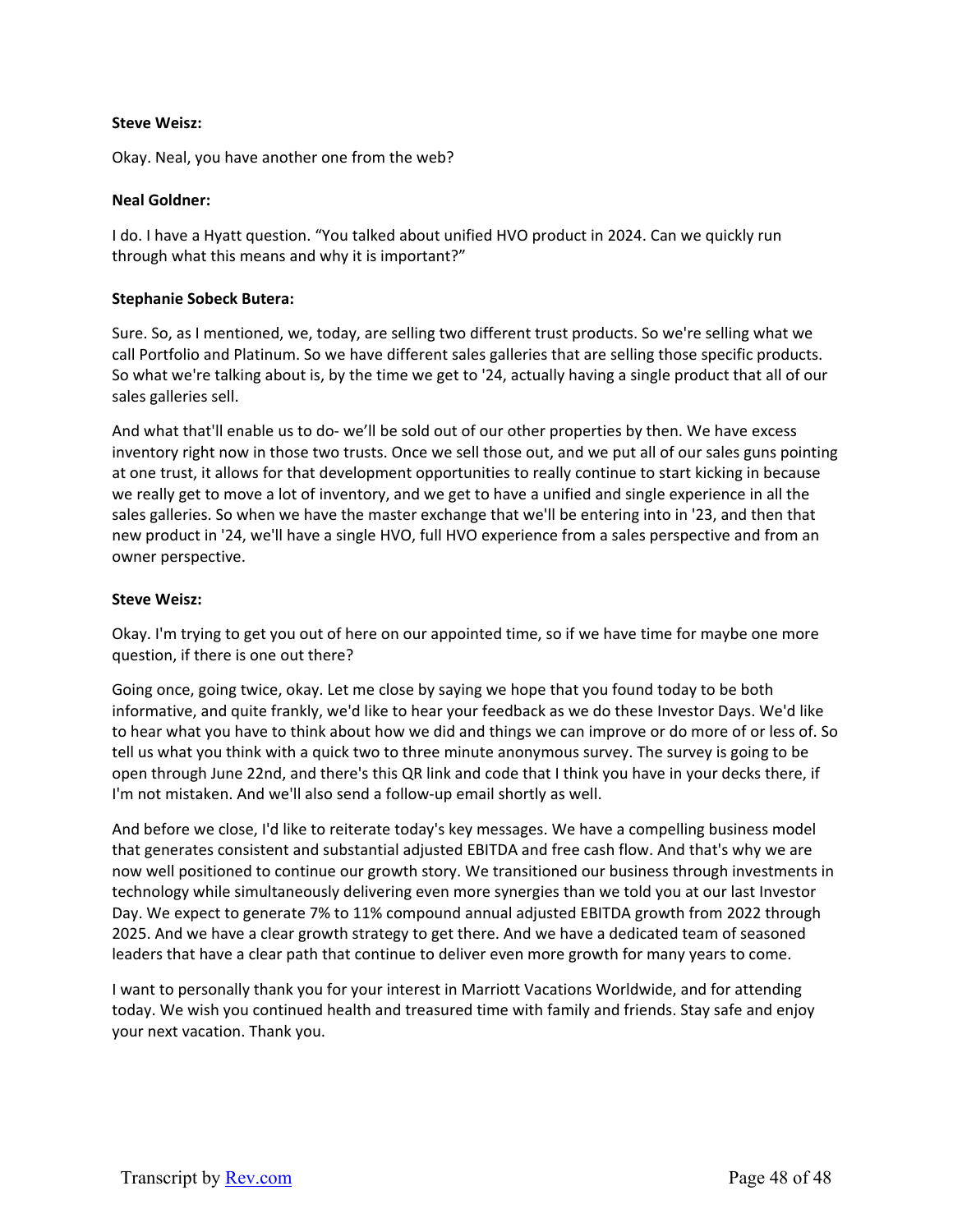**Steve Weisz:**

Okay. Neal, you have another one from the web?

**Neal Goldner:**

I do. I have a Hyatt question. "You talked about unified HVO product in 2024. Can we quickly run through what this means and why it is important?"

**Stephanie Sobeck Butera:**

Sure. So, as I mentioned, we, today, are selling two different trust products. So we're selling what we call Portfolio and Platinum. So we have different sales galleries that are selling those specific products. So what we're talking about is, by the time we get to '24, actually having a single product that all of our sales galleries sell.

And what that'll enable us to do- we'll be sold out of our other properties by then. We have excess inventory right now in those two trusts. Once we sell those out, and we put all of our sales guns pointing at one trust, it allows for that development opportunities to really continue to start kicking in because we really get to move a lot of inventory, and we get to have a unified and single experience in all the sales galleries. So when we have the master exchange that we'll be entering into in '23, and then that new product in '24, we'll have a single HVO, full HVO experience from a sales perspective and from an owner perspective.

**Steve Weisz:**

Okay. I'm trying to get you out of here on our appointed time, so if we have time for maybe one more question, if there is one out there?

Going once, going twice, okay. Let me close by saying we hope that you found today to be both informative, and quite frankly, we'd like to hear your feedback as we do these Investor Days. We'd like to hear what you have to think about how we did and things we can improve or do more of or less of. So tell us what you think with a quick two to three minute anonymous survey. The survey is going to be open through June 22nd, and there's this QR link and code that I think you have in your decks there, if I'm not mistaken. And we'll also send a follow-up email shortly as well.

And before we close, I'd like to reiterate today's key messages. We have a compelling business model that generates consistent and substantial adjusted EBITDA and free cash flow. And that's why we are now well positioned to continue our growth story. We transitioned our business through investments in technology while simultaneously delivering even more synergies than we told you at our last Investor Day. We expect to generate 7% to 11% compound annual adjusted EBITDA growth from 2022 through 2025. And we have a clear growth strategy to get there. And we have a dedicated team of seasoned leaders that have a clear path that continue to deliver even more growth for many years to come.

I want to personally thank you for your interest in Marriott Vacations Worldwide, and for attending today. We wish you continued health and treasured time with family and friends. Stay safe and enjoy your next vacation. Thank you.

Transcript by [Rev.com](https://www.rev.com)